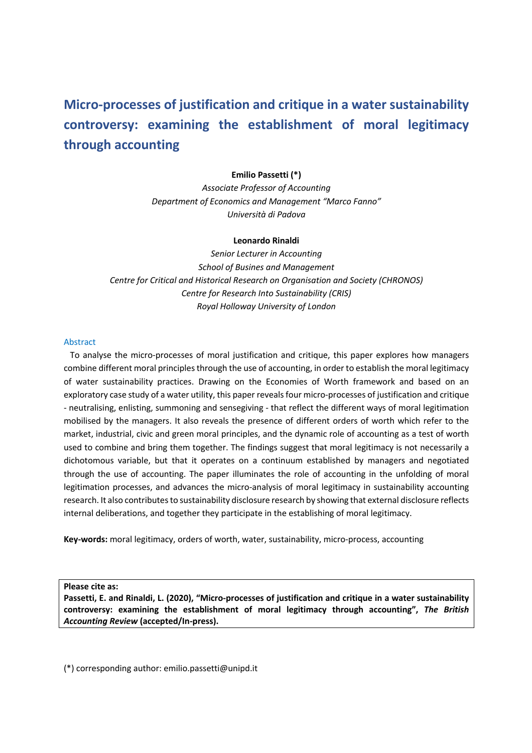# Micro-processes of justification and critique in a water sustainability controversy: examining the establishment of moral legitimacy through accounting

**Emilio Passetti (*)**

*Associate Professor of Accounting*
*Department of Economics and Management "Marco Fanno"*
*Università di Padova*

**Leonardo Rinaldi**

*Senior Lecturer in Accounting*
*School of Busines and Management*
*Centre for Critical and Historical Research on Organisation and Society (CHRONOS)*
*Centre for Research Into Sustainability (CRIS)*
*Royal Holloway University of London*

## Abstract

To analyse the micro-processes of moral justification and critique, this paper explores how managers combine different moral principles through the use of accounting, in order to establish the moral legitimacy of water sustainability practices. Drawing on the Economies of Worth framework and based on an exploratory case study of a water utility, this paper reveals four micro-processes of justification and critique - neutralising, enlisting, summoning and sensegiving - that reflect the different ways of moral legitimation mobilised by the managers. It also reveals the presence of different orders of worth which refer to the market, industrial, civic and green moral principles, and the dynamic role of accounting as a test of worth used to combine and bring them together. The findings suggest that moral legitimacy is not necessarily a dichotomous variable, but that it operates on a continuum established by managers and negotiated through the use of accounting. The paper illuminates the role of accounting in the unfolding of moral legitimation processes, and advances the micro-analysis of moral legitimacy in sustainability accounting research. It also contributes to sustainability disclosure research by showing that external disclosure reflects internal deliberations, and together they participate in the establishing of moral legitimacy.

**Key-words:** moral legitimacy, orders of worth, water, sustainability, micro-process, accounting

**Please cite as:**
**Passetti, E. and Rinaldi, L. (2020), "Micro-processes of justification and critique in a water sustainability controversy: examining the establishment of moral legitimacy through accounting", *The British Accounting Review* (accepted/In-press).**

(*) corresponding author: emilio.passetti@unipd.it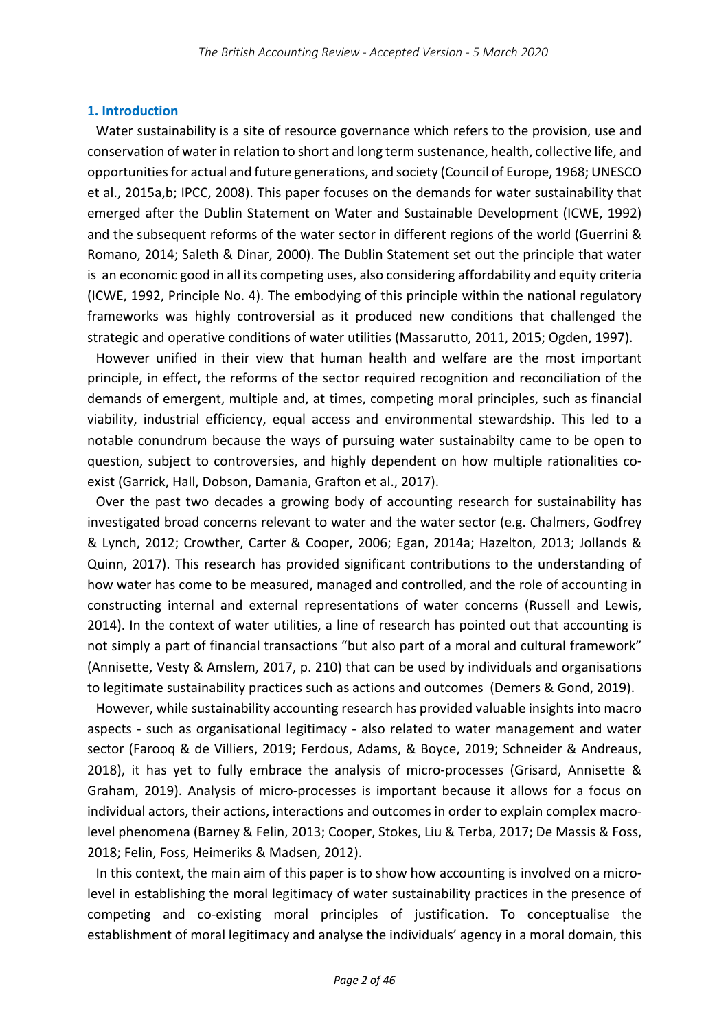## 1. Introduction

Water sustainability is a site of resource governance which refers to the provision, use and conservation of water in relation to short and long term sustenance, health, collective life, and opportunities for actual and future generations, and society (Council of Europe, 1968; UNESCO et al., 2015a,b; IPCC, 2008). This paper focuses on the demands for water sustainability that emerged after the Dublin Statement on Water and Sustainable Development (ICWE, 1992) and the subsequent reforms of the water sector in different regions of the world (Guerrini & Romano, 2014; Saleth & Dinar, 2000). The Dublin Statement set out the principle that water is an economic good in all its competing uses, also considering affordability and equity criteria (ICWE, 1992, Principle No. 4). The embodying of this principle within the national regulatory frameworks was highly controversial as it produced new conditions that challenged the strategic and operative conditions of water utilities (Massarutto, 2011, 2015; Ogden, 1997).

However unified in their view that human health and welfare are the most important principle, in effect, the reforms of the sector required recognition and reconciliation of the demands of emergent, multiple and, at times, competing moral principles, such as financial viability, industrial efficiency, equal access and environmental stewardship. This led to a notable conundrum because the ways of pursuing water sustainabilty came to be open to question, subject to controversies, and highly dependent on how multiple rationalities co-exist (Garrick, Hall, Dobson, Damania, Grafton et al., 2017).

Over the past two decades a growing body of accounting research for sustainability has investigated broad concerns relevant to water and the water sector (e.g. Chalmers, Godfrey & Lynch, 2012; Crowther, Carter & Cooper, 2006; Egan, 2014a; Hazelton, 2013; Jollands & Quinn, 2017). This research has provided significant contributions to the understanding of how water has come to be measured, managed and controlled, and the role of accounting in constructing internal and external representations of water concerns (Russell and Lewis, 2014). In the context of water utilities, a line of research has pointed out that accounting is not simply a part of financial transactions "but also part of a moral and cultural framework" (Annisette, Vesty & Amslem, 2017, p. 210) that can be used by individuals and organisations to legitimate sustainability practices such as actions and outcomes (Demers & Gond, 2019).

However, while sustainability accounting research has provided valuable insights into macro aspects - such as organisational legitimacy - also related to water management and water sector (Farooq & de Villiers, 2019; Ferdous, Adams, & Boyce, 2019; Schneider & Andreaus, 2018), it has yet to fully embrace the analysis of micro-processes (Grisard, Annisette & Graham, 2019). Analysis of micro-processes is important because it allows for a focus on individual actors, their actions, interactions and outcomes in order to explain complex macro-level phenomena (Barney & Felin, 2013; Cooper, Stokes, Liu & Terba, 2017; De Massis & Foss, 2018; Felin, Foss, Heimeriks & Madsen, 2012).

In this context, the main aim of this paper is to show how accounting is involved on a micro-level in establishing the moral legitimacy of water sustainability practices in the presence of competing and co-existing moral principles of justification. To conceptualise the establishment of moral legitimacy and analyse the individuals' agency in a moral domain, this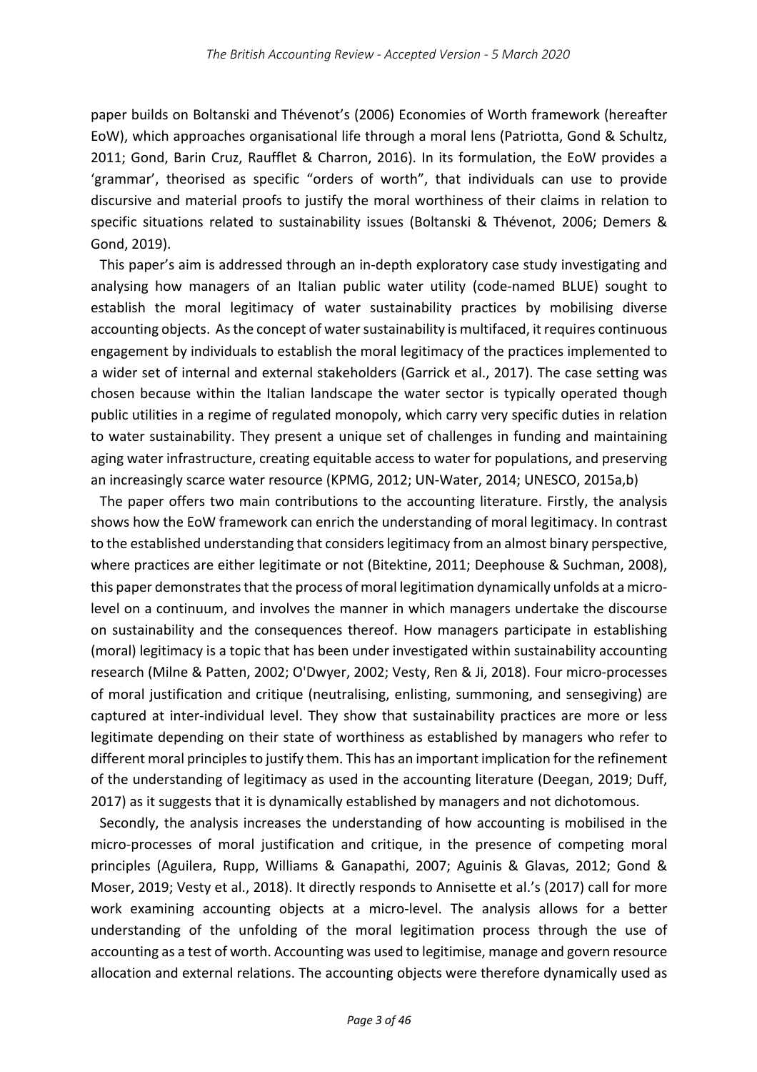paper builds on Boltanski and Thévenot's (2006) Economies of Worth framework (hereafter EoW), which approaches organisational life through a moral lens (Patriotta, Gond & Schultz, 2011; Gond, Barin Cruz, Raufflet & Charron, 2016). In its formulation, the EoW provides a 'grammar', theorised as specific "orders of worth", that individuals can use to provide discursive and material proofs to justify the moral worthiness of their claims in relation to specific situations related to sustainability issues (Boltanski & Thévenot, 2006; Demers & Gond, 2019).

This paper's aim is addressed through an in-depth exploratory case study investigating and analysing how managers of an Italian public water utility (code-named BLUE) sought to establish the moral legitimacy of water sustainability practices by mobilising diverse accounting objects. As the concept of water sustainability is multifaced, it requires continuous engagement by individuals to establish the moral legitimacy of the practices implemented to a wider set of internal and external stakeholders (Garrick et al., 2017). The case setting was chosen because within the Italian landscape the water sector is typically operated though public utilities in a regime of regulated monopoly, which carry very specific duties in relation to water sustainability. They present a unique set of challenges in funding and maintaining aging water infrastructure, creating equitable access to water for populations, and preserving an increasingly scarce water resource (KPMG, 2012; UN-Water, 2014; UNESCO, 2015a,b)

The paper offers two main contributions to the accounting literature. Firstly, the analysis shows how the EoW framework can enrich the understanding of moral legitimacy. In contrast to the established understanding that considers legitimacy from an almost binary perspective, where practices are either legitimate or not (Bitektine, 2011; Deephouse & Suchman, 2008), this paper demonstrates that the process of moral legitimation dynamically unfolds at a micro-level on a continuum, and involves the manner in which managers undertake the discourse on sustainability and the consequences thereof. How managers participate in establishing (moral) legitimacy is a topic that has been under investigated within sustainability accounting research (Milne & Patten, 2002; O'Dwyer, 2002; Vesty, Ren & Ji, 2018). Four micro-processes of moral justification and critique (neutralising, enlisting, summoning, and sensegiving) are captured at inter-individual level. They show that sustainability practices are more or less legitimate depending on their state of worthiness as established by managers who refer to different moral principles to justify them. This has an important implication for the refinement of the understanding of legitimacy as used in the accounting literature (Deegan, 2019; Duff, 2017) as it suggests that it is dynamically established by managers and not dichotomous.

Secondly, the analysis increases the understanding of how accounting is mobilised in the micro-processes of moral justification and critique, in the presence of competing moral principles (Aguilera, Rupp, Williams & Ganapathi, 2007; Aguinis & Glavas, 2012; Gond & Moser, 2019; Vesty et al., 2018). It directly responds to Annisette et al.'s (2017) call for more work examining accounting objects at a micro-level. The analysis allows for a better understanding of the unfolding of the moral legitimation process through the use of accounting as a test of worth. Accounting was used to legitimise, manage and govern resource allocation and external relations. The accounting objects were therefore dynamically used as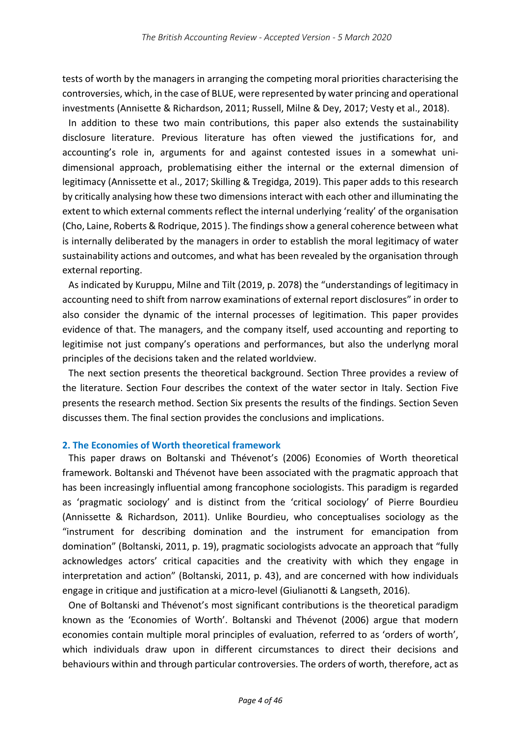tests of worth by the managers in arranging the competing moral priorities characterising the controversies, which, in the case of BLUE, were represented by water princing and operational investments (Annisette & Richardson, 2011; Russell, Milne & Dey, 2017; Vesty et al., 2018).

In addition to these two main contributions, this paper also extends the sustainability disclosure literature. Previous literature has often viewed the justifications for, and accounting's role in, arguments for and against contested issues in a somewhat uni-dimensional approach, problematising either the internal or the external dimension of legitimacy (Annissette et al., 2017; Skilling & Tregidga, 2019). This paper adds to this research by critically analysing how these two dimensions interact with each other and illuminating the extent to which external comments reflect the internal underlying 'reality' of the organisation (Cho, Laine, Roberts & Rodrique, 2015 ). The findings show a general coherence between what is internally deliberated by the managers in order to establish the moral legitimacy of water sustainability actions and outcomes, and what has been revealed by the organisation through external reporting.

As indicated by Kuruppu, Milne and Tilt (2019, p. 2078) the "understandings of legitimacy in accounting need to shift from narrow examinations of external report disclosures" in order to also consider the dynamic of the internal processes of legitimation. This paper provides evidence of that. The managers, and the company itself, used accounting and reporting to legitimise not just company's operations and performances, but also the underlyng moral principles of the decisions taken and the related worldview.

The next section presents the theoretical background. Section Three provides a review of the literature. Section Four describes the context of the water sector in Italy. Section Five presents the research method. Section Six presents the results of the findings. Section Seven discusses them. The final section provides the conclusions and implications.

## 2. The Economies of Worth theoretical framework

This paper draws on Boltanski and Thévenot's (2006) Economies of Worth theoretical framework. Boltanski and Thévenot have been associated with the pragmatic approach that has been increasingly influential among francophone sociologists. This paradigm is regarded as 'pragmatic sociology' and is distinct from the 'critical sociology' of Pierre Bourdieu (Annissette & Richardson, 2011). Unlike Bourdieu, who conceptualises sociology as the "instrument for describing domination and the instrument for emancipation from domination" (Boltanski, 2011, p. 19), pragmatic sociologists advocate an approach that "fully acknowledges actors' critical capacities and the creativity with which they engage in interpretation and action" (Boltanski, 2011, p. 43), and are concerned with how individuals engage in critique and justification at a micro-level (Giulianotti & Langseth, 2016).

One of Boltanski and Thévenot's most significant contributions is the theoretical paradigm known as the 'Economies of Worth'. Boltanski and Thévenot (2006) argue that modern economies contain multiple moral principles of evaluation, referred to as 'orders of worth', which individuals draw upon in different circumstances to direct their decisions and behaviours within and through particular controversies. The orders of worth, therefore, act as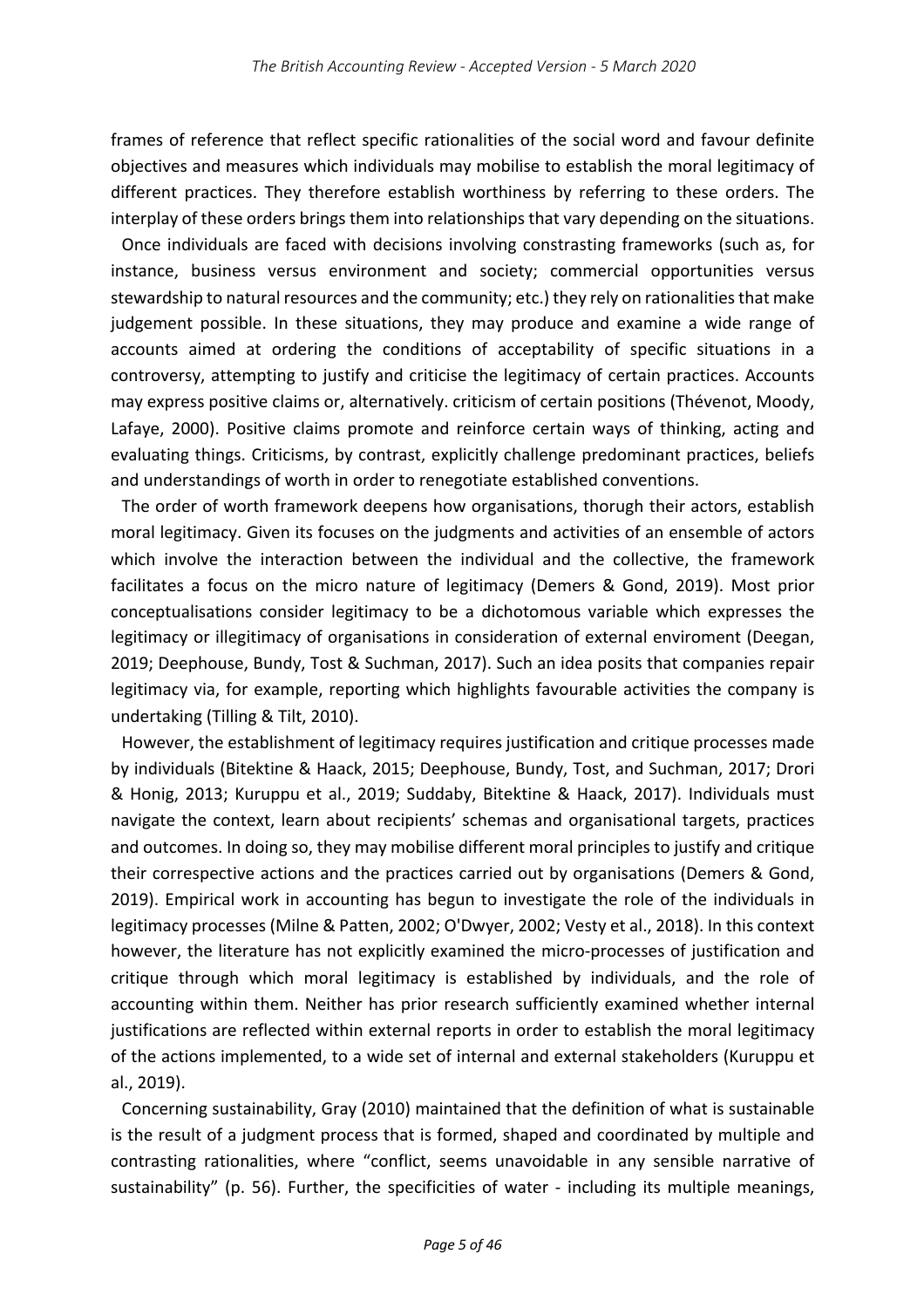frames of reference that reflect specific rationalities of the social word and favour definite objectives and measures which individuals may mobilise to establish the moral legitimacy of different practices. They therefore establish worthiness by referring to these orders. The interplay of these orders brings them into relationships that vary depending on the situations.

Once individuals are faced with decisions involving constrasting frameworks (such as, for instance, business versus environment and society; commercial opportunities versus stewardship to natural resources and the community; etc.) they rely on rationalities that make judgement possible. In these situations, they may produce and examine a wide range of accounts aimed at ordering the conditions of acceptability of specific situations in a controversy, attempting to justify and criticise the legitimacy of certain practices. Accounts may express positive claims or, alternatively. criticism of certain positions (Thévenot, Moody, Lafaye, 2000). Positive claims promote and reinforce certain ways of thinking, acting and evaluating things. Criticisms, by contrast, explicitly challenge predominant practices, beliefs and understandings of worth in order to renegotiate established conventions.

The order of worth framework deepens how organisations, thorugh their actors, establish moral legitimacy. Given its focuses on the judgments and activities of an ensemble of actors which involve the interaction between the individual and the collective, the framework facilitates a focus on the micro nature of legitimacy (Demers & Gond, 2019). Most prior conceptualisations consider legitimacy to be a dichotomous variable which expresses the legitimacy or illegitimacy of organisations in consideration of external enviroment (Deegan, 2019; Deephouse, Bundy, Tost & Suchman, 2017). Such an idea posits that companies repair legitimacy via, for example, reporting which highlights favourable activities the company is undertaking (Tilling & Tilt, 2010).

However, the establishment of legitimacy requires justification and critique processes made by individuals (Bitektine & Haack, 2015; Deephouse, Bundy, Tost, and Suchman, 2017; Drori & Honig, 2013; Kuruppu et al., 2019; Suddaby, Bitektine & Haack, 2017). Individuals must navigate the context, learn about recipients' schemas and organisational targets, practices and outcomes. In doing so, they may mobilise different moral principles to justify and critique their correspective actions and the practices carried out by organisations (Demers & Gond, 2019). Empirical work in accounting has begun to investigate the role of the individuals in legitimacy processes (Milne & Patten, 2002; O'Dwyer, 2002; Vesty et al., 2018). In this context however, the literature has not explicitly examined the micro-processes of justification and critique through which moral legitimacy is established by individuals, and the role of accounting within them. Neither has prior research sufficiently examined whether internal justifications are reflected within external reports in order to establish the moral legitimacy of the actions implemented, to a wide set of internal and external stakeholders (Kuruppu et al., 2019).

Concerning sustainability, Gray (2010) maintained that the definition of what is sustainable is the result of a judgment process that is formed, shaped and coordinated by multiple and contrasting rationalities, where "conflict, seems unavoidable in any sensible narrative of sustainability" (p. 56). Further, the specificities of water - including its multiple meanings,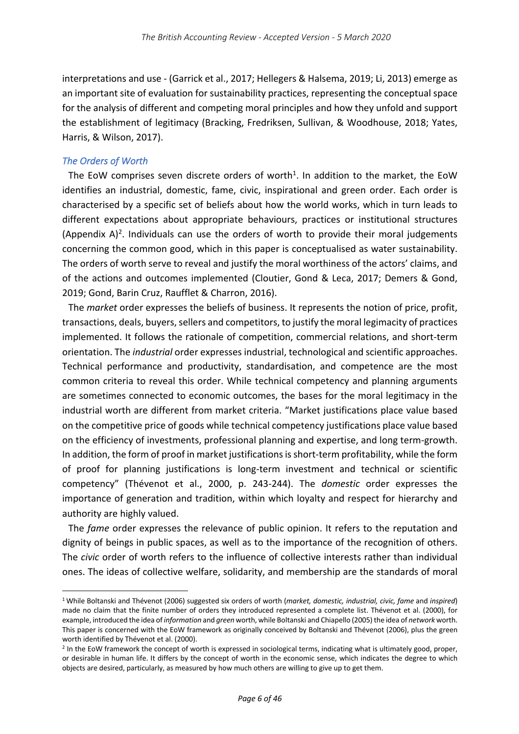interpretations and use - (Garrick et al., 2017; Hellegers & Halsema, 2019; Li, 2013) emerge as an important site of evaluation for sustainability practices, representing the conceptual space for the analysis of different and competing moral principles and how they unfold and support the establishment of legitimacy (Bracking, Fredriksen, Sullivan, & Woodhouse, 2018; Yates, Harris, & Wilson, 2017).

### *The Orders of Worth*

The EoW comprises seven discrete orders of worth[1]. In addition to the market, the EoW identifies an industrial, domestic, fame, civic, inspirational and green order. Each order is characterised by a specific set of beliefs about how the world works, which in turn leads to different expectations about appropriate behaviours, practices or institutional structures (Appendix A)[2]. Individuals can use the orders of worth to provide their moral judgements concerning the common good, which in this paper is conceptualised as water sustainability. The orders of worth serve to reveal and justify the moral worthiness of the actors' claims, and of the actions and outcomes implemented (Cloutier, Gond & Leca, 2017; Demers & Gond, 2019; Gond, Barin Cruz, Raufflet & Charron, 2016).

The *market* order expresses the beliefs of business. It represents the notion of price, profit, transactions, deals, buyers, sellers and competitors, to justify the moral legimacity of practices implemented. It follows the rationale of competition, commercial relations, and short-term orientation. The *industrial* order expresses industrial, technological and scientific approaches. Technical performance and productivity, standardisation, and competence are the most common criteria to reveal this order. While technical competency and planning arguments are sometimes connected to economic outcomes, the bases for the moral legitimacy in the industrial worth are different from market criteria. "Market justifications place value based on the competitive price of goods while technical competency justifications place value based on the efficiency of investments, professional planning and expertise, and long term-growth. In addition, the form of proof in market justifications is short-term profitability, while the form of proof for planning justifications is long-term investment and technical or scientific competency" (Thévenot et al., 2000, p. 243-244). The *domestic* order expresses the importance of generation and tradition, within which loyalty and respect for hierarchy and authority are highly valued.

The *fame* order expresses the relevance of public opinion. It refers to the reputation and dignity of beings in public spaces, as well as to the importance of the recognition of others. The *civic* order of worth refers to the influence of collective interests rather than individual ones. The ideas of collective welfare, solidarity, and membership are the standards of moral

[1] While Boltanski and Thévenot (2006) suggested six orders of worth (*market, domestic, industrial, civic, fame* and *inspired*) made no claim that the finite number of orders they introduced represented a complete list. Thévenot et al. (2000), for example, introduced the idea of *information* and *green* worth, while Boltanski and Chiapello (2005) the idea of *network* worth. This paper is concerned with the EoW framework as originally conceived by Boltanski and Thévenot (2006), plus the green worth identified by Thévenot et al. (2000).

[2] In the EoW framework the concept of worth is expressed in sociological terms, indicating what is ultimately good, proper, or desirable in human life. It differs by the concept of worth in the economic sense, which indicates the degree to which objects are desired, particularly, as measured by how much others are willing to give up to get them.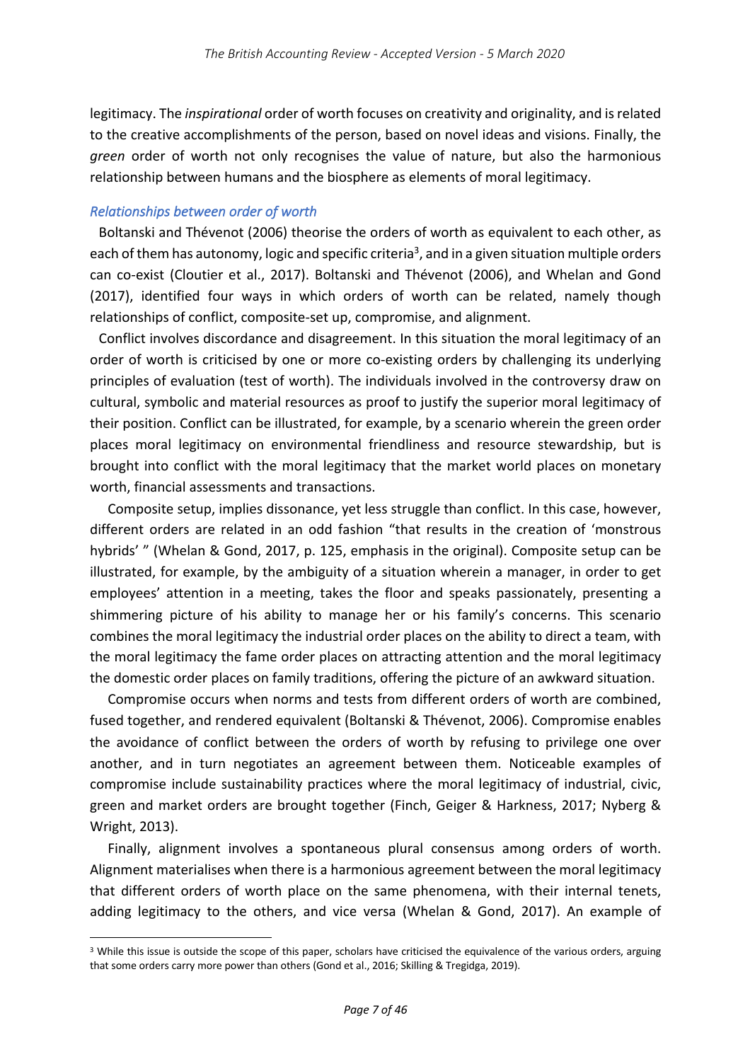legitimacy. The *inspirational* order of worth focuses on creativity and originality, and is related to the creative accomplishments of the person, based on novel ideas and visions. Finally, the *green* order of worth not only recognises the value of nature, but also the harmonious relationship between humans and the biosphere as elements of moral legitimacy.

### *Relationships between order of worth*

Boltanski and Thévenot (2006) theorise the orders of worth as equivalent to each other, as each of them has autonomy, logic and specific criteria[3], and in a given situation multiple orders can co-exist (Cloutier et al., 2017). Boltanski and Thévenot (2006), and Whelan and Gond (2017), identified four ways in which orders of worth can be related, namely though relationships of conflict, composite-set up, compromise, and alignment.

Conflict involves discordance and disagreement. In this situation the moral legitimacy of an order of worth is criticised by one or more co-existing orders by challenging its underlying principles of evaluation (test of worth). The individuals involved in the controversy draw on cultural, symbolic and material resources as proof to justify the superior moral legitimacy of their position. Conflict can be illustrated, for example, by a scenario wherein the green order places moral legitimacy on environmental friendliness and resource stewardship, but is brought into conflict with the moral legitimacy that the market world places on monetary worth, financial assessments and transactions.

Composite setup, implies dissonance, yet less struggle than conflict. In this case, however, different orders are related in an odd fashion "that results in the creation of 'monstrous hybrids' " (Whelan & Gond, 2017, p. 125, emphasis in the original). Composite setup can be illustrated, for example, by the ambiguity of a situation wherein a manager, in order to get employees' attention in a meeting, takes the floor and speaks passionately, presenting a shimmering picture of his ability to manage her or his family's concerns. This scenario combines the moral legitimacy the industrial order places on the ability to direct a team, with the moral legitimacy the fame order places on attracting attention and the moral legitimacy the domestic order places on family traditions, offering the picture of an awkward situation.

Compromise occurs when norms and tests from different orders of worth are combined, fused together, and rendered equivalent (Boltanski & Thévenot, 2006). Compromise enables the avoidance of conflict between the orders of worth by refusing to privilege one over another, and in turn negotiates an agreement between them. Noticeable examples of compromise include sustainability practices where the moral legitimacy of industrial, civic, green and market orders are brought together (Finch, Geiger & Harkness, 2017; Nyberg & Wright, 2013).

Finally, alignment involves a spontaneous plural consensus among orders of worth. Alignment materialises when there is a harmonious agreement between the moral legitimacy that different orders of worth place on the same phenomena, with their internal tenets, adding legitimacy to the others, and vice versa (Whelan & Gond, 2017). An example of

[3] While this issue is outside the scope of this paper, scholars have criticised the equivalence of the various orders, arguing that some orders carry more power than others (Gond et al., 2016; Skilling & Tregidga, 2019).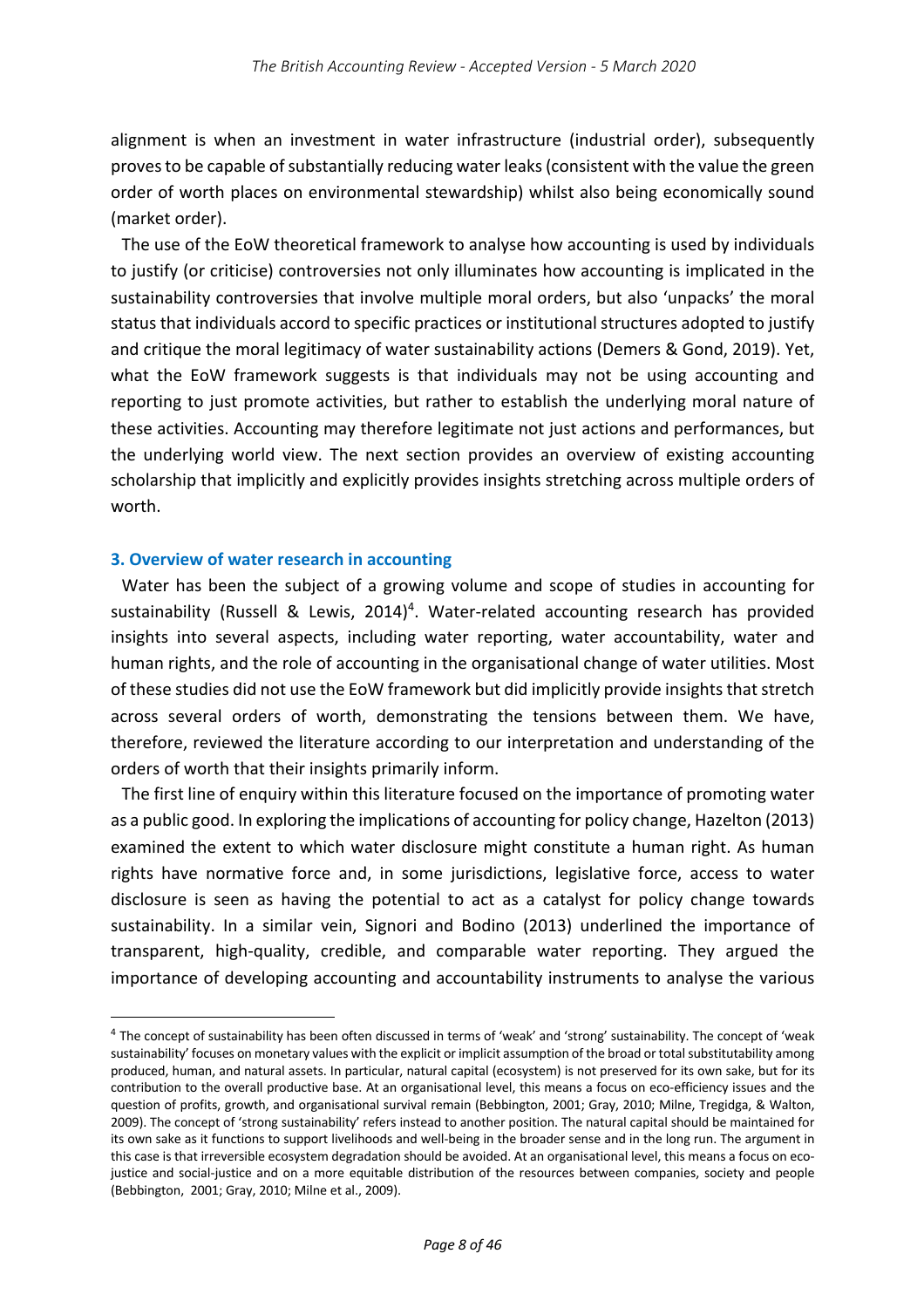alignment is when an investment in water infrastructure (industrial order), subsequently proves to be capable of substantially reducing water leaks (consistent with the value the green order of worth places on environmental stewardship) whilst also being economically sound (market order).

The use of the EoW theoretical framework to analyse how accounting is used by individuals to justify (or criticise) controversies not only illuminates how accounting is implicated in the sustainability controversies that involve multiple moral orders, but also 'unpacks' the moral status that individuals accord to specific practices or institutional structures adopted to justify and critique the moral legitimacy of water sustainability actions (Demers & Gond, 2019). Yet, what the EoW framework suggests is that individuals may not be using accounting and reporting to just promote activities, but rather to establish the underlying moral nature of these activities. Accounting may therefore legitimate not just actions and performances, but the underlying world view. The next section provides an overview of existing accounting scholarship that implicitly and explicitly provides insights stretching across multiple orders of worth.

## 3. Overview of water research in accounting

Water has been the subject of a growing volume and scope of studies in accounting for sustainability (Russell & Lewis, 2014)[4]. Water-related accounting research has provided insights into several aspects, including water reporting, water accountability, water and human rights, and the role of accounting in the organisational change of water utilities. Most of these studies did not use the EoW framework but did implicitly provide insights that stretch across several orders of worth, demonstrating the tensions between them. We have, therefore, reviewed the literature according to our interpretation and understanding of the orders of worth that their insights primarily inform.

The first line of enquiry within this literature focused on the importance of promoting water as a public good. In exploring the implications of accounting for policy change, Hazelton (2013) examined the extent to which water disclosure might constitute a human right. As human rights have normative force and, in some jurisdictions, legislative force, access to water disclosure is seen as having the potential to act as a catalyst for policy change towards sustainability. In a similar vein, Signori and Bodino (2013) underlined the importance of transparent, high-quality, credible, and comparable water reporting. They argued the importance of developing accounting and accountability instruments to analyse the various

[4] The concept of sustainability has been often discussed in terms of 'weak' and 'strong' sustainability. The concept of 'weak sustainability' focuses on monetary values with the explicit or implicit assumption of the broad or total substitutability among produced, human, and natural assets. In particular, natural capital (ecosystem) is not preserved for its own sake, but for its contribution to the overall productive base. At an organisational level, this means a focus on eco-efficiency issues and the question of profits, growth, and organisational survival remain (Bebbington, 2001; Gray, 2010; Milne, Tregidga, & Walton, 2009). The concept of 'strong sustainability' refers instead to another position. The natural capital should be maintained for its own sake as it functions to support livelihoods and well-being in the broader sense and in the long run. The argument in this case is that irreversible ecosystem degradation should be avoided. At an organisational level, this means a focus on eco-justice and social-justice and on a more equitable distribution of the resources between companies, society and people (Bebbington, 2001; Gray, 2010; Milne et al., 2009).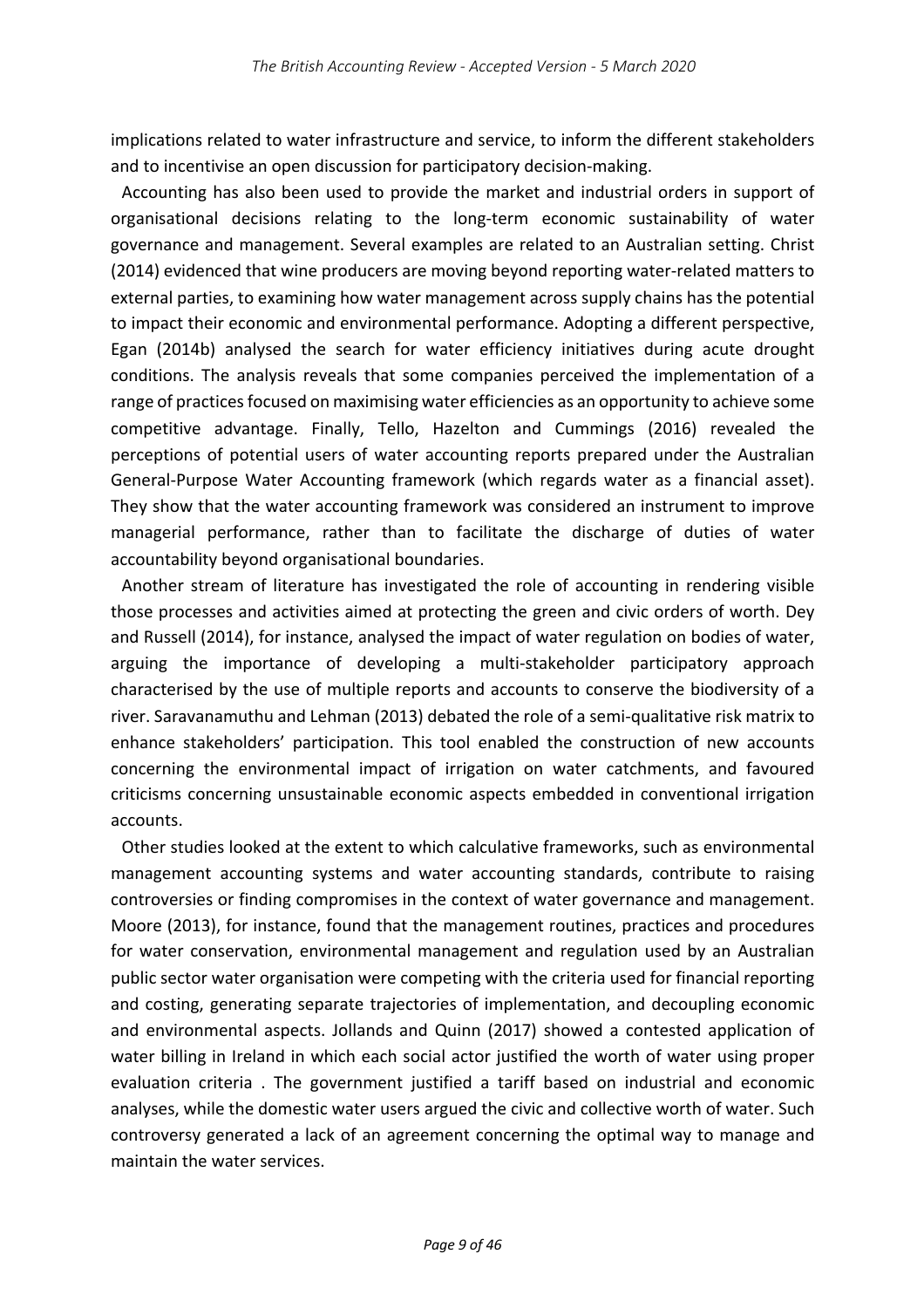implications related to water infrastructure and service, to inform the different stakeholders and to incentivise an open discussion for participatory decision-making.

Accounting has also been used to provide the market and industrial orders in support of organisational decisions relating to the long-term economic sustainability of water governance and management. Several examples are related to an Australian setting. Christ (2014) evidenced that wine producers are moving beyond reporting water-related matters to external parties, to examining how water management across supply chains has the potential to impact their economic and environmental performance. Adopting a different perspective, Egan (2014b) analysed the search for water efficiency initiatives during acute drought conditions. The analysis reveals that some companies perceived the implementation of a range of practices focused on maximising water efficiencies as an opportunity to achieve some competitive advantage. Finally, Tello, Hazelton and Cummings (2016) revealed the perceptions of potential users of water accounting reports prepared under the Australian General-Purpose Water Accounting framework (which regards water as a financial asset). They show that the water accounting framework was considered an instrument to improve managerial performance, rather than to facilitate the discharge of duties of water accountability beyond organisational boundaries.

Another stream of literature has investigated the role of accounting in rendering visible those processes and activities aimed at protecting the green and civic orders of worth. Dey and Russell (2014), for instance, analysed the impact of water regulation on bodies of water, arguing the importance of developing a multi-stakeholder participatory approach characterised by the use of multiple reports and accounts to conserve the biodiversity of a river. Saravanamuthu and Lehman (2013) debated the role of a semi-qualitative risk matrix to enhance stakeholders' participation. This tool enabled the construction of new accounts concerning the environmental impact of irrigation on water catchments, and favoured criticisms concerning unsustainable economic aspects embedded in conventional irrigation accounts.

Other studies looked at the extent to which calculative frameworks, such as environmental management accounting systems and water accounting standards, contribute to raising controversies or finding compromises in the context of water governance and management. Moore (2013), for instance, found that the management routines, practices and procedures for water conservation, environmental management and regulation used by an Australian public sector water organisation were competing with the criteria used for financial reporting and costing, generating separate trajectories of implementation, and decoupling economic and environmental aspects. Jollands and Quinn (2017) showed a contested application of water billing in Ireland in which each social actor justified the worth of water using proper evaluation criteria . The government justified a tariff based on industrial and economic analyses, while the domestic water users argued the civic and collective worth of water. Such controversy generated a lack of an agreement concerning the optimal way to manage and maintain the water services.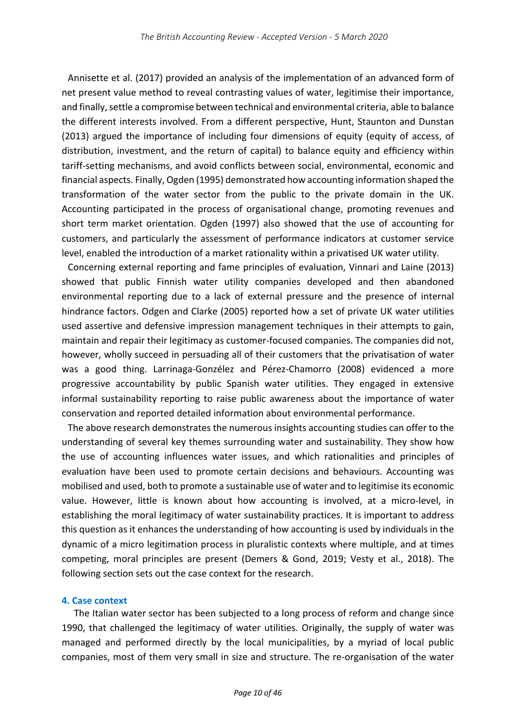Annisette et al. (2017) provided an analysis of the implementation of an advanced form of net present value method to reveal contrasting values of water, legitimise their importance, and finally, settle a compromise between technical and environmental criteria, able to balance the different interests involved. From a different perspective, Hunt, Staunton and Dunstan (2013) argued the importance of including four dimensions of equity (equity of access, of distribution, investment, and the return of capital) to balance equity and efficiency within tariff-setting mechanisms, and avoid conflicts between social, environmental, economic and financial aspects. Finally, Ogden (1995) demonstrated how accounting information shaped the transformation of the water sector from the public to the private domain in the UK. Accounting participated in the process of organisational change, promoting revenues and short term market orientation. Ogden (1997) also showed that the use of accounting for customers, and particularly the assessment of performance indicators at customer service level, enabled the introduction of a market rationality within a privatised UK water utility.

Concerning external reporting and fame principles of evaluation, Vinnari and Laine (2013) showed that public Finnish water utility companies developed and then abandoned environmental reporting due to a lack of external pressure and the presence of internal hindrance factors. Odgen and Clarke (2005) reported how a set of private UK water utilities used assertive and defensive impression management techniques in their attempts to gain, maintain and repair their legitimacy as customer-focused companies. The companies did not, however, wholly succeed in persuading all of their customers that the privatisation of water was a good thing. Larrinaga-Gonzélez and Pérez-Chamorro (2008) evidenced a more progressive accountability by public Spanish water utilities. They engaged in extensive informal sustainability reporting to raise public awareness about the importance of water conservation and reported detailed information about environmental performance.

The above research demonstrates the numerous insights accounting studies can offer to the understanding of several key themes surrounding water and sustainability. They show how the use of accounting influences water issues, and which rationalities and principles of evaluation have been used to promote certain decisions and behaviours. Accounting was mobilised and used, both to promote a sustainable use of water and to legitimise its economic value. However, little is known about how accounting is involved, at a micro-level, in establishing the moral legitimacy of water sustainability practices. It is important to address this question as it enhances the understanding of how accounting is used by individuals in the dynamic of a micro legitimation process in pluralistic contexts where multiple, and at times competing, moral principles are present (Demers & Gond, 2019; Vesty et al., 2018). The following section sets out the case context for the research.

## 4. Case context

The Italian water sector has been subjected to a long process of reform and change since 1990, that challenged the legitimacy of water utilities. Originally, the supply of water was managed and performed directly by the local municipalities, by a myriad of local public companies, most of them very small in size and structure. The re-organisation of the water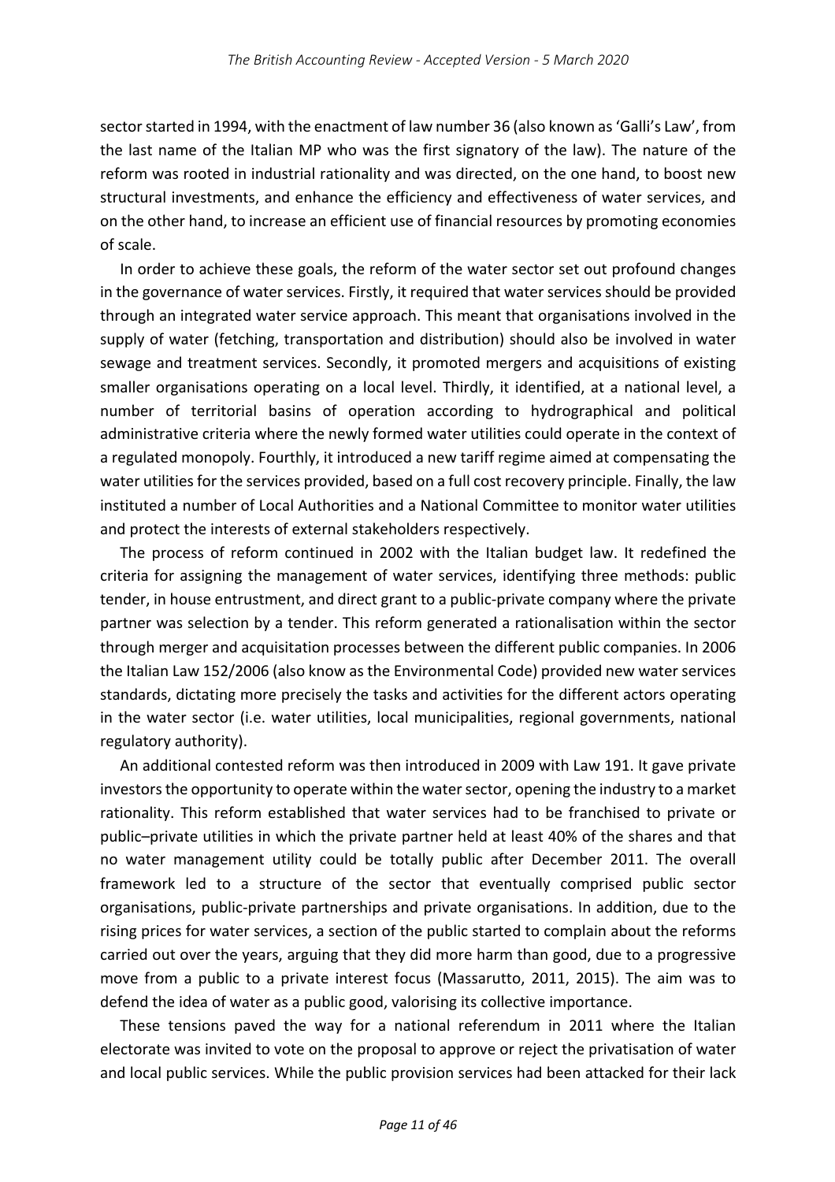sector started in 1994, with the enactment of law number 36 (also known as 'Galli's Law', from the last name of the Italian MP who was the first signatory of the law). The nature of the reform was rooted in industrial rationality and was directed, on the one hand, to boost new structural investments, and enhance the efficiency and effectiveness of water services, and on the other hand, to increase an efficient use of financial resources by promoting economies of scale.

In order to achieve these goals, the reform of the water sector set out profound changes in the governance of water services. Firstly, it required that water services should be provided through an integrated water service approach. This meant that organisations involved in the supply of water (fetching, transportation and distribution) should also be involved in water sewage and treatment services. Secondly, it promoted mergers and acquisitions of existing smaller organisations operating on a local level. Thirdly, it identified, at a national level, a number of territorial basins of operation according to hydrographical and political administrative criteria where the newly formed water utilities could operate in the context of a regulated monopoly. Fourthly, it introduced a new tariff regime aimed at compensating the water utilities for the services provided, based on a full cost recovery principle. Finally, the law instituted a number of Local Authorities and a National Committee to monitor water utilities and protect the interests of external stakeholders respectively.

The process of reform continued in 2002 with the Italian budget law. It redefined the criteria for assigning the management of water services, identifying three methods: public tender, in house entrustment, and direct grant to a public-private company where the private partner was selection by a tender. This reform generated a rationalisation within the sector through merger and acquisitation processes between the different public companies. In 2006 the Italian Law 152/2006 (also know as the Environmental Code) provided new water services standards, dictating more precisely the tasks and activities for the different actors operating in the water sector (i.e. water utilities, local municipalities, regional governments, national regulatory authority).

An additional contested reform was then introduced in 2009 with Law 191. It gave private investors the opportunity to operate within the water sector, opening the industry to a market rationality. This reform established that water services had to be franchised to private or public–private utilities in which the private partner held at least 40% of the shares and that no water management utility could be totally public after December 2011. The overall framework led to a structure of the sector that eventually comprised public sector organisations, public-private partnerships and private organisations. In addition, due to the rising prices for water services, a section of the public started to complain about the reforms carried out over the years, arguing that they did more harm than good, due to a progressive move from a public to a private interest focus (Massarutto, 2011, 2015). The aim was to defend the idea of water as a public good, valorising its collective importance.

These tensions paved the way for a national referendum in 2011 where the Italian electorate was invited to vote on the proposal to approve or reject the privatisation of water and local public services. While the public provision services had been attacked for their lack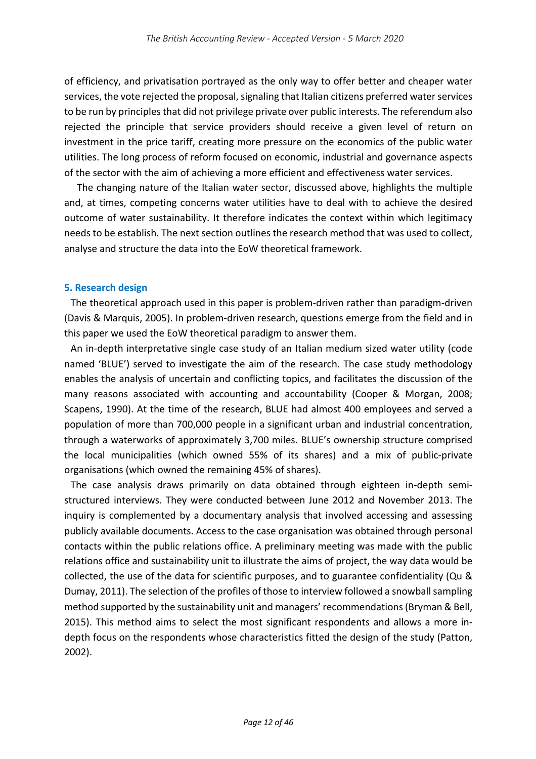of efficiency, and privatisation portrayed as the only way to offer better and cheaper water services, the vote rejected the proposal, signaling that Italian citizens preferred water services to be run by principles that did not privilege private over public interests. The referendum also rejected the principle that service providers should receive a given level of return on investment in the price tariff, creating more pressure on the economics of the public water utilities. The long process of reform focused on economic, industrial and governance aspects of the sector with the aim of achieving a more efficient and effectiveness water services.

The changing nature of the Italian water sector, discussed above, highlights the multiple and, at times, competing concerns water utilities have to deal with to achieve the desired outcome of water sustainability. It therefore indicates the context within which legitimacy needs to be establish. The next section outlines the research method that was used to collect, analyse and structure the data into the EoW theoretical framework.

## 5. Research design

The theoretical approach used in this paper is problem-driven rather than paradigm-driven (Davis & Marquis, 2005). In problem-driven research, questions emerge from the field and in this paper we used the EoW theoretical paradigm to answer them.

An in-depth interpretative single case study of an Italian medium sized water utility (code named 'BLUE') served to investigate the aim of the research. The case study methodology enables the analysis of uncertain and conflicting topics, and facilitates the discussion of the many reasons associated with accounting and accountability (Cooper & Morgan, 2008; Scapens, 1990). At the time of the research, BLUE had almost 400 employees and served a population of more than 700,000 people in a significant urban and industrial concentration, through a waterworks of approximately 3,700 miles. BLUE's ownership structure comprised the local municipalities (which owned 55% of its shares) and a mix of public-private organisations (which owned the remaining 45% of shares).

The case analysis draws primarily on data obtained through eighteen in-depth semi-structured interviews. They were conducted between June 2012 and November 2013. The inquiry is complemented by a documentary analysis that involved accessing and assessing publicly available documents. Access to the case organisation was obtained through personal contacts within the public relations office. A preliminary meeting was made with the public relations office and sustainability unit to illustrate the aims of project, the way data would be collected, the use of the data for scientific purposes, and to guarantee confidentiality (Qu & Dumay, 2011). The selection of the profiles of those to interview followed a snowball sampling method supported by the sustainability unit and managers' recommendations (Bryman & Bell, 2015). This method aims to select the most significant respondents and allows a more in-depth focus on the respondents whose characteristics fitted the design of the study (Patton, 2002).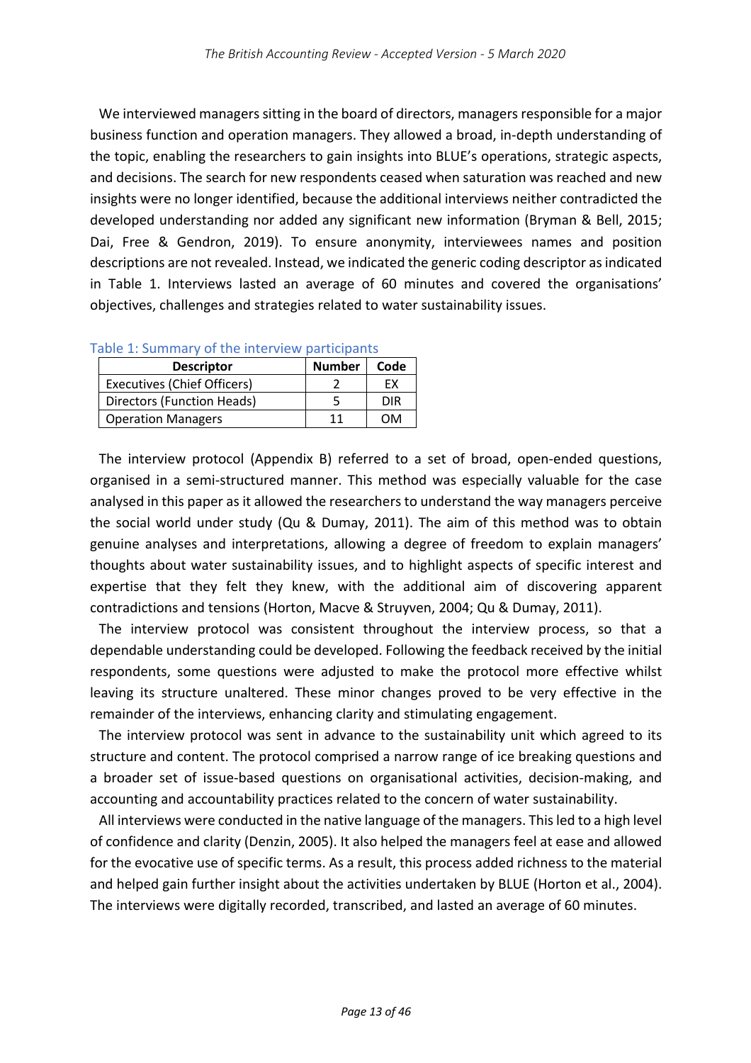We interviewed managers sitting in the board of directors, managers responsible for a major business function and operation managers. They allowed a broad, in-depth understanding of the topic, enabling the researchers to gain insights into BLUE's operations, strategic aspects, and decisions. The search for new respondents ceased when saturation was reached and new insights were no longer identified, because the additional interviews neither contradicted the developed understanding nor added any significant new information (Bryman & Bell, 2015; Dai, Free & Gendron, 2019). To ensure anonymity, interviewees names and position descriptions are not revealed. Instead, we indicated the generic coding descriptor as indicated in Table 1. Interviews lasted an average of 60 minutes and covered the organisations' objectives, challenges and strategies related to water sustainability issues.

Table 1: Summary of the interview participants

| Descriptor | Number | Code |
|---|---|---|
| Executives (Chief Officers) | 2 | EX |
| Directors (Function Heads) | 5 | DIR |
| Operation Managers | 11 | OM |

The interview protocol (Appendix B) referred to a set of broad, open-ended questions, organised in a semi-structured manner. This method was especially valuable for the case analysed in this paper as it allowed the researchers to understand the way managers perceive the social world under study (Qu & Dumay, 2011). The aim of this method was to obtain genuine analyses and interpretations, allowing a degree of freedom to explain managers' thoughts about water sustainability issues, and to highlight aspects of specific interest and expertise that they felt they knew, with the additional aim of discovering apparent contradictions and tensions (Horton, Macve & Struyven, 2004; Qu & Dumay, 2011).

The interview protocol was consistent throughout the interview process, so that a dependable understanding could be developed. Following the feedback received by the initial respondents, some questions were adjusted to make the protocol more effective whilst leaving its structure unaltered. These minor changes proved to be very effective in the remainder of the interviews, enhancing clarity and stimulating engagement.

The interview protocol was sent in advance to the sustainability unit which agreed to its structure and content. The protocol comprised a narrow range of ice breaking questions and a broader set of issue-based questions on organisational activities, decision-making, and accounting and accountability practices related to the concern of water sustainability.

All interviews were conducted in the native language of the managers. This led to a high level of confidence and clarity (Denzin, 2005). It also helped the managers feel at ease and allowed for the evocative use of specific terms. As a result, this process added richness to the material and helped gain further insight about the activities undertaken by BLUE (Horton et al., 2004). The interviews were digitally recorded, transcribed, and lasted an average of 60 minutes.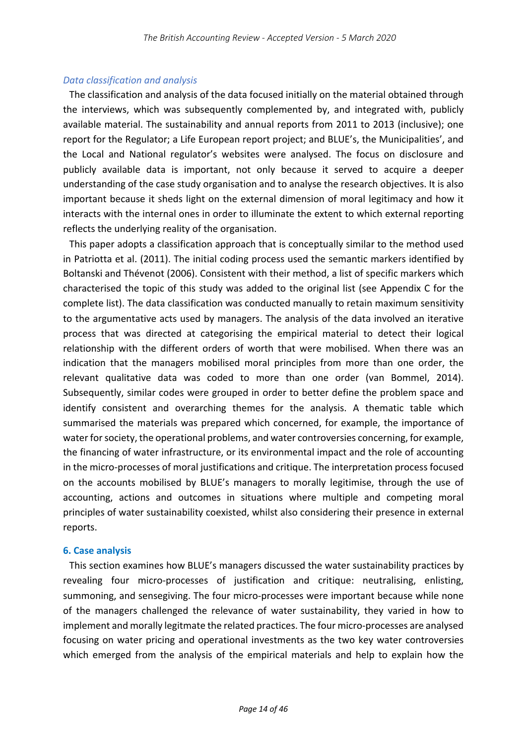### *Data classification and analysis*

The classification and analysis of the data focused initially on the material obtained through the interviews, which was subsequently complemented by, and integrated with, publicly available material. The sustainability and annual reports from 2011 to 2013 (inclusive); one report for the Regulator; a Life European report project; and BLUE's, the Municipalities', and the Local and National regulator's websites were analysed. The focus on disclosure and publicly available data is important, not only because it served to acquire a deeper understanding of the case study organisation and to analyse the research objectives. It is also important because it sheds light on the external dimension of moral legitimacy and how it interacts with the internal ones in order to illuminate the extent to which external reporting reflects the underlying reality of the organisation.

This paper adopts a classification approach that is conceptually similar to the method used in Patriotta et al. (2011). The initial coding process used the semantic markers identified by Boltanski and Thévenot (2006). Consistent with their method, a list of specific markers which characterised the topic of this study was added to the original list (see Appendix C for the complete list). The data classification was conducted manually to retain maximum sensitivity to the argumentative acts used by managers. The analysis of the data involved an iterative process that was directed at categorising the empirical material to detect their logical relationship with the different orders of worth that were mobilised. When there was an indication that the managers mobilised moral principles from more than one order, the relevant qualitative data was coded to more than one order (van Bommel, 2014). Subsequently, similar codes were grouped in order to better define the problem space and identify consistent and overarching themes for the analysis. A thematic table which summarised the materials was prepared which concerned, for example, the importance of water for society, the operational problems, and water controversies concerning, for example, the financing of water infrastructure, or its environmental impact and the role of accounting in the micro-processes of moral justifications and critique. The interpretation process focused on the accounts mobilised by BLUE's managers to morally legitimise, through the use of accounting, actions and outcomes in situations where multiple and competing moral principles of water sustainability coexisted, whilst also considering their presence in external reports.

## 6. Case analysis

This section examines how BLUE's managers discussed the water sustainability practices by revealing four micro-processes of justification and critique: neutralising, enlisting, summoning, and sensegiving. The four micro-processes were important because while none of the managers challenged the relevance of water sustainability, they varied in how to implement and morally legitmate the related practices. The four micro-processes are analysed focusing on water pricing and operational investments as the two key water controversies which emerged from the analysis of the empirical materials and help to explain how the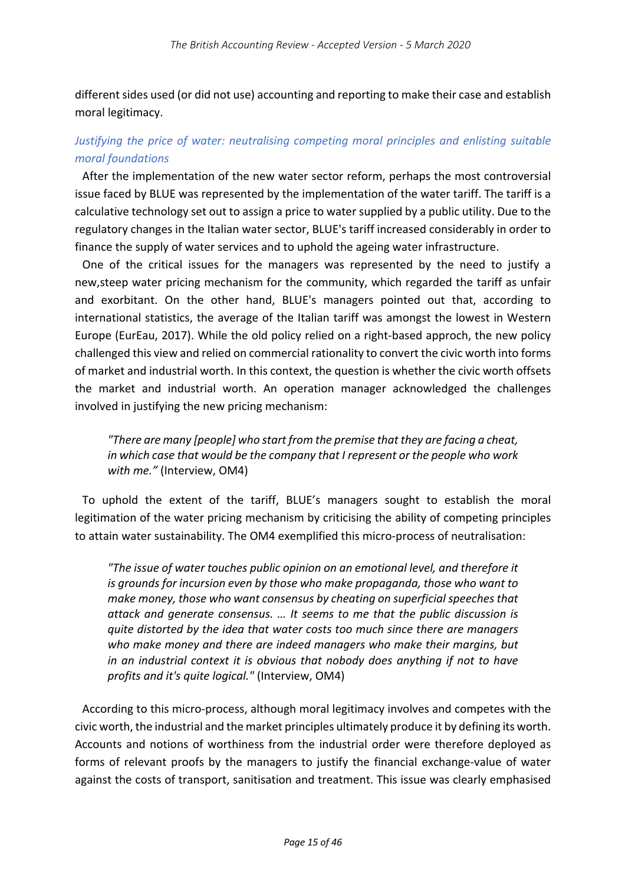different sides used (or did not use) accounting and reporting to make their case and establish moral legitimacy.

### *Justifying the price of water: neutralising competing moral principles and enlisting suitable moral foundations*

After the implementation of the new water sector reform, perhaps the most controversial issue faced by BLUE was represented by the implementation of the water tariff. The tariff is a calculative technology set out to assign a price to water supplied by a public utility. Due to the regulatory changes in the Italian water sector, BLUE's tariff increased considerably in order to finance the supply of water services and to uphold the ageing water infrastructure.

One of the critical issues for the managers was represented by the need to justify a new,steep water pricing mechanism for the community, which regarded the tariff as unfair and exorbitant. On the other hand, BLUE's managers pointed out that, according to international statistics, the average of the Italian tariff was amongst the lowest in Western Europe (EurEau, 2017). While the old policy relied on a right-based approch, the new policy challenged this view and relied on commercial rationality to convert the civic worth into forms of market and industrial worth. In this context, the question is whether the civic worth offsets the market and industrial worth. An operation manager acknowledged the challenges involved in justifying the new pricing mechanism:

> *"There are many [people] who start from the premise that they are facing a cheat, in which case that would be the company that I represent or the people who work with me."* (Interview, OM4)

To uphold the extent of the tariff, BLUE's managers sought to establish the moral legitimation of the water pricing mechanism by criticising the ability of competing principles to attain water sustainability. The OM4 exemplified this micro-process of neutralisation:

> *"The issue of water touches public opinion on an emotional level, and therefore it is grounds for incursion even by those who make propaganda, those who want to make money, those who want consensus by cheating on superficial speeches that attack and generate consensus. … It seems to me that the public discussion is quite distorted by the idea that water costs too much since there are managers who make money and there are indeed managers who make their margins, but in an industrial context it is obvious that nobody does anything if not to have profits and it's quite logical."* (Interview, OM4)

According to this micro-process, although moral legitimacy involves and competes with the civic worth, the industrial and the market principles ultimately produce it by defining its worth. Accounts and notions of worthiness from the industrial order were therefore deployed as forms of relevant proofs by the managers to justify the financial exchange-value of water against the costs of transport, sanitisation and treatment. This issue was clearly emphasised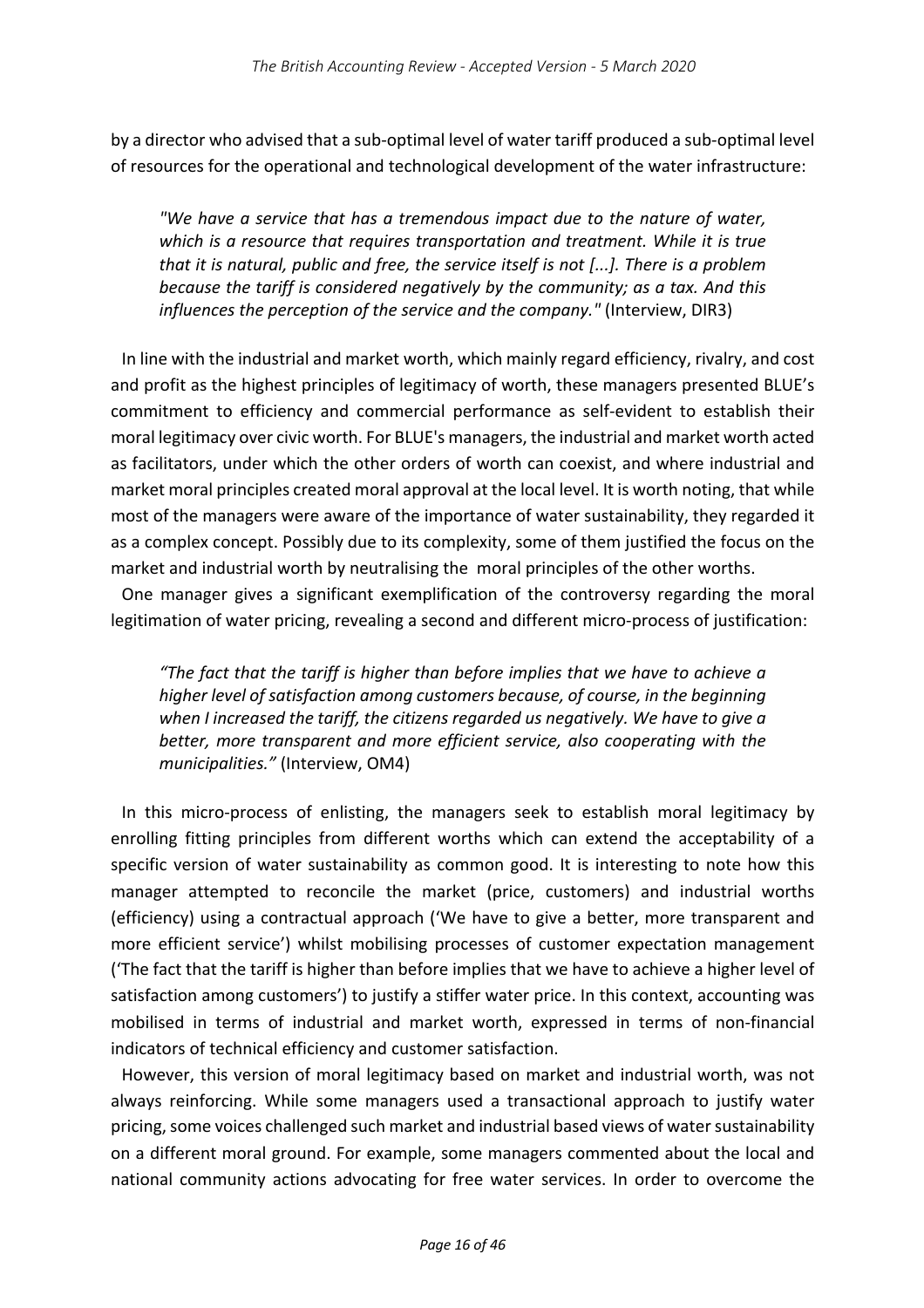by a director who advised that a sub-optimal level of water tariff produced a sub-optimal level of resources for the operational and technological development of the water infrastructure:

> *"We have a service that has a tremendous impact due to the nature of water, which is a resource that requires transportation and treatment. While it is true that it is natural, public and free, the service itself is not [...]. There is a problem because the tariff is considered negatively by the community; as a tax. And this influences the perception of the service and the company."* (Interview, DIR3)

In line with the industrial and market worth, which mainly regard efficiency, rivalry, and cost and profit as the highest principles of legitimacy of worth, these managers presented BLUE's commitment to efficiency and commercial performance as self-evident to establish their moral legitimacy over civic worth. For BLUE's managers, the industrial and market worth acted as facilitators, under which the other orders of worth can coexist, and where industrial and market moral principles created moral approval at the local level. It is worth noting, that while most of the managers were aware of the importance of water sustainability, they regarded it as a complex concept. Possibly due to its complexity, some of them justified the focus on the market and industrial worth by neutralising the moral principles of the other worths.

One manager gives a significant exemplification of the controversy regarding the moral legitimation of water pricing, revealing a second and different micro-process of justification:

> *"The fact that the tariff is higher than before implies that we have to achieve a higher level of satisfaction among customers because, of course, in the beginning when I increased the tariff, the citizens regarded us negatively. We have to give a better, more transparent and more efficient service, also cooperating with the municipalities."* (Interview, OM4)

In this micro-process of enlisting, the managers seek to establish moral legitimacy by enrolling fitting principles from different worths which can extend the acceptability of a specific version of water sustainability as common good. It is interesting to note how this manager attempted to reconcile the market (price, customers) and industrial worths (efficiency) using a contractual approach ('We have to give a better, more transparent and more efficient service') whilst mobilising processes of customer expectation management ('The fact that the tariff is higher than before implies that we have to achieve a higher level of satisfaction among customers') to justify a stiffer water price. In this context, accounting was mobilised in terms of industrial and market worth, expressed in terms of non-financial indicators of technical efficiency and customer satisfaction.

However, this version of moral legitimacy based on market and industrial worth, was not always reinforcing. While some managers used a transactional approach to justify water pricing, some voices challenged such market and industrial based views of water sustainability on a different moral ground. For example, some managers commented about the local and national community actions advocating for free water services. In order to overcome the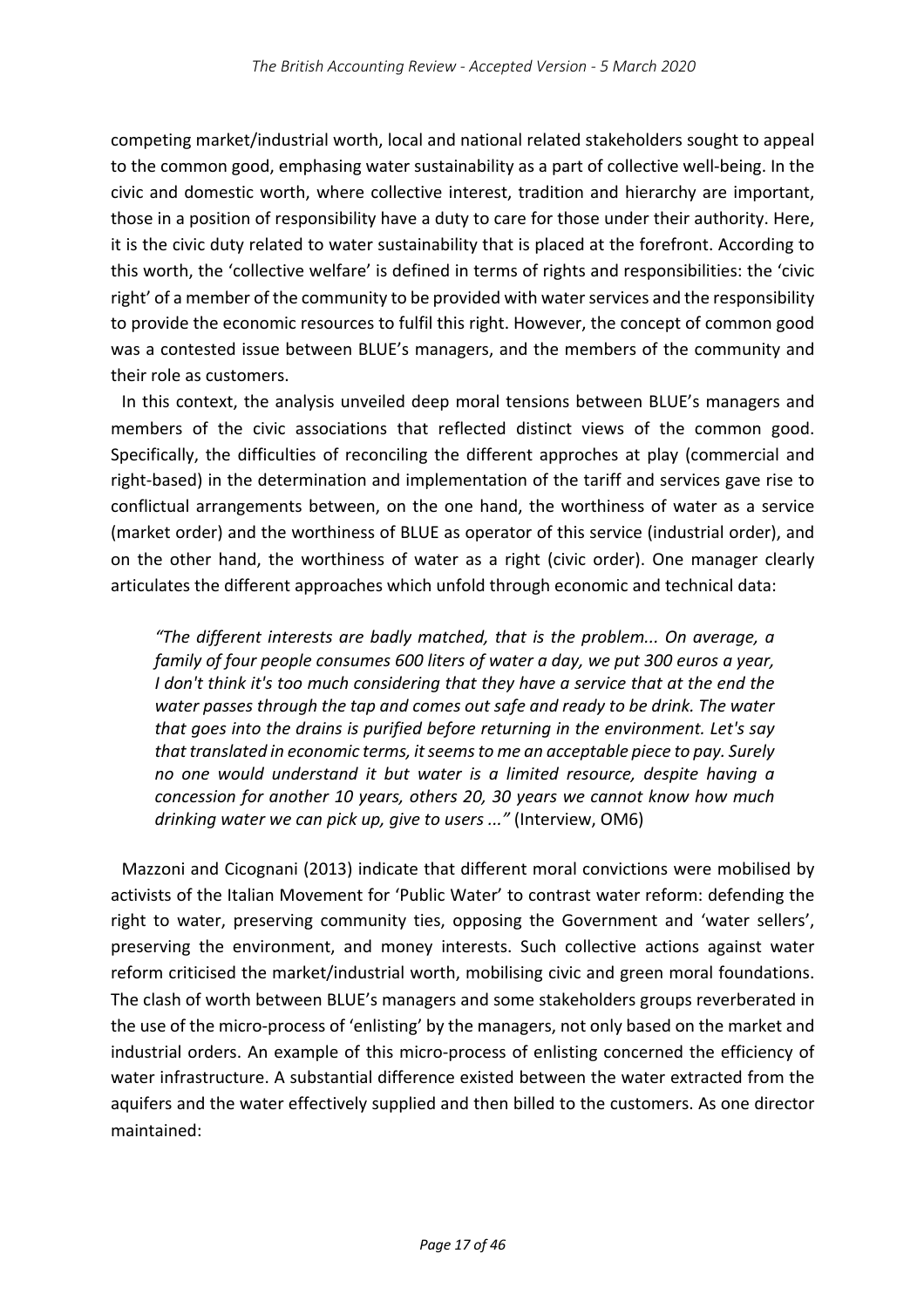competing market/industrial worth, local and national related stakeholders sought to appeal to the common good, emphasing water sustainability as a part of collective well-being. In the civic and domestic worth, where collective interest, tradition and hierarchy are important, those in a position of responsibility have a duty to care for those under their authority. Here, it is the civic duty related to water sustainability that is placed at the forefront. According to this worth, the 'collective welfare' is defined in terms of rights and responsibilities: the 'civic right' of a member of the community to be provided with water services and the responsibility to provide the economic resources to fulfil this right. However, the concept of common good was a contested issue between BLUE's managers, and the members of the community and their role as customers.

In this context, the analysis unveiled deep moral tensions between BLUE's managers and members of the civic associations that reflected distinct views of the common good. Specifically, the difficulties of reconciling the different approches at play (commercial and right-based) in the determination and implementation of the tariff and services gave rise to conflictual arrangements between, on the one hand, the worthiness of water as a service (market order) and the worthiness of BLUE as operator of this service (industrial order), and on the other hand, the worthiness of water as a right (civic order). One manager clearly articulates the different approaches which unfold through economic and technical data:

> *"The different interests are badly matched, that is the problem... On average, a family of four people consumes 600 liters of water a day, we put 300 euros a year, I don't think it's too much considering that they have a service that at the end the water passes through the tap and comes out safe and ready to be drink. The water that goes into the drains is purified before returning in the environment. Let's say that translated in economic terms, it seems to me an acceptable piece to pay. Surely no one would understand it but water is a limited resource, despite having a concession for another 10 years, others 20, 30 years we cannot know how much drinking water we can pick up, give to users ..."* (Interview, OM6)

Mazzoni and Cicognani (2013) indicate that different moral convictions were mobilised by activists of the Italian Movement for 'Public Water' to contrast water reform: defending the right to water, preserving community ties, opposing the Government and 'water sellers', preserving the environment, and money interests. Such collective actions against water reform criticised the market/industrial worth, mobilising civic and green moral foundations. The clash of worth between BLUE's managers and some stakeholders groups reverberated in the use of the micro-process of 'enlisting' by the managers, not only based on the market and industrial orders. An example of this micro-process of enlisting concerned the efficiency of water infrastructure. A substantial difference existed between the water extracted from the aquifers and the water effectively supplied and then billed to the customers. As one director maintained: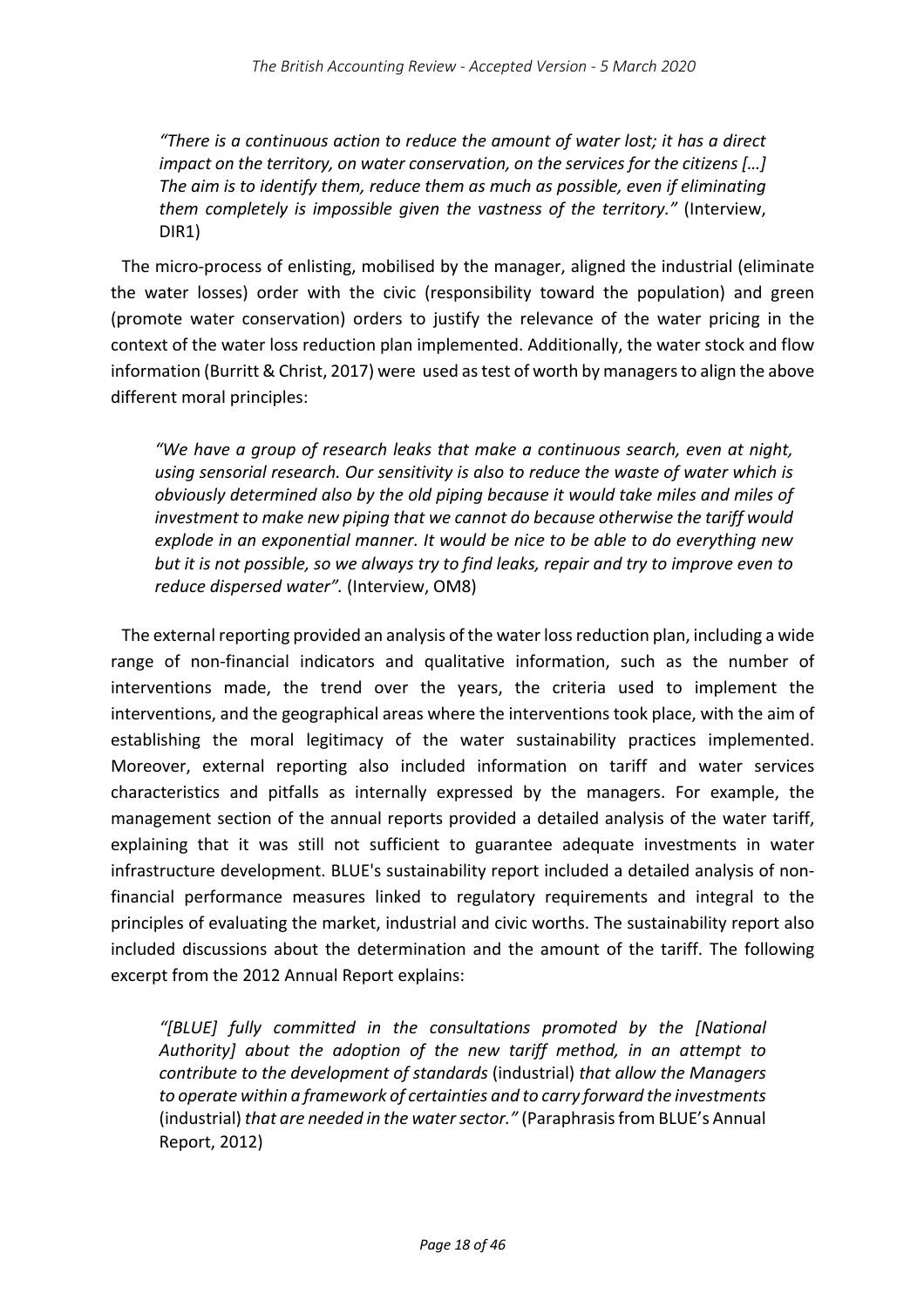> *"There is a continuous action to reduce the amount of water lost; it has a direct impact on the territory, on water conservation, on the services for the citizens […] The aim is to identify them, reduce them as much as possible, even if eliminating them completely is impossible given the vastness of the territory."* (Interview, DIR1)

The micro-process of enlisting, mobilised by the manager, aligned the industrial (eliminate the water losses) order with the civic (responsibility toward the population) and green (promote water conservation) orders to justify the relevance of the water pricing in the context of the water loss reduction plan implemented. Additionally, the water stock and flow information (Burritt & Christ, 2017) were used as test of worth by managers to align the above different moral principles:

> *"We have a group of research leaks that make a continuous search, even at night, using sensorial research. Our sensitivity is also to reduce the waste of water which is obviously determined also by the old piping because it would take miles and miles of investment to make new piping that we cannot do because otherwise the tariff would explode in an exponential manner. It would be nice to be able to do everything new but it is not possible, so we always try to find leaks, repair and try to improve even to reduce dispersed water".* (Interview, OM8)

The external reporting provided an analysis of the water loss reduction plan, including a wide range of non-financial indicators and qualitative information, such as the number of interventions made, the trend over the years, the criteria used to implement the interventions, and the geographical areas where the interventions took place, with the aim of establishing the moral legitimacy of the water sustainability practices implemented. Moreover, external reporting also included information on tariff and water services characteristics and pitfalls as internally expressed by the managers. For example, the management section of the annual reports provided a detailed analysis of the water tariff, explaining that it was still not sufficient to guarantee adequate investments in water infrastructure development. BLUE's sustainability report included a detailed analysis of non-financial performance measures linked to regulatory requirements and integral to the principles of evaluating the market, industrial and civic worths. The sustainability report also included discussions about the determination and the amount of the tariff. The following excerpt from the 2012 Annual Report explains:

> *"[BLUE] fully committed in the consultations promoted by the [National Authority] about the adoption of the new tariff method, in an attempt to contribute to the development of standards* (industrial) *that allow the Managers to operate within a framework of certainties and to carry forward the investments* (industrial) *that are needed in the water sector."* (Paraphrasis from BLUE's Annual Report, 2012)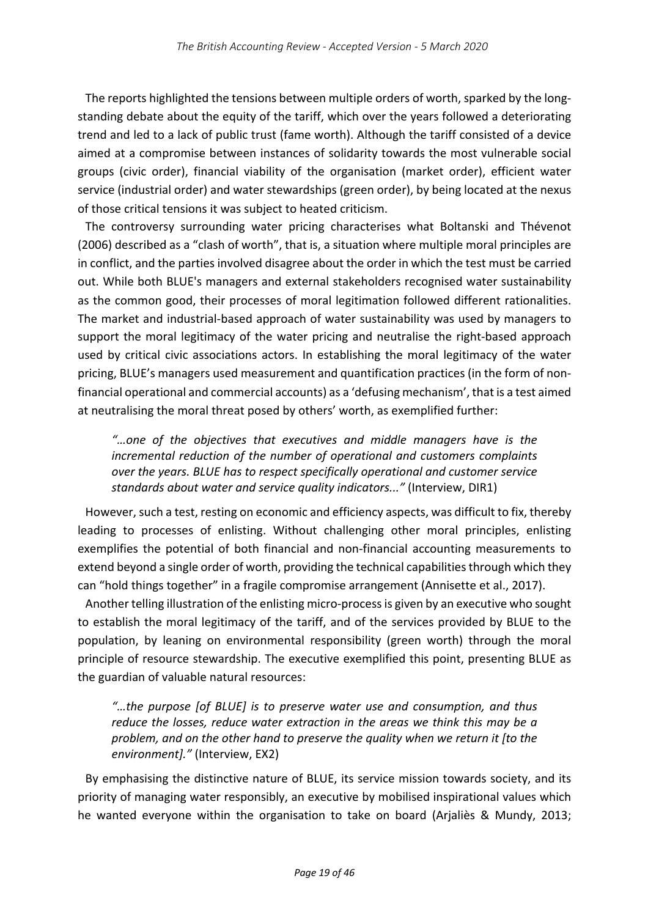The reports highlighted the tensions between multiple orders of worth, sparked by the long-standing debate about the equity of the tariff, which over the years followed a deteriorating trend and led to a lack of public trust (fame worth). Although the tariff consisted of a device aimed at a compromise between instances of solidarity towards the most vulnerable social groups (civic order), financial viability of the organisation (market order), efficient water service (industrial order) and water stewardships (green order), by being located at the nexus of those critical tensions it was subject to heated criticism.

The controversy surrounding water pricing characterises what Boltanski and Thévenot (2006) described as a "clash of worth", that is, a situation where multiple moral principles are in conflict, and the parties involved disagree about the order in which the test must be carried out. While both BLUE's managers and external stakeholders recognised water sustainability as the common good, their processes of moral legitimation followed different rationalities. The market and industrial-based approach of water sustainability was used by managers to support the moral legitimacy of the water pricing and neutralise the right-based approach used by critical civic associations actors. In establishing the moral legitimacy of the water pricing, BLUE's managers used measurement and quantification practices (in the form of non-financial operational and commercial accounts) as a 'defusing mechanism', that is a test aimed at neutralising the moral threat posed by others' worth, as exemplified further:

> *"…one of the objectives that executives and middle managers have is the incremental reduction of the number of operational and customers complaints over the years. BLUE has to respect specifically operational and customer service standards about water and service quality indicators..."* (Interview, DIR1)

However, such a test, resting on economic and efficiency aspects, was difficult to fix, thereby leading to processes of enlisting. Without challenging other moral principles, enlisting exemplifies the potential of both financial and non-financial accounting measurements to extend beyond a single order of worth, providing the technical capabilities through which they can "hold things together" in a fragile compromise arrangement (Annisette et al., 2017).

Another telling illustration of the enlisting micro-process is given by an executive who sought to establish the moral legitimacy of the tariff, and of the services provided by BLUE to the population, by leaning on environmental responsibility (green worth) through the moral principle of resource stewardship. The executive exemplified this point, presenting BLUE as the guardian of valuable natural resources:

> *"…the purpose [of BLUE] is to preserve water use and consumption, and thus reduce the losses, reduce water extraction in the areas we think this may be a problem, and on the other hand to preserve the quality when we return it [to the environment]."* (Interview, EX2)

By emphasising the distinctive nature of BLUE, its service mission towards society, and its priority of managing water responsibly, an executive by mobilised inspirational values which he wanted everyone within the organisation to take on board (Arjaliès & Mundy, 2013;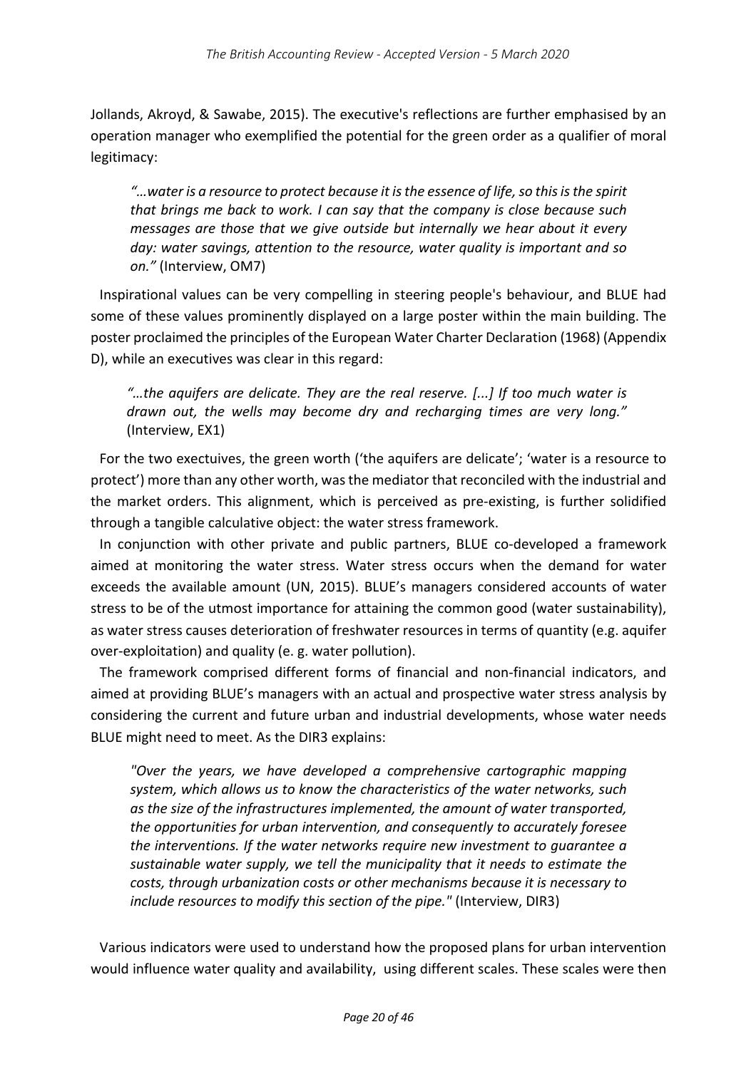Jollands, Akroyd, & Sawabe, 2015). The executive's reflections are further emphasised by an operation manager who exemplified the potential for the green order as a qualifier of moral legitimacy:

> *"…water is a resource to protect because it is the essence of life, so this is the spirit that brings me back to work. I can say that the company is close because such messages are those that we give outside but internally we hear about it every day: water savings, attention to the resource, water quality is important and so on."* (Interview, OM7)

Inspirational values can be very compelling in steering people's behaviour, and BLUE had some of these values prominently displayed on a large poster within the main building. The poster proclaimed the principles of the European Water Charter Declaration (1968) (Appendix D), while an executives was clear in this regard:

> *"…the aquifers are delicate. They are the real reserve. [...] If too much water is drawn out, the wells may become dry and recharging times are very long."* (Interview, EX1)

For the two exectuives, the green worth ('the aquifers are delicate'; 'water is a resource to protect') more than any other worth, was the mediator that reconciled with the industrial and the market orders. This alignment, which is perceived as pre-existing, is further solidified through a tangible calculative object: the water stress framework.

In conjunction with other private and public partners, BLUE co-developed a framework aimed at monitoring the water stress. Water stress occurs when the demand for water exceeds the available amount (UN, 2015). BLUE's managers considered accounts of water stress to be of the utmost importance for attaining the common good (water sustainability), as water stress causes deterioration of freshwater resources in terms of quantity (e.g. aquifer over-exploitation) and quality (e. g. water pollution).

The framework comprised different forms of financial and non-financial indicators, and aimed at providing BLUE's managers with an actual and prospective water stress analysis by considering the current and future urban and industrial developments, whose water needs BLUE might need to meet. As the DIR3 explains:

> *"Over the years, we have developed a comprehensive cartographic mapping system, which allows us to know the characteristics of the water networks, such as the size of the infrastructures implemented, the amount of water transported, the opportunities for urban intervention, and consequently to accurately foresee the interventions. If the water networks require new investment to guarantee a sustainable water supply, we tell the municipality that it needs to estimate the costs, through urbanization costs or other mechanisms because it is necessary to include resources to modify this section of the pipe."* (Interview, DIR3)

Various indicators were used to understand how the proposed plans for urban intervention would influence water quality and availability, using different scales. These scales were then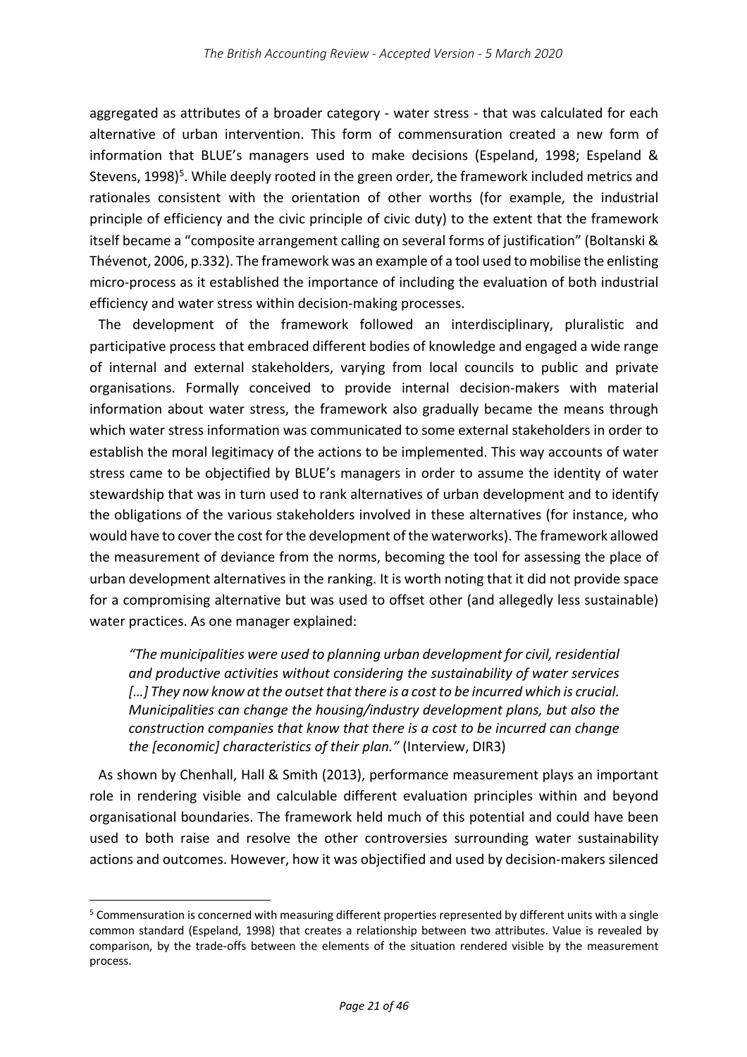aggregated as attributes of a broader category - water stress - that was calculated for each alternative of urban intervention. This form of commensuration created a new form of information that BLUE's managers used to make decisions (Espeland, 1998; Espeland & Stevens, 1998)[5]. While deeply rooted in the green order, the framework included metrics and rationales consistent with the orientation of other worths (for example, the industrial principle of efficiency and the civic principle of civic duty) to the extent that the framework itself became a "composite arrangement calling on several forms of justification" (Boltanski & Thévenot, 2006, p.332). The framework was an example of a tool used to mobilise the enlisting micro-process as it established the importance of including the evaluation of both industrial efficiency and water stress within decision-making processes.

The development of the framework followed an interdisciplinary, pluralistic and participative process that embraced different bodies of knowledge and engaged a wide range of internal and external stakeholders, varying from local councils to public and private organisations. Formally conceived to provide internal decision-makers with material information about water stress, the framework also gradually became the means through which water stress information was communicated to some external stakeholders in order to establish the moral legitimacy of the actions to be implemented. This way accounts of water stress came to be objectified by BLUE's managers in order to assume the identity of water stewardship that was in turn used to rank alternatives of urban development and to identify the obligations of the various stakeholders involved in these alternatives (for instance, who would have to cover the cost for the development of the waterworks). The framework allowed the measurement of deviance from the norms, becoming the tool for assessing the place of urban development alternatives in the ranking. It is worth noting that it did not provide space for a compromising alternative but was used to offset other (and allegedly less sustainable) water practices. As one manager explained:

> *"The municipalities were used to planning urban development for civil, residential and productive activities without considering the sustainability of water services […] They now know at the outset that there is a cost to be incurred which is crucial. Municipalities can change the housing/industry development plans, but also the construction companies that know that there is a cost to be incurred can change the [economic] characteristics of their plan."* (Interview, DIR3)

As shown by Chenhall, Hall & Smith (2013), performance measurement plays an important role in rendering visible and calculable different evaluation principles within and beyond organisational boundaries. The framework held much of this potential and could have been used to both raise and resolve the other controversies surrounding water sustainability actions and outcomes. However, how it was objectified and used by decision-makers silenced

[5] Commensuration is concerned with measuring different properties represented by different units with a single common standard (Espeland, 1998) that creates a relationship between two attributes. Value is revealed by comparison, by the trade-offs between the elements of the situation rendered visible by the measurement process.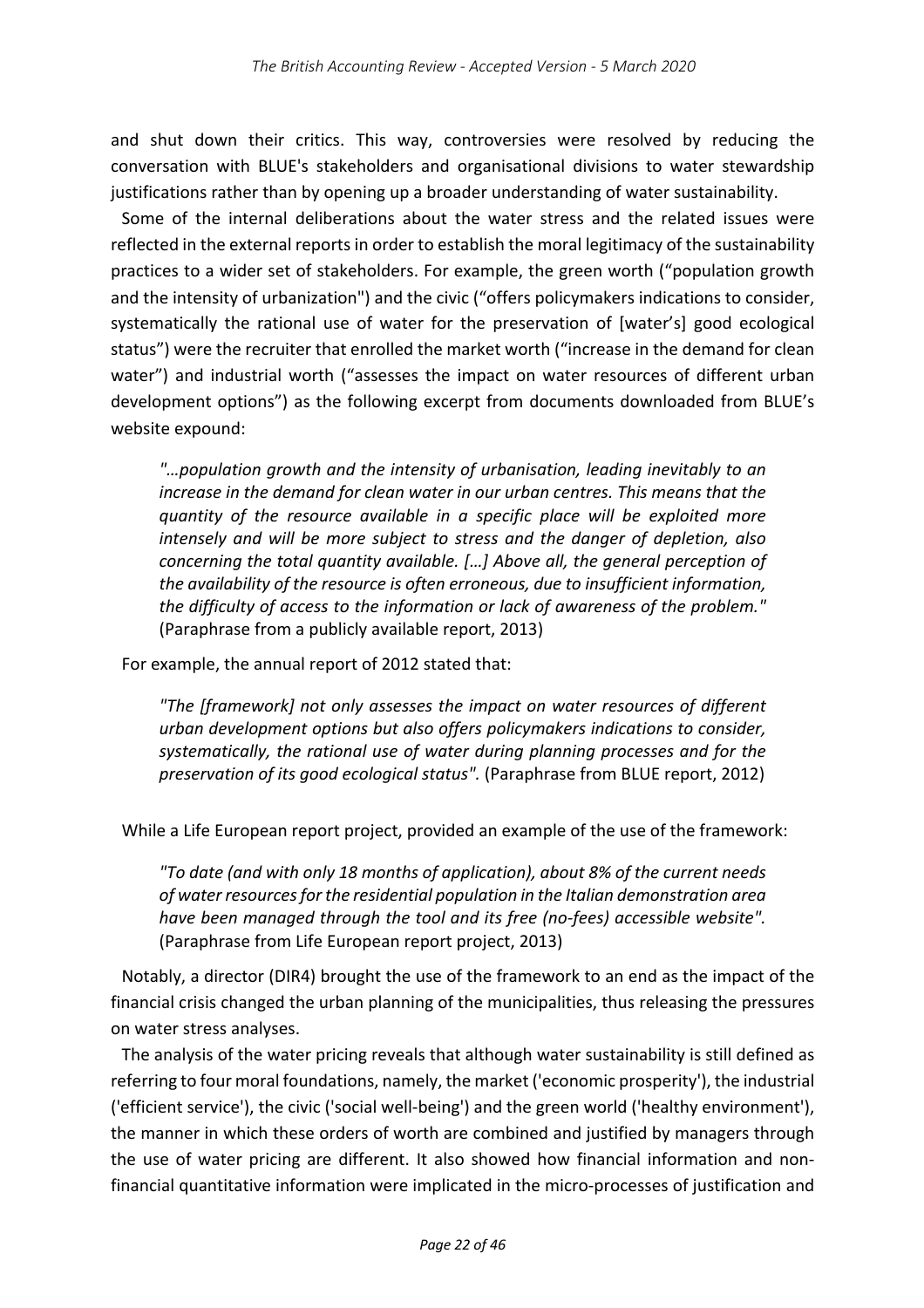and shut down their critics. This way, controversies were resolved by reducing the conversation with BLUE's stakeholders and organisational divisions to water stewardship justifications rather than by opening up a broader understanding of water sustainability.

Some of the internal deliberations about the water stress and the related issues were reflected in the external reports in order to establish the moral legitimacy of the sustainability practices to a wider set of stakeholders. For example, the green worth ("population growth and the intensity of urbanization") and the civic ("offers policymakers indications to consider, systematically the rational use of water for the preservation of [water's] good ecological status") were the recruiter that enrolled the market worth ("increase in the demand for clean water") and industrial worth ("assesses the impact on water resources of different urban development options") as the following excerpt from documents downloaded from BLUE's website expound:

> *"…population growth and the intensity of urbanisation, leading inevitably to an increase in the demand for clean water in our urban centres. This means that the quantity of the resource available in a specific place will be exploited more intensely and will be more subject to stress and the danger of depletion, also concerning the total quantity available. […] Above all, the general perception of the availability of the resource is often erroneous, due to insufficient information, the difficulty of access to the information or lack of awareness of the problem."* (Paraphrase from a publicly available report, 2013)

For example, the annual report of 2012 stated that:

> *"The [framework] not only assesses the impact on water resources of different urban development options but also offers policymakers indications to consider, systematically, the rational use of water during planning processes and for the preservation of its good ecological status".* (Paraphrase from BLUE report, 2012)

While a Life European report project, provided an example of the use of the framework:

> *"To date (and with only 18 months of application), about 8% of the current needs of water resources for the residential population in the Italian demonstration area have been managed through the tool and its free (no-fees) accessible website".* (Paraphrase from Life European report project, 2013)

Notably, a director (DIR4) brought the use of the framework to an end as the impact of the financial crisis changed the urban planning of the municipalities, thus releasing the pressures on water stress analyses.

The analysis of the water pricing reveals that although water sustainability is still defined as referring to four moral foundations, namely, the market ('economic prosperity'), the industrial ('efficient service'), the civic ('social well-being') and the green world ('healthy environment'), the manner in which these orders of worth are combined and justified by managers through the use of water pricing are different. It also showed how financial information and non-financial quantitative information were implicated in the micro-processes of justification and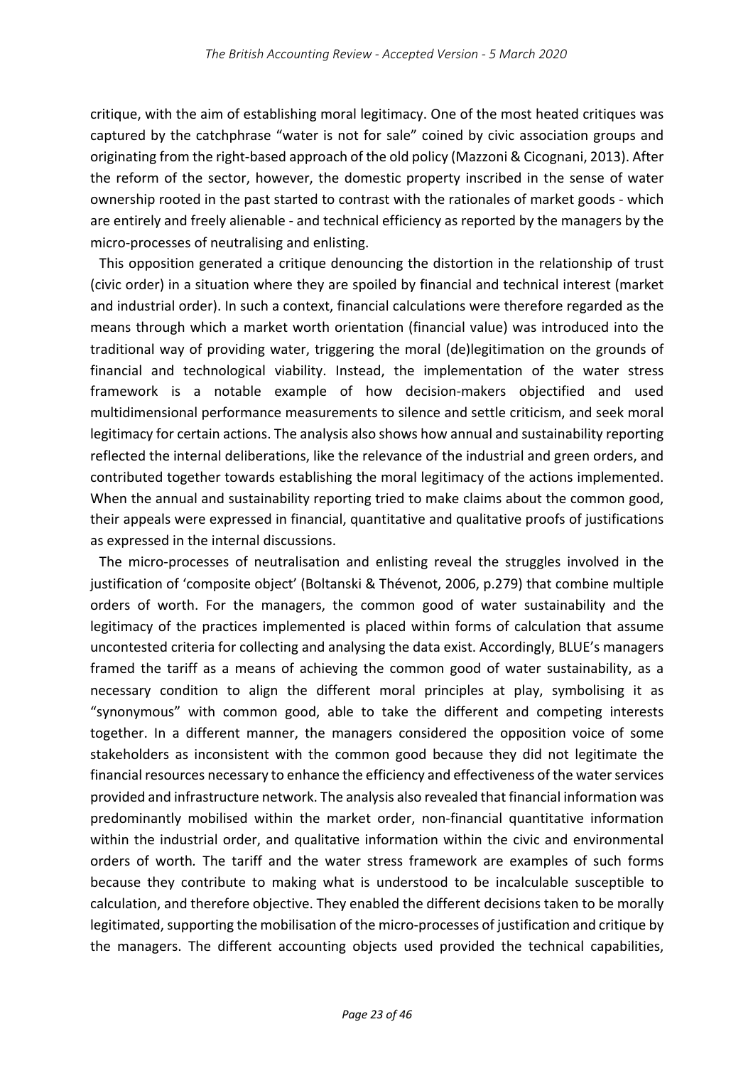critique, with the aim of establishing moral legitimacy. One of the most heated critiques was captured by the catchphrase "water is not for sale" coined by civic association groups and originating from the right-based approach of the old policy (Mazzoni & Cicognani, 2013). After the reform of the sector, however, the domestic property inscribed in the sense of water ownership rooted in the past started to contrast with the rationales of market goods - which are entirely and freely alienable - and technical efficiency as reported by the managers by the micro-processes of neutralising and enlisting.

This opposition generated a critique denouncing the distortion in the relationship of trust (civic order) in a situation where they are spoiled by financial and technical interest (market and industrial order). In such a context, financial calculations were therefore regarded as the means through which a market worth orientation (financial value) was introduced into the traditional way of providing water, triggering the moral (de)legitimation on the grounds of financial and technological viability. Instead, the implementation of the water stress framework is a notable example of how decision-makers objectified and used multidimensional performance measurements to silence and settle criticism, and seek moral legitimacy for certain actions. The analysis also shows how annual and sustainability reporting reflected the internal deliberations, like the relevance of the industrial and green orders, and contributed together towards establishing the moral legitimacy of the actions implemented. When the annual and sustainability reporting tried to make claims about the common good, their appeals were expressed in financial, quantitative and qualitative proofs of justifications as expressed in the internal discussions.

The micro-processes of neutralisation and enlisting reveal the struggles involved in the justification of 'composite object' (Boltanski & Thévenot, 2006, p.279) that combine multiple orders of worth. For the managers, the common good of water sustainability and the legitimacy of the practices implemented is placed within forms of calculation that assume uncontested criteria for collecting and analysing the data exist. Accordingly, BLUE's managers framed the tariff as a means of achieving the common good of water sustainability, as a necessary condition to align the different moral principles at play, symbolising it as "synonymous" with common good, able to take the different and competing interests together. In a different manner, the managers considered the opposition voice of some stakeholders as inconsistent with the common good because they did not legitimate the financial resources necessary to enhance the efficiency and effectiveness of the water services provided and infrastructure network. The analysis also revealed that financial information was predominantly mobilised within the market order, non-financial quantitative information within the industrial order, and qualitative information within the civic and environmental orders of worth. The tariff and the water stress framework are examples of such forms because they contribute to making what is understood to be incalculable susceptible to calculation, and therefore objective. They enabled the different decisions taken to be morally legitimated, supporting the mobilisation of the micro-processes of justification and critique by the managers. The different accounting objects used provided the technical capabilities,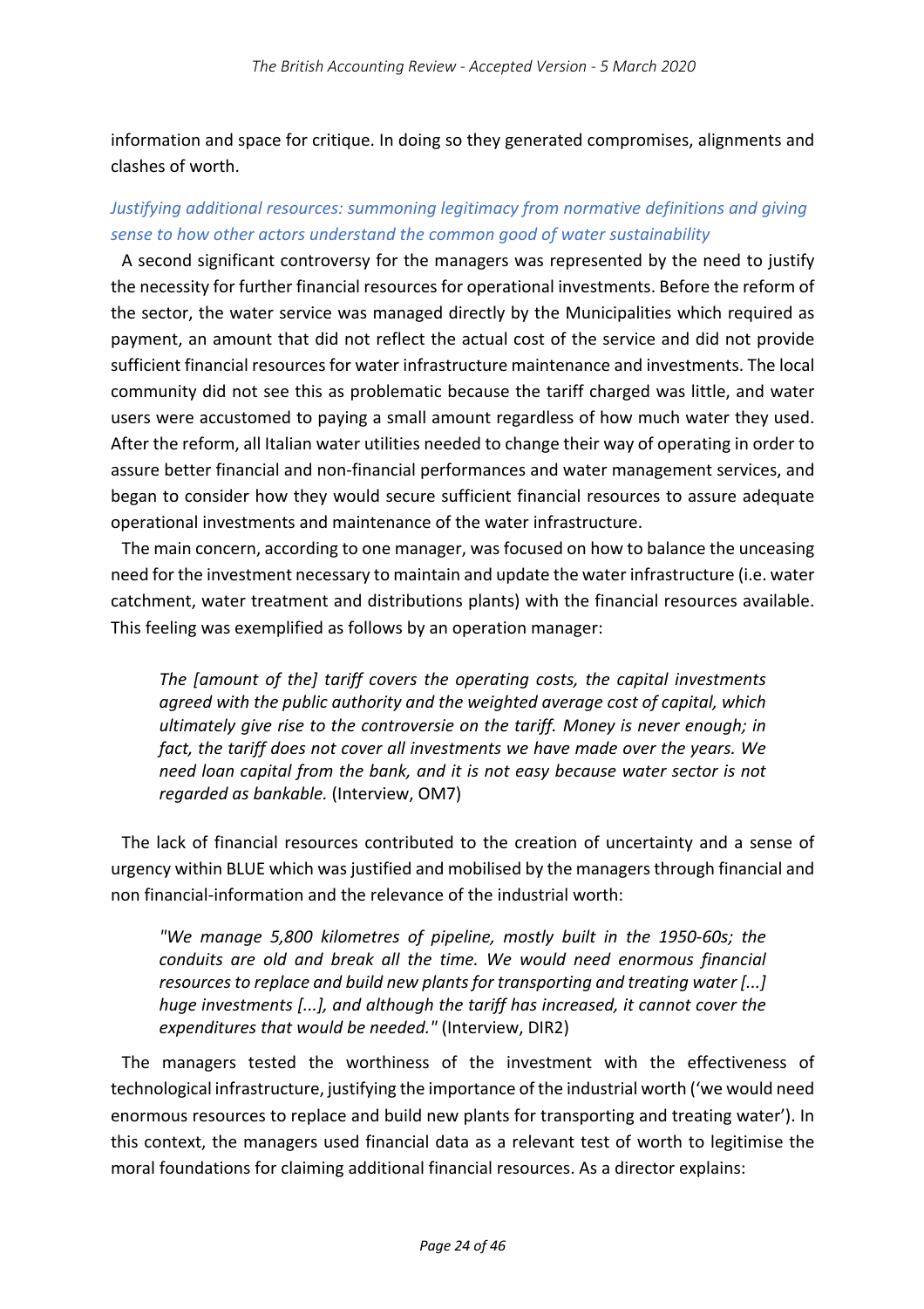information and space for critique. In doing so they generated compromises, alignments and clashes of worth.

### *Justifying additional resources: summoning legitimacy from normative definitions and giving sense to how other actors understand the common good of water sustainability*

A second significant controversy for the managers was represented by the need to justify the necessity for further financial resources for operational investments. Before the reform of the sector, the water service was managed directly by the Municipalities which required as payment, an amount that did not reflect the actual cost of the service and did not provide sufficient financial resources for water infrastructure maintenance and investments. The local community did not see this as problematic because the tariff charged was little, and water users were accustomed to paying a small amount regardless of how much water they used. After the reform, all Italian water utilities needed to change their way of operating in order to assure better financial and non-financial performances and water management services, and began to consider how they would secure sufficient financial resources to assure adequate operational investments and maintenance of the water infrastructure.

The main concern, according to one manager, was focused on how to balance the unceasing need for the investment necessary to maintain and update the water infrastructure (i.e. water catchment, water treatment and distributions plants) with the financial resources available. This feeling was exemplified as follows by an operation manager:

> *The [amount of the] tariff covers the operating costs, the capital investments agreed with the public authority and the weighted average cost of capital, which ultimately give rise to the controversie on the tariff. Money is never enough; in fact, the tariff does not cover all investments we have made over the years. We need loan capital from the bank, and it is not easy because water sector is not regarded as bankable.* (Interview, OM7)

The lack of financial resources contributed to the creation of uncertainty and a sense of urgency within BLUE which was justified and mobilised by the managers through financial and non financial-information and the relevance of the industrial worth:

> *"We manage 5,800 kilometres of pipeline, mostly built in the 1950-60s; the conduits are old and break all the time. We would need enormous financial resources to replace and build new plants for transporting and treating water [...] huge investments [...], and although the tariff has increased, it cannot cover the expenditures that would be needed."* (Interview, DIR2)

The managers tested the worthiness of the investment with the effectiveness of technological infrastructure, justifying the importance of the industrial worth ('we would need enormous resources to replace and build new plants for transporting and treating water'). In this context, the managers used financial data as a relevant test of worth to legitimise the moral foundations for claiming additional financial resources. As a director explains: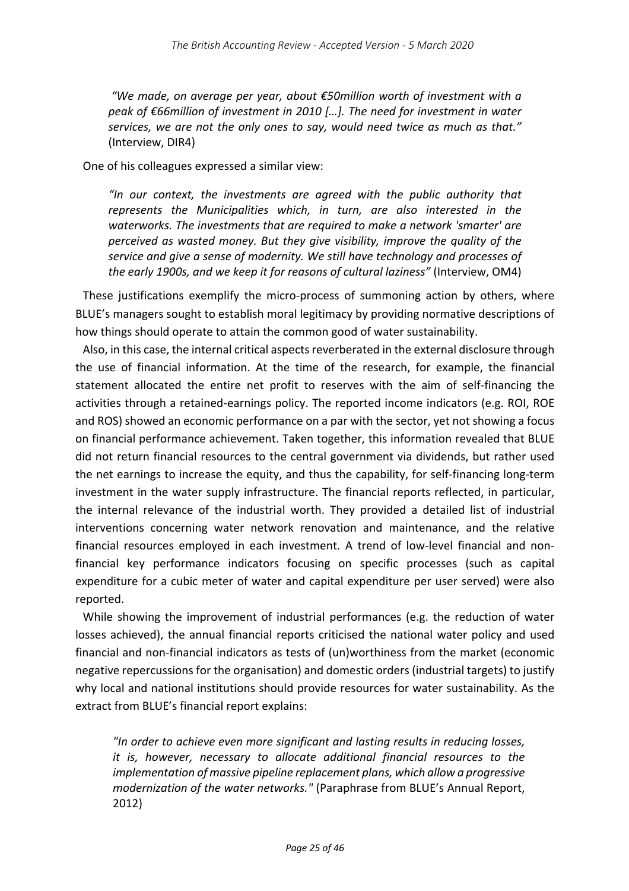*"We made, on average per year, about €50million worth of investment with a peak of €66million of investment in 2010 […]. The need for investment in water services, we are not the only ones to say, would need twice as much as that."* (Interview, DIR4)

One of his colleagues expressed a similar view:

*"In our context, the investments are agreed with the public authority that represents the Municipalities which, in turn, are also interested in the waterworks. The investments that are required to make a network 'smarter' are perceived as wasted money. But they give visibility, improve the quality of the service and give a sense of modernity. We still have technology and processes of the early 1900s, and we keep it for reasons of cultural laziness"* (Interview, OM4)

These justifications exemplify the micro-process of summoning action by others, where BLUE's managers sought to establish moral legitimacy by providing normative descriptions of how things should operate to attain the common good of water sustainability.

Also, in this case, the internal critical aspects reverberated in the external disclosure through the use of financial information. At the time of the research, for example, the financial statement allocated the entire net profit to reserves with the aim of self-financing the activities through a retained-earnings policy. The reported income indicators (e.g. ROI, ROE and ROS) showed an economic performance on a par with the sector, yet not showing a focus on financial performance achievement. Taken together, this information revealed that BLUE did not return financial resources to the central government via dividends, but rather used the net earnings to increase the equity, and thus the capability, for self-financing long-term investment in the water supply infrastructure. The financial reports reflected, in particular, the internal relevance of the industrial worth. They provided a detailed list of industrial interventions concerning water network renovation and maintenance, and the relative financial resources employed in each investment. A trend of low-level financial and non-financial key performance indicators focusing on specific processes (such as capital expenditure for a cubic meter of water and capital expenditure per user served) were also reported.

While showing the improvement of industrial performances (e.g. the reduction of water losses achieved), the annual financial reports criticised the national water policy and used financial and non-financial indicators as tests of (un)worthiness from the market (economic negative repercussions for the organisation) and domestic orders (industrial targets) to justify why local and national institutions should provide resources for water sustainability. As the extract from BLUE's financial report explains:

*"In order to achieve even more significant and lasting results in reducing losses, it is, however, necessary to allocate additional financial resources to the implementation of massive pipeline replacement plans, which allow a progressive modernization of the water networks."* (Paraphrase from BLUE's Annual Report, 2012)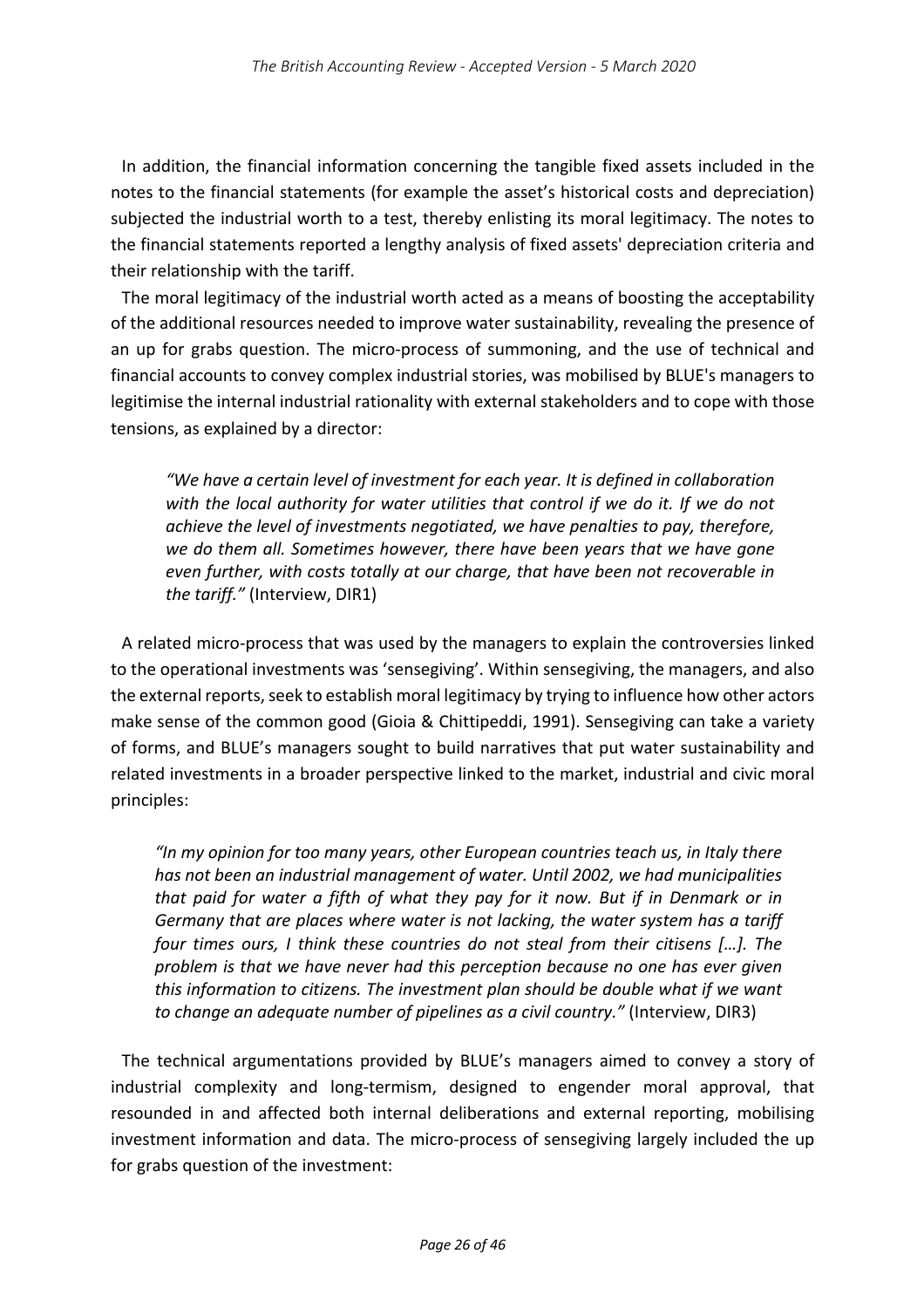In addition, the financial information concerning the tangible fixed assets included in the notes to the financial statements (for example the asset's historical costs and depreciation) subjected the industrial worth to a test, thereby enlisting its moral legitimacy. The notes to the financial statements reported a lengthy analysis of fixed assets' depreciation criteria and their relationship with the tariff.

The moral legitimacy of the industrial worth acted as a means of boosting the acceptability of the additional resources needed to improve water sustainability, revealing the presence of an up for grabs question. The micro-process of summoning, and the use of technical and financial accounts to convey complex industrial stories, was mobilised by BLUE's managers to legitimise the internal industrial rationality with external stakeholders and to cope with those tensions, as explained by a director:

> *"We have a certain level of investment for each year. It is defined in collaboration with the local authority for water utilities that control if we do it. If we do not achieve the level of investments negotiated, we have penalties to pay, therefore, we do them all. Sometimes however, there have been years that we have gone even further, with costs totally at our charge, that have been not recoverable in the tariff."* (Interview, DIR1)

A related micro-process that was used by the managers to explain the controversies linked to the operational investments was 'sensegiving'. Within sensegiving, the managers, and also the external reports, seek to establish moral legitimacy by trying to influence how other actors make sense of the common good (Gioia & Chittipeddi, 1991). Sensegiving can take a variety of forms, and BLUE's managers sought to build narratives that put water sustainability and related investments in a broader perspective linked to the market, industrial and civic moral principles:

> *"In my opinion for too many years, other European countries teach us, in Italy there has not been an industrial management of water. Until 2002, we had municipalities that paid for water a fifth of what they pay for it now. But if in Denmark or in Germany that are places where water is not lacking, the water system has a tariff four times ours, I think these countries do not steal from their citisens […]. The problem is that we have never had this perception because no one has ever given this information to citizens. The investment plan should be double what if we want to change an adequate number of pipelines as a civil country."* (Interview, DIR3)

The technical argumentations provided by BLUE's managers aimed to convey a story of industrial complexity and long-termism, designed to engender moral approval, that resounded in and affected both internal deliberations and external reporting, mobilising investment information and data. The micro-process of sensegiving largely included the up for grabs question of the investment: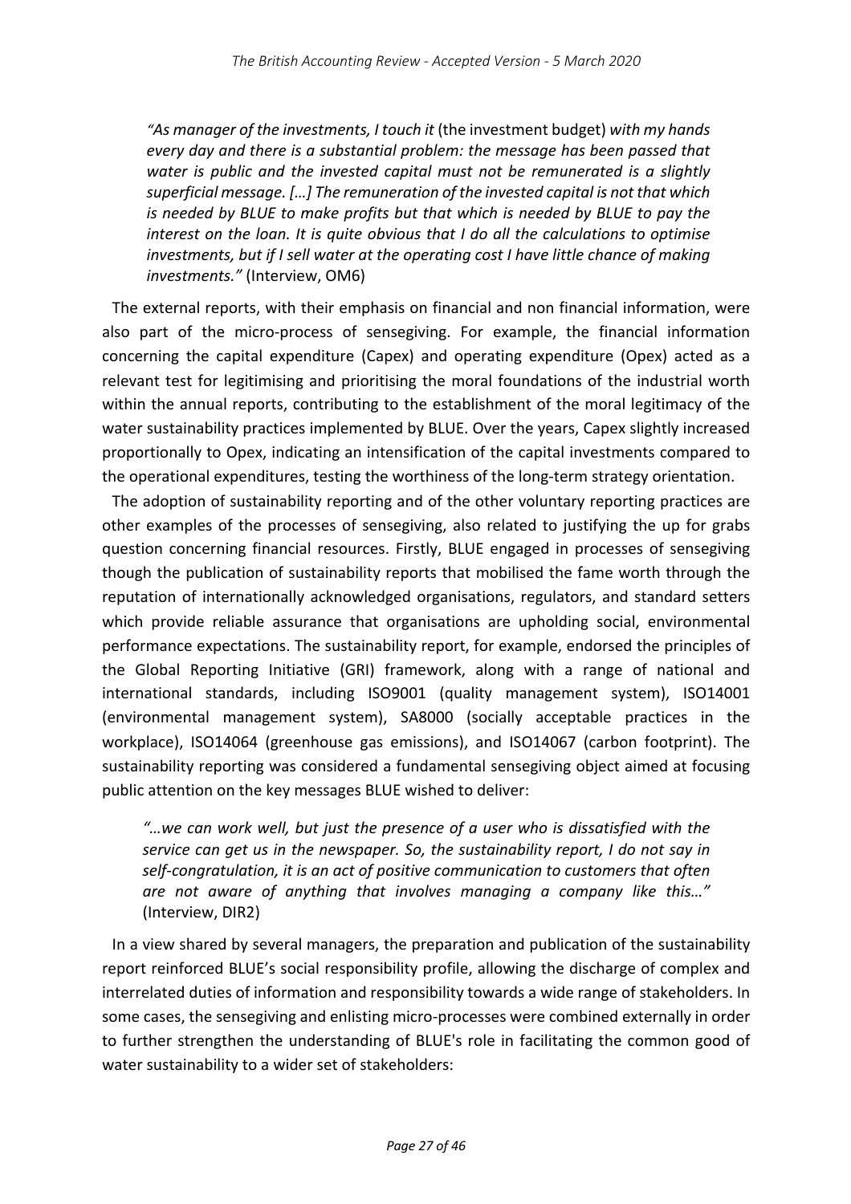*"As manager of the investments, I touch it* (the investment budget) *with my hands every day and there is a substantial problem: the message has been passed that water is public and the invested capital must not be remunerated is a slightly superficial message. […] The remuneration of the invested capital is not that which is needed by BLUE to make profits but that which is needed by BLUE to pay the interest on the loan. It is quite obvious that I do all the calculations to optimise investments, but if I sell water at the operating cost I have little chance of making investments."* (Interview, OM6)

The external reports, with their emphasis on financial and non financial information, were also part of the micro-process of sensegiving. For example, the financial information concerning the capital expenditure (Capex) and operating expenditure (Opex) acted as a relevant test for legitimising and prioritising the moral foundations of the industrial worth within the annual reports, contributing to the establishment of the moral legitimacy of the water sustainability practices implemented by BLUE. Over the years, Capex slightly increased proportionally to Opex, indicating an intensification of the capital investments compared to the operational expenditures, testing the worthiness of the long-term strategy orientation.

The adoption of sustainability reporting and of the other voluntary reporting practices are other examples of the processes of sensegiving, also related to justifying the up for grabs question concerning financial resources. Firstly, BLUE engaged in processes of sensegiving though the publication of sustainability reports that mobilised the fame worth through the reputation of internationally acknowledged organisations, regulators, and standard setters which provide reliable assurance that organisations are upholding social, environmental performance expectations. The sustainability report, for example, endorsed the principles of the Global Reporting Initiative (GRI) framework, along with a range of national and international standards, including ISO9001 (quality management system), ISO14001 (environmental management system), SA8000 (socially acceptable practices in the workplace), ISO14064 (greenhouse gas emissions), and ISO14067 (carbon footprint). The sustainability reporting was considered a fundamental sensegiving object aimed at focusing public attention on the key messages BLUE wished to deliver:

*"…we can work well, but just the presence of a user who is dissatisfied with the service can get us in the newspaper. So, the sustainability report, I do not say in self-congratulation, it is an act of positive communication to customers that often are not aware of anything that involves managing a company like this…"* (Interview, DIR2)

In a view shared by several managers, the preparation and publication of the sustainability report reinforced BLUE's social responsibility profile, allowing the discharge of complex and interrelated duties of information and responsibility towards a wide range of stakeholders. In some cases, the sensegiving and enlisting micro-processes were combined externally in order to further strengthen the understanding of BLUE's role in facilitating the common good of water sustainability to a wider set of stakeholders: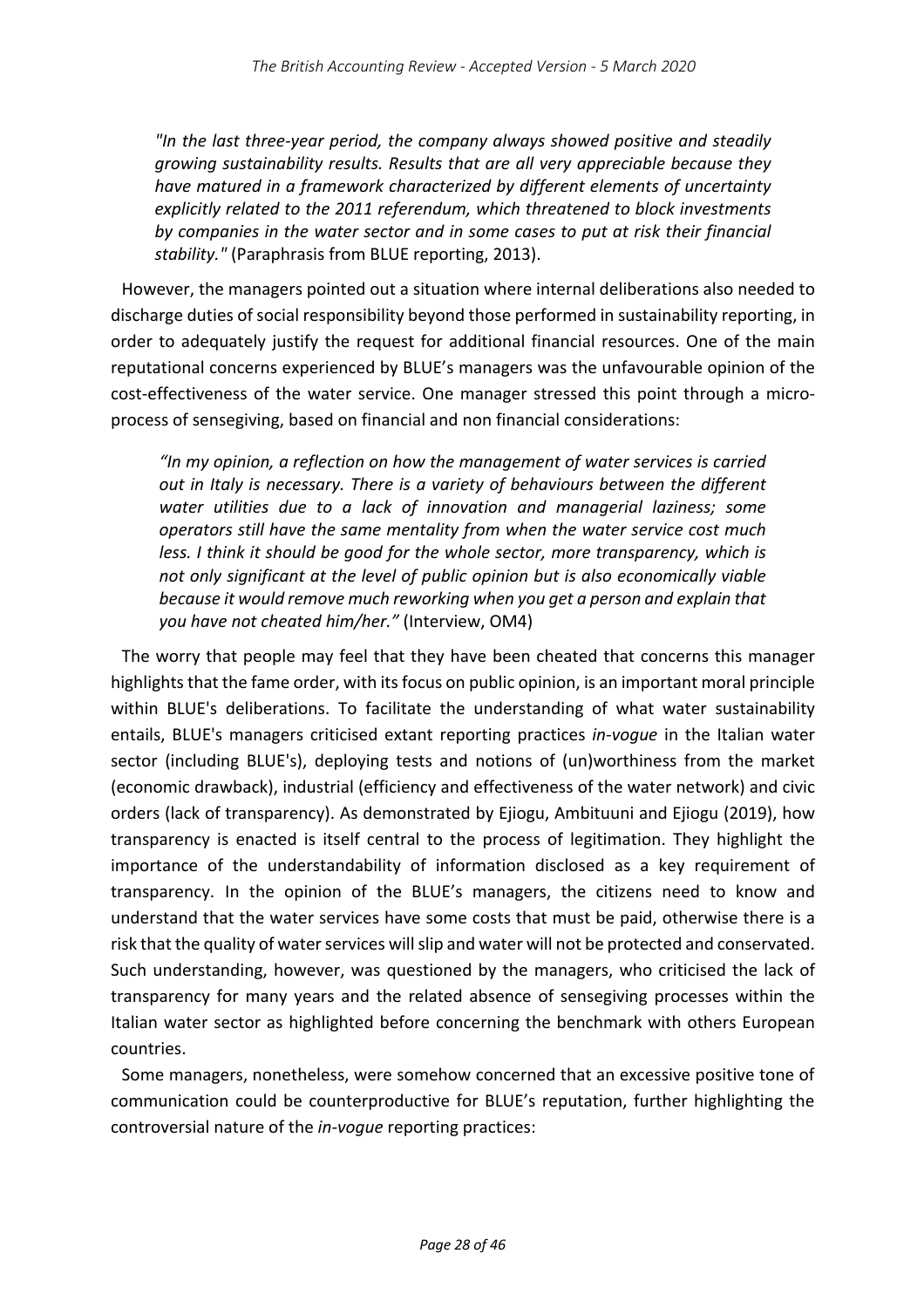*"In the last three-year period, the company always showed positive and steadily growing sustainability results. Results that are all very appreciable because they have matured in a framework characterized by different elements of uncertainty explicitly related to the 2011 referendum, which threatened to block investments by companies in the water sector and in some cases to put at risk their financial stability."* (Paraphrasis from BLUE reporting, 2013).

However, the managers pointed out a situation where internal deliberations also needed to discharge duties of social responsibility beyond those performed in sustainability reporting, in order to adequately justify the request for additional financial resources. One of the main reputational concerns experienced by BLUE's managers was the unfavourable opinion of the cost-effectiveness of the water service. One manager stressed this point through a micro-process of sensegiving, based on financial and non financial considerations:

*"In my opinion, a reflection on how the management of water services is carried out in Italy is necessary. There is a variety of behaviours between the different water utilities due to a lack of innovation and managerial laziness; some operators still have the same mentality from when the water service cost much less. I think it should be good for the whole sector, more transparency, which is not only significant at the level of public opinion but is also economically viable because it would remove much reworking when you get a person and explain that you have not cheated him/her."* (Interview, OM4)

The worry that people may feel that they have been cheated that concerns this manager highlights that the fame order, with its focus on public opinion, is an important moral principle within BLUE's deliberations. To facilitate the understanding of what water sustainability entails, BLUE's managers criticised extant reporting practices *in-vogue* in the Italian water sector (including BLUE's), deploying tests and notions of (un)worthiness from the market (economic drawback), industrial (efficiency and effectiveness of the water network) and civic orders (lack of transparency). As demonstrated by Ejiogu, Ambituuni and Ejiogu (2019), how transparency is enacted is itself central to the process of legitimation. They highlight the importance of the understandability of information disclosed as a key requirement of transparency. In the opinion of the BLUE's managers, the citizens need to know and understand that the water services have some costs that must be paid, otherwise there is a risk that the quality of water services will slip and water will not be protected and conservated. Such understanding, however, was questioned by the managers, who criticised the lack of transparency for many years and the related absence of sensegiving processes within the Italian water sector as highlighted before concerning the benchmark with others European countries.

Some managers, nonetheless, were somehow concerned that an excessive positive tone of communication could be counterproductive for BLUE's reputation, further highlighting the controversial nature of the *in-vogue* reporting practices: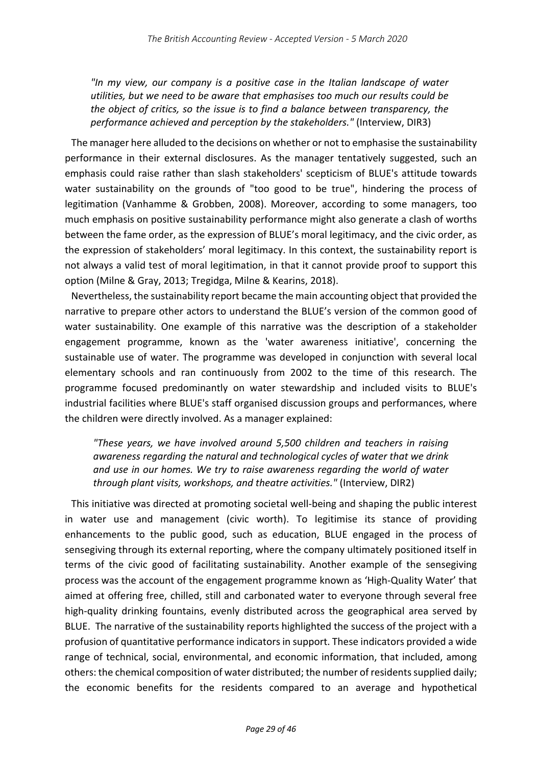*"In my view, our company is a positive case in the Italian landscape of water utilities, but we need to be aware that emphasises too much our results could be the object of critics, so the issue is to find a balance between transparency, the performance achieved and perception by the stakeholders."* (Interview, DIR3)

The manager here alluded to the decisions on whether or not to emphasise the sustainability performance in their external disclosures. As the manager tentatively suggested, such an emphasis could raise rather than slash stakeholders' scepticism of BLUE's attitude towards water sustainability on the grounds of "too good to be true", hindering the process of legitimation (Vanhamme & Grobben, 2008). Moreover, according to some managers, too much emphasis on positive sustainability performance might also generate a clash of worths between the fame order, as the expression of BLUE's moral legitimacy, and the civic order, as the expression of stakeholders' moral legitimacy. In this context, the sustainability report is not always a valid test of moral legitimation, in that it cannot provide proof to support this option (Milne & Gray, 2013; Tregidga, Milne & Kearins, 2018).

Nevertheless, the sustainability report became the main accounting object that provided the narrative to prepare other actors to understand the BLUE's version of the common good of water sustainability. One example of this narrative was the description of a stakeholder engagement programme, known as the 'water awareness initiative', concerning the sustainable use of water. The programme was developed in conjunction with several local elementary schools and ran continuously from 2002 to the time of this research. The programme focused predominantly on water stewardship and included visits to BLUE's industrial facilities where BLUE's staff organised discussion groups and performances, where the children were directly involved. As a manager explained:

*"These years, we have involved around 5,500 children and teachers in raising awareness regarding the natural and technological cycles of water that we drink and use in our homes. We try to raise awareness regarding the world of water through plant visits, workshops, and theatre activities."* (Interview, DIR2)

This initiative was directed at promoting societal well-being and shaping the public interest in water use and management (civic worth). To legitimise its stance of providing enhancements to the public good, such as education, BLUE engaged in the process of sensegiving through its external reporting, where the company ultimately positioned itself in terms of the civic good of facilitating sustainability. Another example of the sensegiving process was the account of the engagement programme known as 'High-Quality Water' that aimed at offering free, chilled, still and carbonated water to everyone through several free high-quality drinking fountains, evenly distributed across the geographical area served by BLUE. The narrative of the sustainability reports highlighted the success of the project with a profusion of quantitative performance indicators in support. These indicators provided a wide range of technical, social, environmental, and economic information, that included, among others: the chemical composition of water distributed; the number of residents supplied daily; the economic benefits for the residents compared to an average and hypothetical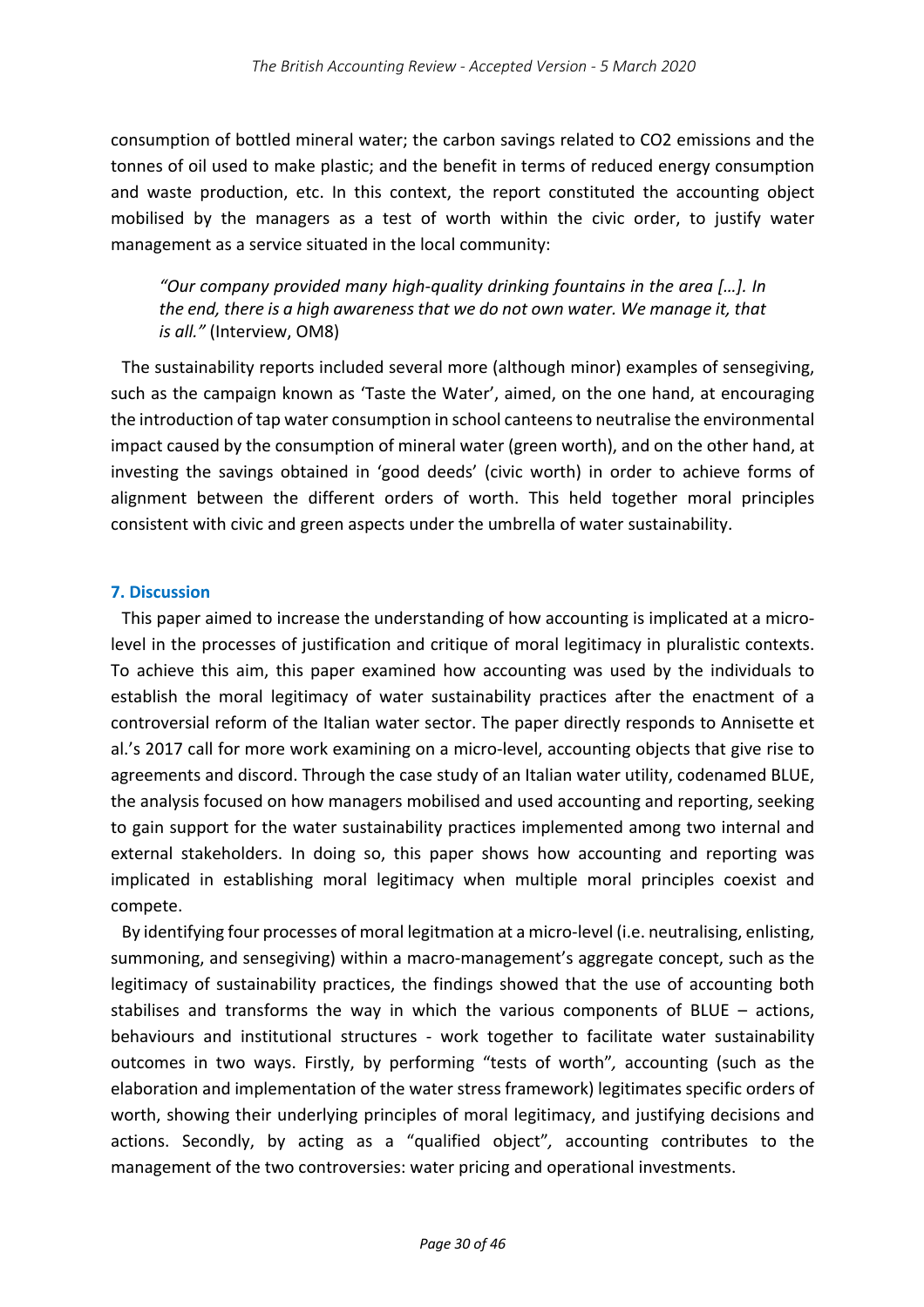consumption of bottled mineral water; the carbon savings related to $CO_2$ emissions and the tonnes of oil used to make plastic; and the benefit in terms of reduced energy consumption and waste production, etc. In this context, the report constituted the accounting object mobilised by the managers as a test of worth within the civic order, to justify water management as a service situated in the local community:

> *"Our company provided many high-quality drinking fountains in the area […]. In the end, there is a high awareness that we do not own water. We manage it, that is all."* (Interview, OM8)

The sustainability reports included several more (although minor) examples of sensegiving, such as the campaign known as 'Taste the Water', aimed, on the one hand, at encouraging the introduction of tap water consumption in school canteens to neutralise the environmental impact caused by the consumption of mineral water (green worth), and on the other hand, at investing the savings obtained in 'good deeds' (civic worth) in order to achieve forms of alignment between the different orders of worth. This held together moral principles consistent with civic and green aspects under the umbrella of water sustainability.

## 7. Discussion

This paper aimed to increase the understanding of how accounting is implicated at a micro-level in the processes of justification and critique of moral legitimacy in pluralistic contexts. To achieve this aim, this paper examined how accounting was used by the individuals to establish the moral legitimacy of water sustainability practices after the enactment of a controversial reform of the Italian water sector. The paper directly responds to Annisette et al.'s 2017 call for more work examining on a micro-level, accounting objects that give rise to agreements and discord. Through the case study of an Italian water utility, codenamed BLUE, the analysis focused on how managers mobilised and used accounting and reporting, seeking to gain support for the water sustainability practices implemented among two internal and external stakeholders. In doing so, this paper shows how accounting and reporting was implicated in establishing moral legitimacy when multiple moral principles coexist and compete.

By identifying four processes of moral legitmation at a micro-level (i.e. neutralising, enlisting, summoning, and sensegiving) within a macro-management's aggregate concept, such as the legitimacy of sustainability practices, the findings showed that the use of accounting both stabilises and transforms the way in which the various components of BLUE – actions, behaviours and institutional structures - work together to facilitate water sustainability outcomes in two ways. Firstly, by performing "tests of worth"*,* accounting (such as the elaboration and implementation of the water stress framework) legitimates specific orders of worth, showing their underlying principles of moral legitimacy, and justifying decisions and actions. Secondly, by acting as a "qualified object"*,* accounting contributes to the management of the two controversies: water pricing and operational investments.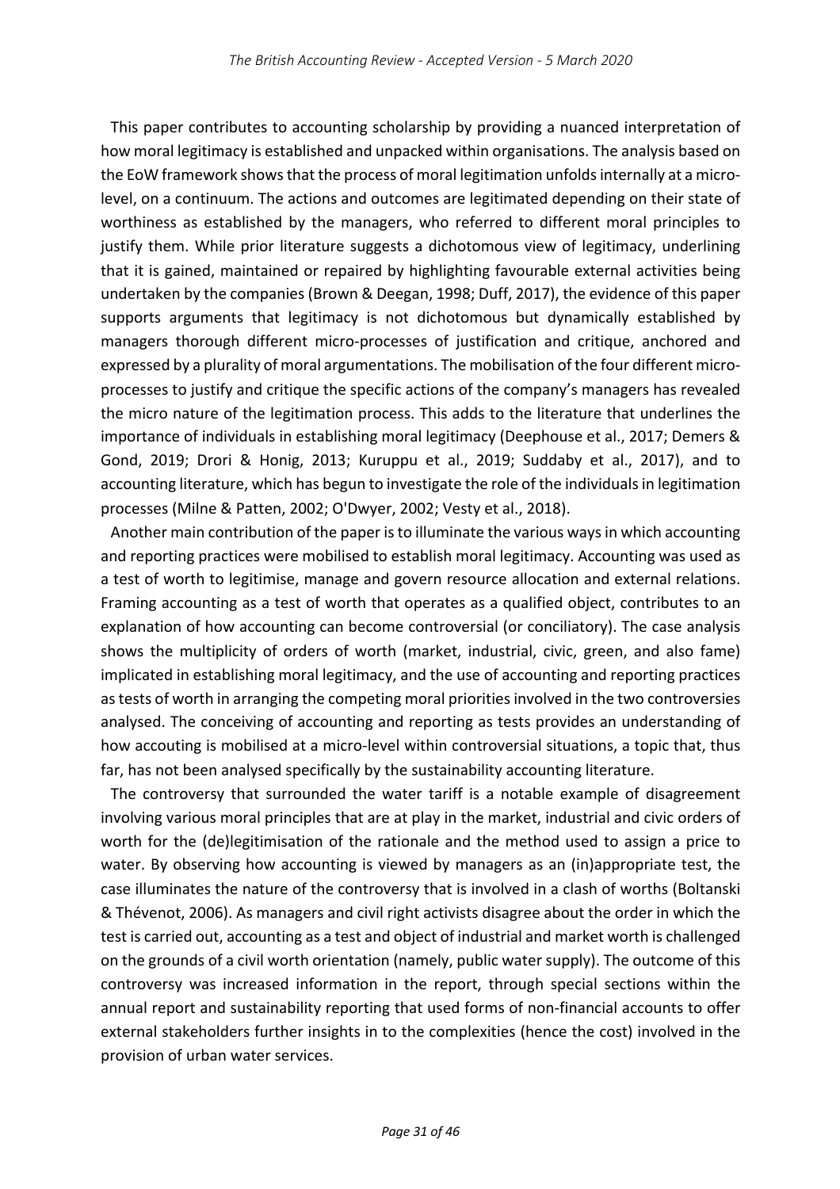This paper contributes to accounting scholarship by providing a nuanced interpretation of how moral legitimacy is established and unpacked within organisations. The analysis based on the EoW framework shows that the process of moral legitimation unfolds internally at a micro-level, on a continuum. The actions and outcomes are legitimated depending on their state of worthiness as established by the managers, who referred to different moral principles to justify them. While prior literature suggests a dichotomous view of legitimacy, underlining that it is gained, maintained or repaired by highlighting favourable external activities being undertaken by the companies (Brown & Deegan, 1998; Duff, 2017), the evidence of this paper supports arguments that legitimacy is not dichotomous but dynamically established by managers thorough different micro-processes of justification and critique, anchored and expressed by a plurality of moral argumentations. The mobilisation of the four different micro-processes to justify and critique the specific actions of the company's managers has revealed the micro nature of the legitimation process. This adds to the literature that underlines the importance of individuals in establishing moral legitimacy (Deephouse et al., 2017; Demers & Gond, 2019; Drori & Honig, 2013; Kuruppu et al., 2019; Suddaby et al., 2017), and to accounting literature, which has begun to investigate the role of the individuals in legitimation processes (Milne & Patten, 2002; O'Dwyer, 2002; Vesty et al., 2018).

Another main contribution of the paper is to illuminate the various ways in which accounting and reporting practices were mobilised to establish moral legitimacy. Accounting was used as a test of worth to legitimise, manage and govern resource allocation and external relations. Framing accounting as a test of worth that operates as a qualified object, contributes to an explanation of how accounting can become controversial (or conciliatory). The case analysis shows the multiplicity of orders of worth (market, industrial, civic, green, and also fame) implicated in establishing moral legitimacy, and the use of accounting and reporting practices as tests of worth in arranging the competing moral priorities involved in the two controversies analysed. The conceiving of accounting and reporting as tests provides an understanding of how accouting is mobilised at a micro-level within controversial situations, a topic that, thus far, has not been analysed specifically by the sustainability accounting literature.

The controversy that surrounded the water tariff is a notable example of disagreement involving various moral principles that are at play in the market, industrial and civic orders of worth for the (de)legitimisation of the rationale and the method used to assign a price to water. By observing how accounting is viewed by managers as an (in)appropriate test, the case illuminates the nature of the controversy that is involved in a clash of worths (Boltanski & Thévenot, 2006). As managers and civil right activists disagree about the order in which the test is carried out, accounting as a test and object of industrial and market worth is challenged on the grounds of a civil worth orientation (namely, public water supply). The outcome of this controversy was increased information in the report, through special sections within the annual report and sustainability reporting that used forms of non-financial accounts to offer external stakeholders further insights in to the complexities (hence the cost) involved in the provision of urban water services.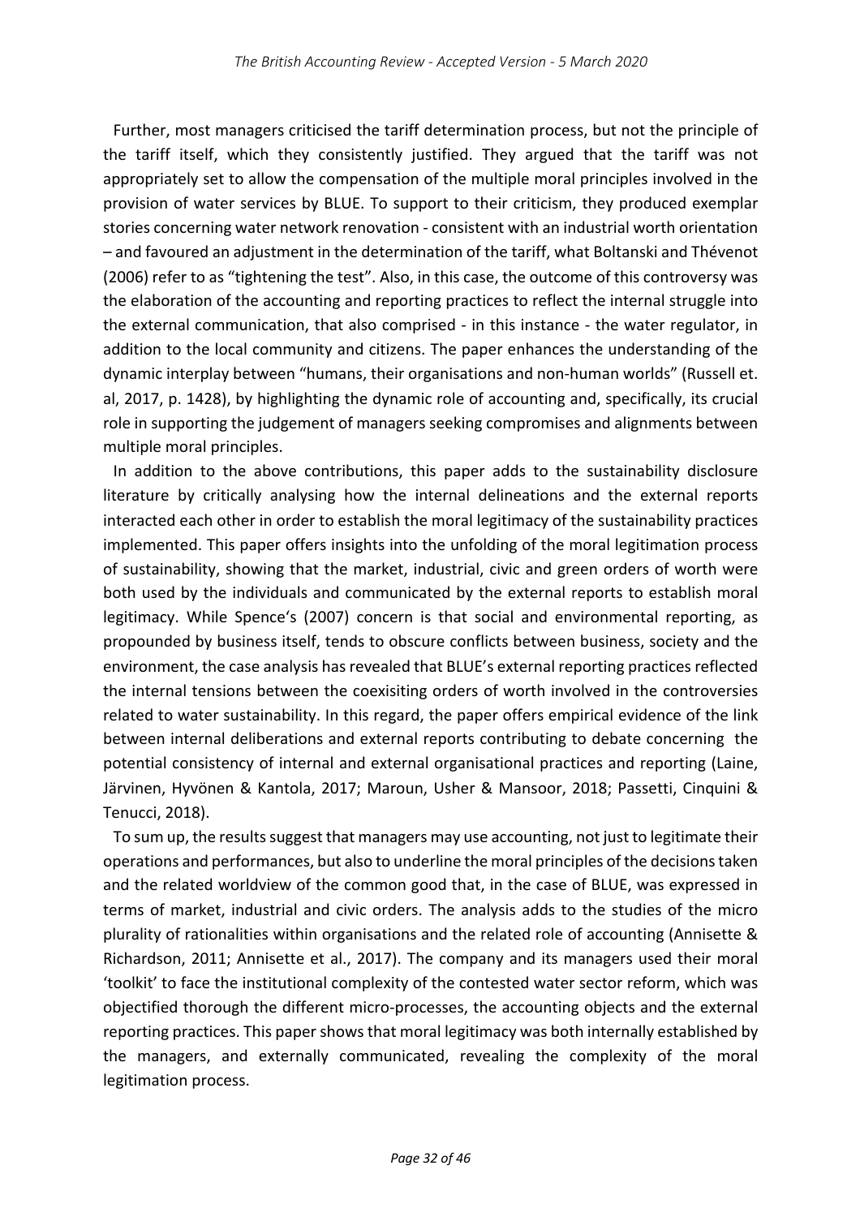Further, most managers criticised the tariff determination process, but not the principle of the tariff itself, which they consistently justified. They argued that the tariff was not appropriately set to allow the compensation of the multiple moral principles involved in the provision of water services by BLUE. To support to their criticism, they produced exemplar stories concerning water network renovation - consistent with an industrial worth orientation – and favoured an adjustment in the determination of the tariff, what Boltanski and Thévenot (2006) refer to as "tightening the test". Also, in this case, the outcome of this controversy was the elaboration of the accounting and reporting practices to reflect the internal struggle into the external communication, that also comprised - in this instance - the water regulator, in addition to the local community and citizens. The paper enhances the understanding of the dynamic interplay between "humans, their organisations and non-human worlds" (Russell et. al, 2017, p. 1428), by highlighting the dynamic role of accounting and, specifically, its crucial role in supporting the judgement of managers seeking compromises and alignments between multiple moral principles.

In addition to the above contributions, this paper adds to the sustainability disclosure literature by critically analysing how the internal delineations and the external reports interacted each other in order to establish the moral legitimacy of the sustainability practices implemented. This paper offers insights into the unfolding of the moral legitimation process of sustainability, showing that the market, industrial, civic and green orders of worth were both used by the individuals and communicated by the external reports to establish moral legitimacy. While Spence's (2007) concern is that social and environmental reporting, as propounded by business itself, tends to obscure conflicts between business, society and the environment, the case analysis has revealed that BLUE's external reporting practices reflected the internal tensions between the coexisiting orders of worth involved in the controversies related to water sustainability. In this regard, the paper offers empirical evidence of the link between internal deliberations and external reports contributing to debate concerning the potential consistency of internal and external organisational practices and reporting (Laine, Järvinen, Hyvönen & Kantola, 2017; Maroun, Usher & Mansoor, 2018; Passetti, Cinquini & Tenucci, 2018).

To sum up, the results suggest that managers may use accounting, not just to legitimate their operations and performances, but also to underline the moral principles of the decisions taken and the related worldview of the common good that, in the case of BLUE, was expressed in terms of market, industrial and civic orders. The analysis adds to the studies of the micro plurality of rationalities within organisations and the related role of accounting (Annisette & Richardson, 2011; Annisette et al., 2017). The company and its managers used their moral 'toolkit' to face the institutional complexity of the contested water sector reform, which was objectified thorough the different micro-processes, the accounting objects and the external reporting practices. This paper shows that moral legitimacy was both internally established by the managers, and externally communicated, revealing the complexity of the moral legitimation process.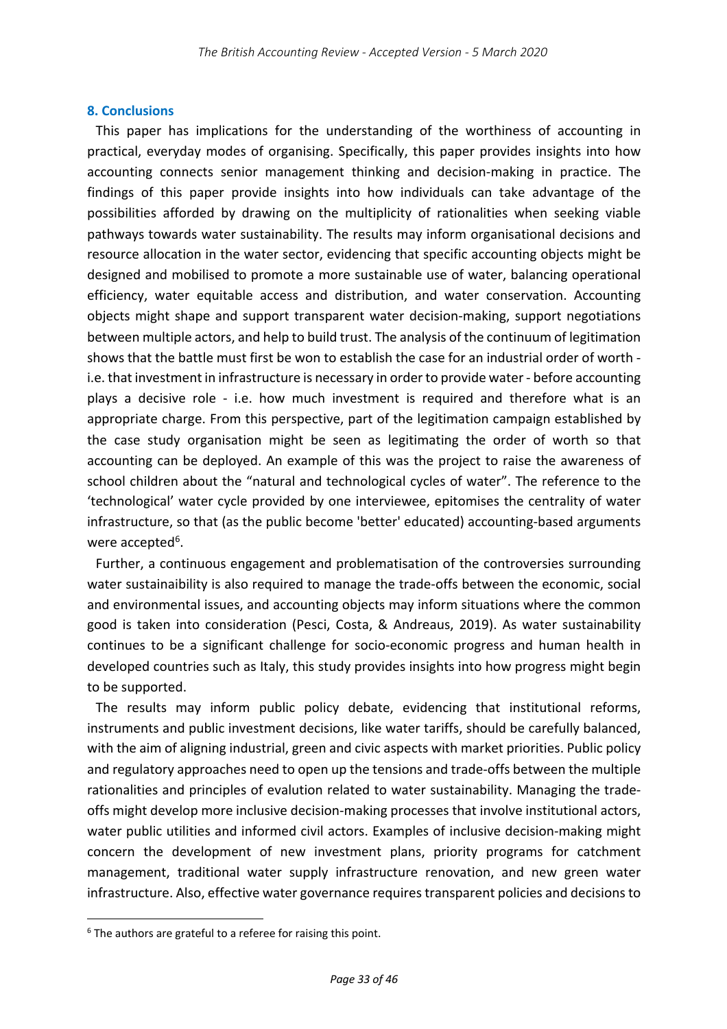## 8. Conclusions

This paper has implications for the understanding of the worthiness of accounting in practical, everyday modes of organising. Specifically, this paper provides insights into how accounting connects senior management thinking and decision-making in practice. The findings of this paper provide insights into how individuals can take advantage of the possibilities afforded by drawing on the multiplicity of rationalities when seeking viable pathways towards water sustainability. The results may inform organisational decisions and resource allocation in the water sector, evidencing that specific accounting objects might be designed and mobilised to promote a more sustainable use of water, balancing operational efficiency, water equitable access and distribution, and water conservation. Accounting objects might shape and support transparent water decision-making, support negotiations between multiple actors, and help to build trust. The analysis of the continuum of legitimation shows that the battle must first be won to establish the case for an industrial order of worth - i.e. that investment in infrastructure is necessary in order to provide water - before accounting plays a decisive role - i.e. how much investment is required and therefore what is an appropriate charge. From this perspective, part of the legitimation campaign established by the case study organisation might be seen as legitimating the order of worth so that accounting can be deployed. An example of this was the project to raise the awareness of school children about the "natural and technological cycles of water". The reference to the 'technological' water cycle provided by one interviewee, epitomises the centrality of water infrastructure, so that (as the public become 'better' educated) accounting-based arguments were accepted[6].

Further, a continuous engagement and problematisation of the controversies surrounding water sustainaibility is also required to manage the trade-offs between the economic, social and environmental issues, and accounting objects may inform situations where the common good is taken into consideration (Pesci, Costa, & Andreaus, 2019). As water sustainability continues to be a significant challenge for socio-economic progress and human health in developed countries such as Italy, this study provides insights into how progress might begin to be supported.

The results may inform public policy debate, evidencing that institutional reforms, instruments and public investment decisions, like water tariffs, should be carefully balanced, with the aim of aligning industrial, green and civic aspects with market priorities. Public policy and regulatory approaches need to open up the tensions and trade-offs between the multiple rationalities and principles of evalution related to water sustainability. Managing the trade-offs might develop more inclusive decision-making processes that involve institutional actors, water public utilities and informed civil actors. Examples of inclusive decision-making might concern the development of new investment plans, priority programs for catchment management, traditional water supply infrastructure renovation, and new green water infrastructure. Also, effective water governance requires transparent policies and decisions to

[6] The authors are grateful to a referee for raising this point.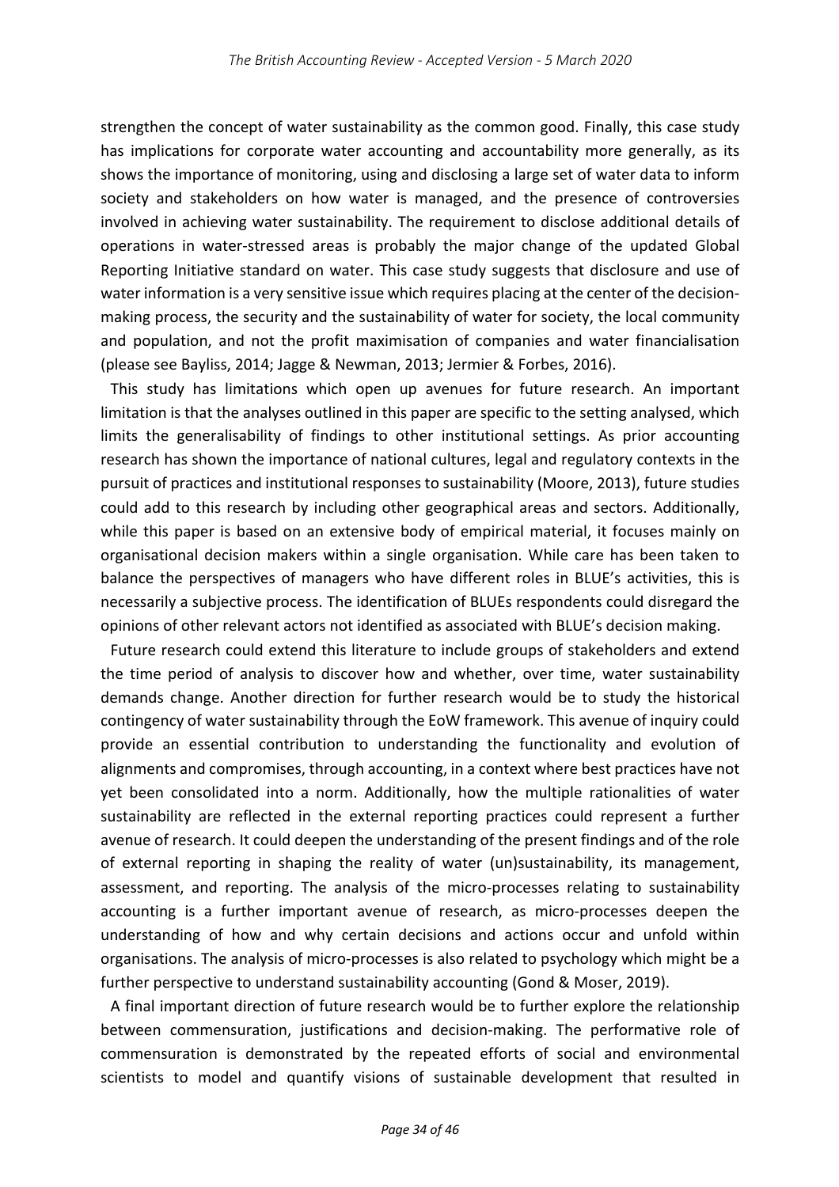strengthen the concept of water sustainability as the common good. Finally, this case study has implications for corporate water accounting and accountability more generally, as its shows the importance of monitoring, using and disclosing a large set of water data to inform society and stakeholders on how water is managed, and the presence of controversies involved in achieving water sustainability. The requirement to disclose additional details of operations in water-stressed areas is probably the major change of the updated Global Reporting Initiative standard on water. This case study suggests that disclosure and use of water information is a very sensitive issue which requires placing at the center of the decision-making process, the security and the sustainability of water for society, the local community and population, and not the profit maximisation of companies and water financialisation (please see Bayliss, 2014; Jagge & Newman, 2013; Jermier & Forbes, 2016).

This study has limitations which open up avenues for future research. An important limitation is that the analyses outlined in this paper are specific to the setting analysed, which limits the generalisability of findings to other institutional settings. As prior accounting research has shown the importance of national cultures, legal and regulatory contexts in the pursuit of practices and institutional responses to sustainability (Moore, 2013), future studies could add to this research by including other geographical areas and sectors. Additionally, while this paper is based on an extensive body of empirical material, it focuses mainly on organisational decision makers within a single organisation. While care has been taken to balance the perspectives of managers who have different roles in BLUE's activities, this is necessarily a subjective process. The identification of BLUEs respondents could disregard the opinions of other relevant actors not identified as associated with BLUE's decision making.

Future research could extend this literature to include groups of stakeholders and extend the time period of analysis to discover how and whether, over time, water sustainability demands change. Another direction for further research would be to study the historical contingency of water sustainability through the EoW framework. This avenue of inquiry could provide an essential contribution to understanding the functionality and evolution of alignments and compromises, through accounting, in a context where best practices have not yet been consolidated into a norm. Additionally, how the multiple rationalities of water sustainability are reflected in the external reporting practices could represent a further avenue of research. It could deepen the understanding of the present findings and of the role of external reporting in shaping the reality of water (un)sustainability, its management, assessment, and reporting. The analysis of the micro-processes relating to sustainability accounting is a further important avenue of research, as micro-processes deepen the understanding of how and why certain decisions and actions occur and unfold within organisations. The analysis of micro-processes is also related to psychology which might be a further perspective to understand sustainability accounting (Gond & Moser, 2019).

A final important direction of future research would be to further explore the relationship between commensuration, justifications and decision-making. The performative role of commensuration is demonstrated by the repeated efforts of social and environmental scientists to model and quantify visions of sustainable development that resulted in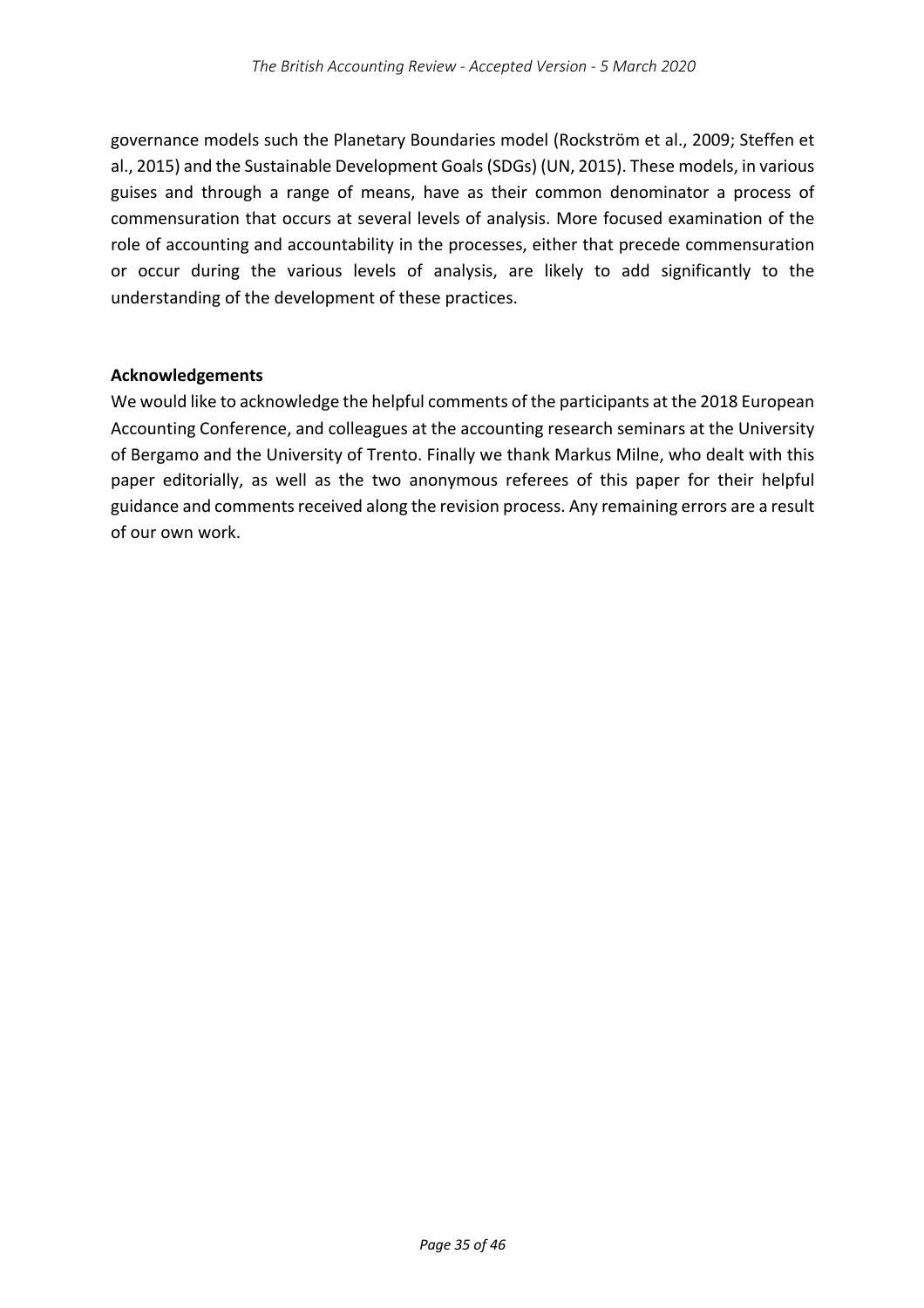governance models such the Planetary Boundaries model (Rockström et al., 2009; Steffen et al., 2015) and the Sustainable Development Goals (SDGs) (UN, 2015). These models, in various guises and through a range of means, have as their common denominator a process of commensuration that occurs at several levels of analysis. More focused examination of the role of accounting and accountability in the processes, either that precede commensuration or occur during the various levels of analysis, are likely to add significantly to the understanding of the development of these practices.

**Acknowledgements**

We would like to acknowledge the helpful comments of the participants at the 2018 European Accounting Conference, and colleagues at the accounting research seminars at the University of Bergamo and the University of Trento. Finally we thank Markus Milne, who dealt with this paper editorially, as well as the two anonymous referees of this paper for their helpful guidance and comments received along the revision process. Any remaining errors are a result of our own work.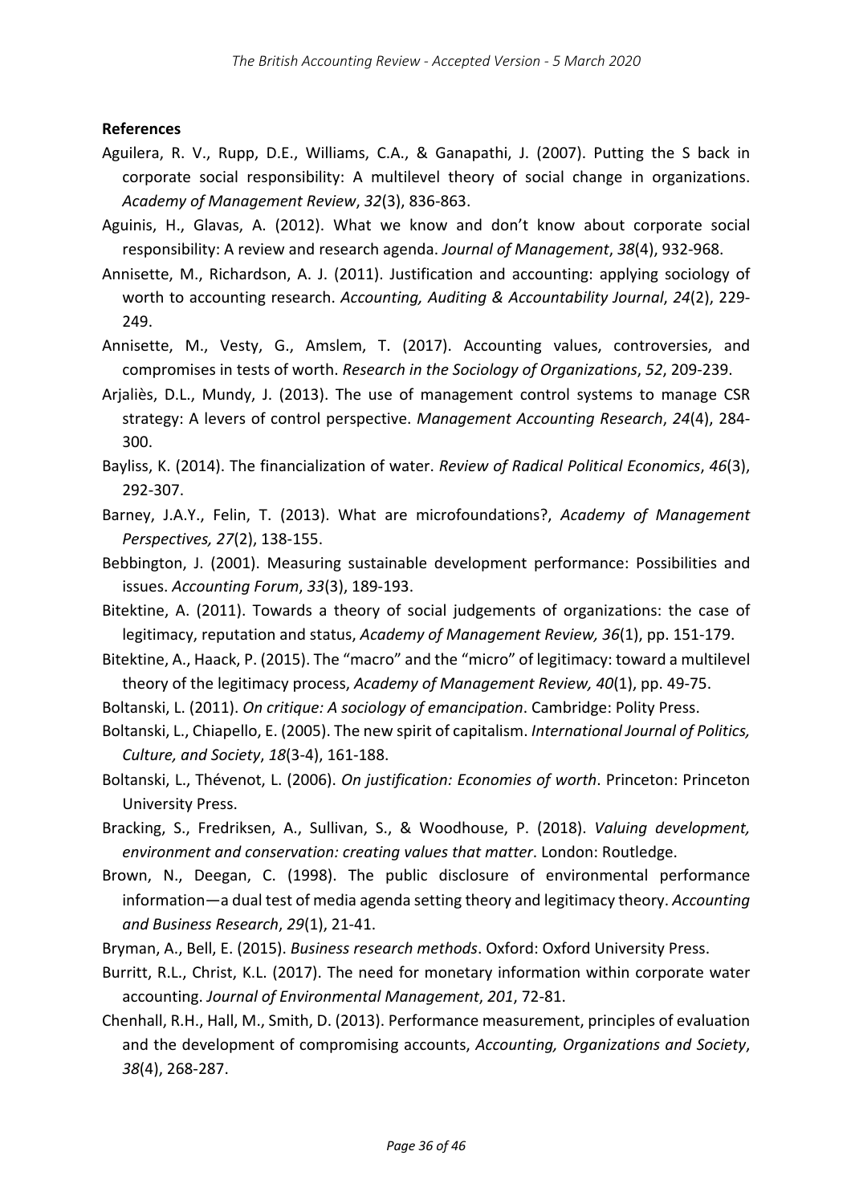**References**

Aguilera, R. V., Rupp, D.E., Williams, C.A., & Ganapathi, J. (2007). Putting the S back in corporate social responsibility: A multilevel theory of social change in organizations. *Academy of Management Review*, *32*(3), 836-863.

Aguinis, H., Glavas, A. (2012). What we know and don't know about corporate social responsibility: A review and research agenda. *Journal of Management*, *38*(4), 932-968.

Annisette, M., Richardson, A. J. (2011). Justification and accounting: applying sociology of worth to accounting research. *Accounting, Auditing & Accountability Journal*, *24*(2), 229-249.

Annisette, M., Vesty, G., Amslem, T. (2017). Accounting values, controversies, and compromises in tests of worth. *Research in the Sociology of Organizations*, *52*, 209-239.

Arjaliès, D.L., Mundy, J. (2013). The use of management control systems to manage CSR strategy: A levers of control perspective. *Management Accounting Research*, *24*(4), 284-300.

Bayliss, K. (2014). The financialization of water. *Review of Radical Political Economics*, *46*(3), 292-307.

Barney, J.A.Y., Felin, T. (2013). What are microfoundations?, *Academy of Management Perspectives, 27*(2), 138-155.

Bebbington, J. (2001). Measuring sustainable development performance: Possibilities and issues. *Accounting Forum*, *33*(3), 189-193.

Bitektine, A. (2011). Towards a theory of social judgements of organizations: the case of legitimacy, reputation and status, *Academy of Management Review, 36*(1), pp. 151-179.

Bitektine, A., Haack, P. (2015). The "macro" and the "micro" of legitimacy: toward a multilevel theory of the legitimacy process, *Academy of Management Review, 40*(1), pp. 49-75.

Boltanski, L. (2011). *On critique: A sociology of emancipation*. Cambridge: Polity Press.

Boltanski, L., Chiapello, E. (2005). The new spirit of capitalism. *International Journal of Politics, Culture, and Society*, *18*(3-4), 161-188.

Boltanski, L., Thévenot, L. (2006). *On justification: Economies of worth*. Princeton: Princeton University Press.

Bracking, S., Fredriksen, A., Sullivan, S., & Woodhouse, P. (2018). *Valuing development, environment and conservation: creating values that matter*. London: Routledge.

Brown, N., Deegan, C. (1998). The public disclosure of environmental performance information—a dual test of media agenda setting theory and legitimacy theory. *Accounting and Business Research*, *29*(1), 21-41.

Bryman, A., Bell, E. (2015). *Business research methods*. Oxford: Oxford University Press.

Burritt, R.L., Christ, K.L. (2017). The need for monetary information within corporate water accounting. *Journal of Environmental Management*, *201*, 72-81.

Chenhall, R.H., Hall, M., Smith, D. (2013). Performance measurement, principles of evaluation and the development of compromising accounts, *Accounting, Organizations and Society*, *38*(4), 268-287.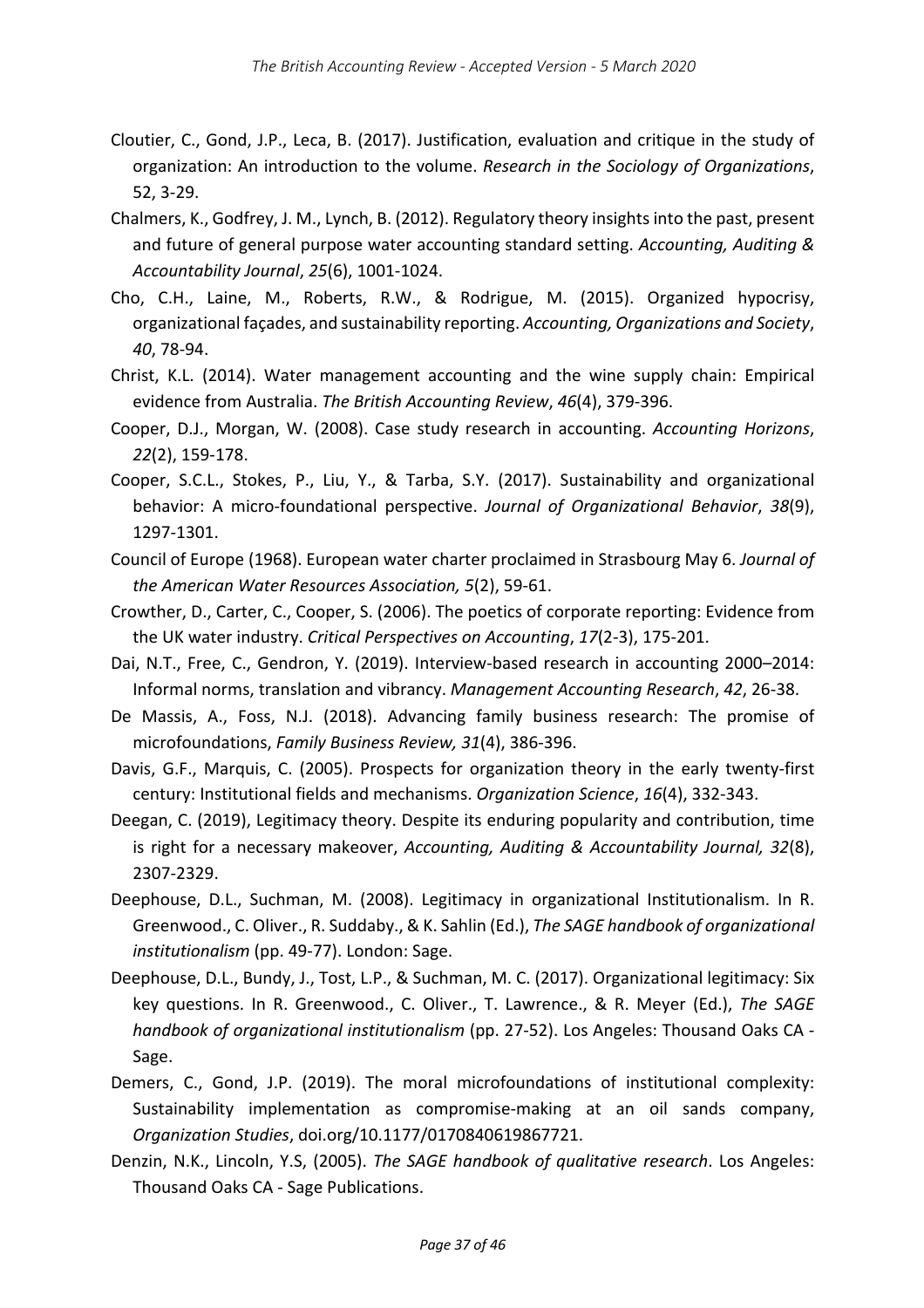Cloutier, C., Gond, J.P., Leca, B. (2017). Justification, evaluation and critique in the study of organization: An introduction to the volume. *Research in the Sociology of Organizations*, 52, 3-29.

Chalmers, K., Godfrey, J. M., Lynch, B. (2012). Regulatory theory insights into the past, present and future of general purpose water accounting standard setting. *Accounting, Auditing & Accountability Journal*, *25*(6), 1001-1024.

Cho, C.H., Laine, M., Roberts, R.W., & Rodrigue, M. (2015). Organized hypocrisy, organizational façades, and sustainability reporting. *Accounting, Organizations and Society*, *40*, 78-94.

Christ, K.L. (2014). Water management accounting and the wine supply chain: Empirical evidence from Australia. *The British Accounting Review*, *46*(4), 379-396.

Cooper, D.J., Morgan, W. (2008). Case study research in accounting. *Accounting Horizons*, *22*(2), 159-178.

Cooper, S.C.L., Stokes, P., Liu, Y., & Tarba, S.Y. (2017). Sustainability and organizational behavior: A micro-foundational perspective. *Journal of Organizational Behavior*, *38*(9), 1297-1301.

Council of Europe (1968). European water charter proclaimed in Strasbourg May 6. *Journal of the American Water Resources Association, 5*(2), 59-61.

Crowther, D., Carter, C., Cooper, S. (2006). The poetics of corporate reporting: Evidence from the UK water industry. *Critical Perspectives on Accounting*, *17*(2-3), 175-201.

Dai, N.T., Free, C., Gendron, Y. (2019). Interview-based research in accounting 2000–2014: Informal norms, translation and vibrancy. *Management Accounting Research*, *42*, 26-38.

De Massis, A., Foss, N.J. (2018). Advancing family business research: The promise of microfoundations, *Family Business Review, 31*(4), 386-396.

Davis, G.F., Marquis, C. (2005). Prospects for organization theory in the early twenty-first century: Institutional fields and mechanisms. *Organization Science*, *16*(4), 332-343.

Deegan, C. (2019), Legitimacy theory. Despite its enduring popularity and contribution, time is right for a necessary makeover, *Accounting, Auditing & Accountability Journal, 32*(8), 2307-2329.

Deephouse, D.L., Suchman, M. (2008). Legitimacy in organizational Institutionalism. In R. Greenwood., C. Oliver., R. Suddaby., & K. Sahlin (Ed.), *The SAGE handbook of organizational institutionalism* (pp. 49-77). London: Sage.

Deephouse, D.L., Bundy, J., Tost, L.P., & Suchman, M. C. (2017). Organizational legitimacy: Six key questions. In R. Greenwood., C. Oliver., T. Lawrence., & R. Meyer (Ed.), *The SAGE handbook of organizational institutionalism* (pp. 27-52). Los Angeles: Thousand Oaks CA - Sage.

Demers, C., Gond, J.P. (2019). The moral microfoundations of institutional complexity: Sustainability implementation as compromise-making at an oil sands company, *Organization Studies*, doi.org/10.1177/0170840619867721.

Denzin, N.K., Lincoln, Y.S, (2005). *The SAGE handbook of qualitative research*. Los Angeles: Thousand Oaks CA - Sage Publications.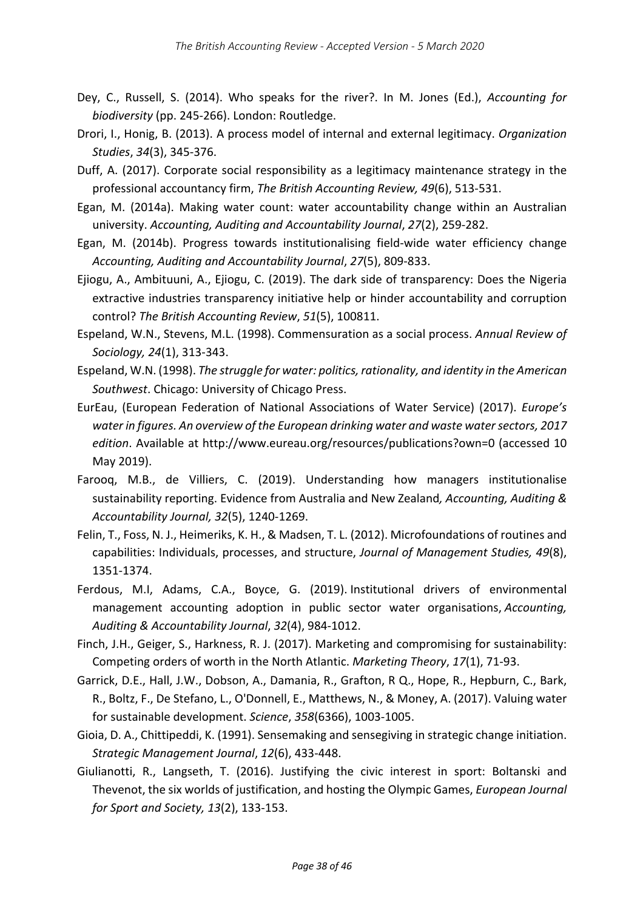Dey, C., Russell, S. (2014). Who speaks for the river?. In M. Jones (Ed.), *Accounting for biodiversity* (pp. 245-266). London: Routledge.

Drori, I., Honig, B. (2013). A process model of internal and external legitimacy. *Organization Studies*, *34*(3), 345-376.

Duff, A. (2017). Corporate social responsibility as a legitimacy maintenance strategy in the professional accountancy firm, *The British Accounting Review, 49*(6), 513-531.

Egan, M. (2014a). Making water count: water accountability change within an Australian university. *Accounting, Auditing and Accountability Journal*, *27*(2), 259-282.

Egan, M. (2014b). Progress towards institutionalising field-wide water efficiency change *Accounting, Auditing and Accountability Journal*, *27*(5), 809-833.

Ejiogu, A., Ambituuni, A., Ejiogu, C. (2019). The dark side of transparency: Does the Nigeria extractive industries transparency initiative help or hinder accountability and corruption control? *The British Accounting Review*, *51*(5), 100811.

Espeland, W.N., Stevens, M.L. (1998). Commensuration as a social process. *Annual Review of Sociology, 24*(1), 313-343.

Espeland, W.N. (1998). *The struggle for water: politics, rationality, and identity in the American Southwest*. Chicago: University of Chicago Press.

EurEau, (European Federation of National Associations of Water Service) (2017). *Europe's water in figures. An overview of the European drinking water and waste water sectors, 2017 edition*. Available at http://www.eureau.org/resources/publications?own=0 (accessed 10 May 2019).

Farooq, M.B., de Villiers, C. (2019). Understanding how managers institutionalise sustainability reporting. Evidence from Australia and New Zealand*, Accounting, Auditing & Accountability Journal, 32*(5), 1240-1269.

Felin, T., Foss, N. J., Heimeriks, K. H., & Madsen, T. L. (2012). Microfoundations of routines and capabilities: Individuals, processes, and structure, *Journal of Management Studies, 49*(8), 1351-1374.

Ferdous, M.I, Adams, C.A., Boyce, G. (2019). Institutional drivers of environmental management accounting adoption in public sector water organisations, *Accounting, Auditing & Accountability Journal*, *32*(4), 984-1012.

Finch, J.H., Geiger, S., Harkness, R. J. (2017). Marketing and compromising for sustainability: Competing orders of worth in the North Atlantic. *Marketing Theory*, *17*(1), 71-93.

Garrick, D.E., Hall, J.W., Dobson, A., Damania, R., Grafton, R Q., Hope, R., Hepburn, C., Bark, R., Boltz, F., De Stefano, L., O'Donnell, E., Matthews, N., & Money, A. (2017). Valuing water for sustainable development. *Science*, *358*(6366), 1003-1005.

Gioia, D. A., Chittipeddi, K. (1991). Sensemaking and sensegiving in strategic change initiation. *Strategic Management Journal*, *12*(6), 433-448.

Giulianotti, R., Langseth, T. (2016). Justifying the civic interest in sport: Boltanski and Thevenot, the six worlds of justification, and hosting the Olympic Games, *European Journal for Sport and Society, 13*(2), 133-153.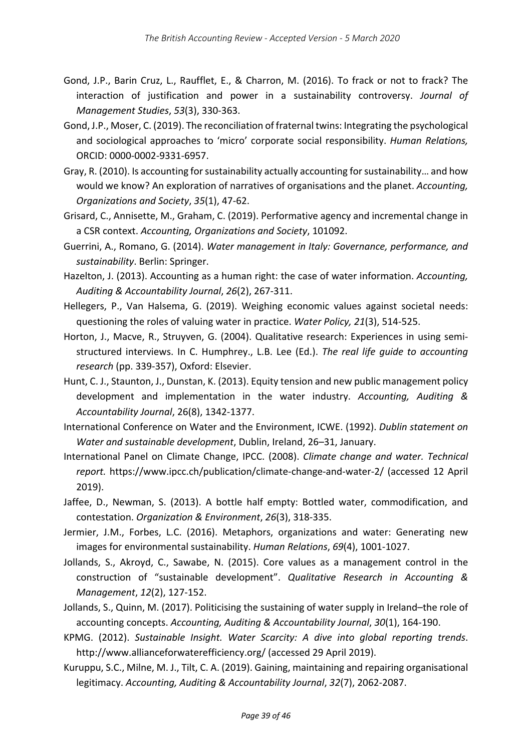Gond, J.P., Barin Cruz, L., Raufflet, E., & Charron, M. (2016). To frack or not to frack? The interaction of justification and power in a sustainability controversy. *Journal of Management Studies*, *53*(3), 330-363.

Gond, J.P., Moser, C. (2019). The reconciliation of fraternal twins: Integrating the psychological and sociological approaches to 'micro' corporate social responsibility. *Human Relations,* ORCID: 0000-0002-9331-6957.

Gray, R. (2010). Is accounting for sustainability actually accounting for sustainability… and how would we know? An exploration of narratives of organisations and the planet. *Accounting, Organizations and Society*, *35*(1), 47-62.

Grisard, C., Annisette, M., Graham, C. (2019). Performative agency and incremental change in a CSR context. *Accounting, Organizations and Society*, 101092.

Guerrini, A., Romano, G. (2014). *Water management in Italy: Governance, performance, and sustainability*. Berlin: Springer.

Hazelton, J. (2013). Accounting as a human right: the case of water information. *Accounting, Auditing & Accountability Journal*, *26*(2), 267-311.

Hellegers, P., Van Halsema, G. (2019). Weighing economic values against societal needs: questioning the roles of valuing water in practice. *Water Policy, 21*(3), 514-525.

Horton, J., Macve, R., Struyven, G. (2004). Qualitative research: Experiences in using semi-structured interviews. In C. Humphrey., L.B. Lee (Ed.). *The real life guide to accounting research* (pp. 339-357), Oxford: Elsevier.

Hunt, C. J., Staunton, J., Dunstan, K. (2013). Equity tension and new public management policy development and implementation in the water industry. *Accounting, Auditing & Accountability Journal*, 26(8), 1342-1377.

International Conference on Water and the Environment, ICWE. (1992). *Dublin statement on Water and sustainable development*, Dublin, Ireland, 26–31, January.

International Panel on Climate Change, IPCC. (2008). *Climate change and water. Technical report.* https://www.ipcc.ch/publication/climate-change-and-water-2/ (accessed 12 April 2019).

Jaffee, D., Newman, S. (2013). A bottle half empty: Bottled water, commodification, and contestation. *Organization & Environment*, *26*(3), 318-335.

Jermier, J.M., Forbes, L.C. (2016). Metaphors, organizations and water: Generating new images for environmental sustainability. *Human Relations*, *69*(4), 1001-1027.

Jollands, S., Akroyd, C., Sawabe, N. (2015). Core values as a management control in the construction of "sustainable development". *Qualitative Research in Accounting & Management*, *12*(2), 127-152.

Jollands, S., Quinn, M. (2017). Politicising the sustaining of water supply in Ireland–the role of accounting concepts. *Accounting, Auditing & Accountability Journal*, *30*(1), 164-190.

KPMG. (2012). *Sustainable Insight. Water Scarcity: A dive into global reporting trends*. http://www.allianceforwaterefficiency.org/ (accessed 29 April 2019).

Kuruppu, S.C., Milne, M. J., Tilt, C. A. (2019). Gaining, maintaining and repairing organisational legitimacy. *Accounting, Auditing & Accountability Journal*, *32*(7), 2062-2087.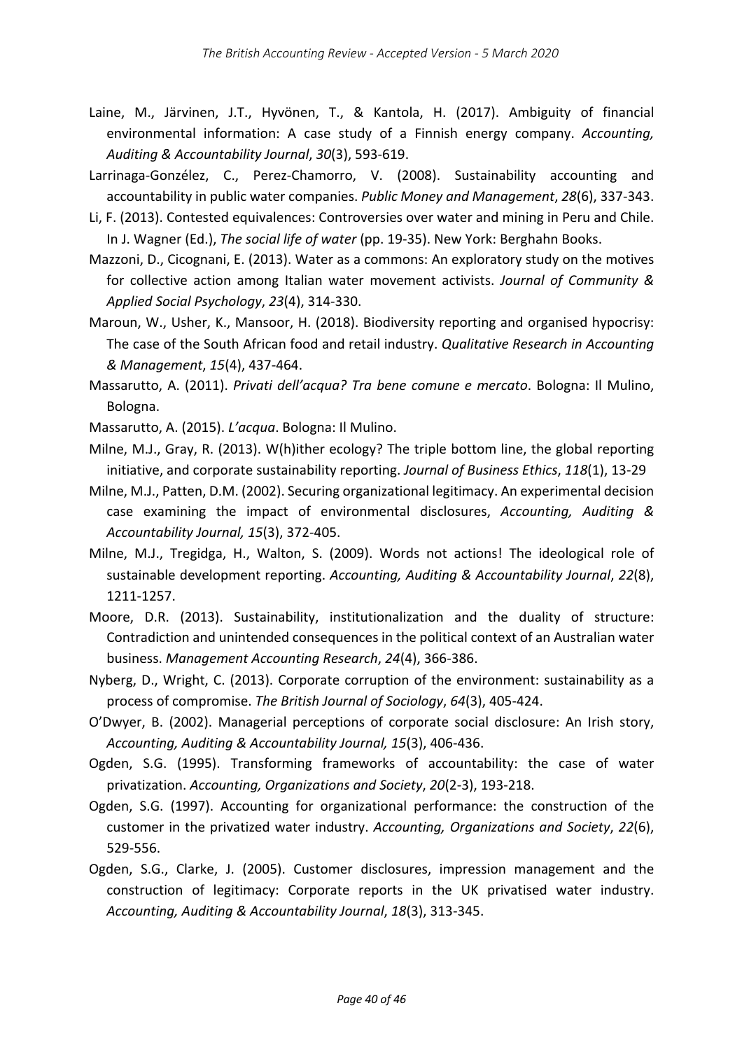Laine, M., Järvinen, J.T., Hyvönen, T., & Kantola, H. (2017). Ambiguity of financial environmental information: A case study of a Finnish energy company. *Accounting, Auditing & Accountability Journal*, *30*(3), 593-619.

Larrinaga-Gonzélez, C., Perez-Chamorro, V. (2008). Sustainability accounting and accountability in public water companies. *Public Money and Management*, *28*(6), 337-343.

Li, F. (2013). Contested equivalences: Controversies over water and mining in Peru and Chile. In J. Wagner (Ed.), *The social life of water* (pp. 19-35). New York: Berghahn Books.

Mazzoni, D., Cicognani, E. (2013). Water as a commons: An exploratory study on the motives for collective action among Italian water movement activists. *Journal of Community & Applied Social Psychology*, *23*(4), 314-330.

Maroun, W., Usher, K., Mansoor, H. (2018). Biodiversity reporting and organised hypocrisy: The case of the South African food and retail industry. *Qualitative Research in Accounting & Management*, *15*(4), 437-464.

Massarutto, A. (2011). *Privati dell'acqua? Tra bene comune e mercato*. Bologna: Il Mulino, Bologna.

Massarutto, A. (2015). *L'acqua*. Bologna: Il Mulino.

Milne, M.J., Gray, R. (2013). W(h)ither ecology? The triple bottom line, the global reporting initiative, and corporate sustainability reporting. *Journal of Business Ethics*, *118*(1), 13-29

Milne, M.J., Patten, D.M. (2002). Securing organizational legitimacy. An experimental decision case examining the impact of environmental disclosures, *Accounting, Auditing & Accountability Journal, 15*(3), 372-405.

Milne, M.J., Tregidga, H., Walton, S. (2009). Words not actions! The ideological role of sustainable development reporting. *Accounting, Auditing & Accountability Journal*, *22*(8), 1211-1257.

Moore, D.R. (2013). Sustainability, institutionalization and the duality of structure: Contradiction and unintended consequences in the political context of an Australian water business. *Management Accounting Research*, *24*(4), 366-386.

Nyberg, D., Wright, C. (2013). Corporate corruption of the environment: sustainability as a process of compromise. *The British Journal of Sociology*, *64*(3), 405-424.

O'Dwyer, B. (2002). Managerial perceptions of corporate social disclosure: An Irish story, *Accounting, Auditing & Accountability Journal, 15*(3), 406-436.

Ogden, S.G. (1995). Transforming frameworks of accountability: the case of water privatization. *Accounting, Organizations and Society*, *20*(2-3), 193-218.

Ogden, S.G. (1997). Accounting for organizational performance: the construction of the customer in the privatized water industry. *Accounting, Organizations and Society*, *22*(6), 529-556.

Ogden, S.G., Clarke, J. (2005). Customer disclosures, impression management and the construction of legitimacy: Corporate reports in the UK privatised water industry. *Accounting, Auditing & Accountability Journal*, *18*(3), 313-345.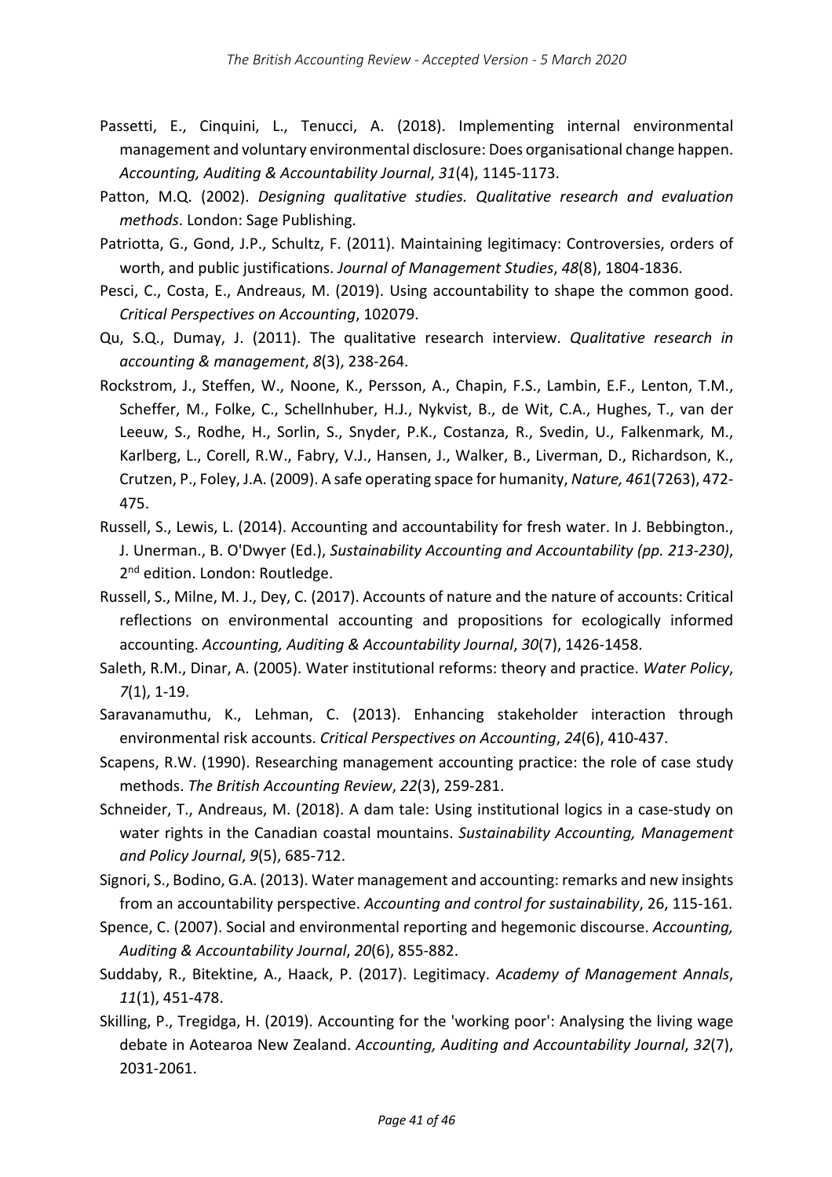Passetti, E., Cinquini, L., Tenucci, A. (2018). Implementing internal environmental management and voluntary environmental disclosure: Does organisational change happen. *Accounting, Auditing & Accountability Journal*, *31*(4), 1145-1173.

Patton, M.Q. (2002). *Designing qualitative studies. Qualitative research and evaluation methods*. London: Sage Publishing.

Patriotta, G., Gond, J.P., Schultz, F. (2011). Maintaining legitimacy: Controversies, orders of worth, and public justifications. *Journal of Management Studies*, *48*(8), 1804-1836.

Pesci, C., Costa, E., Andreaus, M. (2019). Using accountability to shape the common good. *Critical Perspectives on Accounting*, 102079.

Qu, S.Q., Dumay, J. (2011). The qualitative research interview. *Qualitative research in accounting & management*, *8*(3), 238-264.

Rockstrom, J., Steffen, W., Noone, K., Persson, A., Chapin, F.S., Lambin, E.F., Lenton, T.M., Scheffer, M., Folke, C., Schellnhuber, H.J., Nykvist, B., de Wit, C.A., Hughes, T., van der Leeuw, S., Rodhe, H., Sorlin, S., Snyder, P.K., Costanza, R., Svedin, U., Falkenmark, M., Karlberg, L., Corell, R.W., Fabry, V.J., Hansen, J., Walker, B., Liverman, D., Richardson, K., Crutzen, P., Foley, J.A. (2009). A safe operating space for humanity, *Nature, 461*(7263), 472-475.

Russell, S., Lewis, L. (2014). Accounting and accountability for fresh water. In J. Bebbington., J. Unerman., B. O'Dwyer (Ed.), *Sustainability Accounting and Accountability (pp. 213-230)*, 2nd edition. London: Routledge.

Russell, S., Milne, M. J., Dey, C. (2017). Accounts of nature and the nature of accounts: Critical reflections on environmental accounting and propositions for ecologically informed accounting. *Accounting, Auditing & Accountability Journal*, *30*(7), 1426-1458.

Saleth, R.M., Dinar, A. (2005). Water institutional reforms: theory and practice. *Water Policy*, *7*(1), 1-19.

Saravanamuthu, K., Lehman, C. (2013). Enhancing stakeholder interaction through environmental risk accounts. *Critical Perspectives on Accounting*, *24*(6), 410-437.

Scapens, R.W. (1990). Researching management accounting practice: the role of case study methods. *The British Accounting Review*, *22*(3), 259-281.

Schneider, T., Andreaus, M. (2018). A dam tale: Using institutional logics in a case-study on water rights in the Canadian coastal mountains. *Sustainability Accounting, Management and Policy Journal*, *9*(5), 685-712.

Signori, S., Bodino, G.A. (2013). Water management and accounting: remarks and new insights from an accountability perspective. *Accounting and control for sustainability*, 26, 115-161.

Spence, C. (2007). Social and environmental reporting and hegemonic discourse. *Accounting, Auditing & Accountability Journal*, *20*(6), 855-882.

Suddaby, R., Bitektine, A., Haack, P. (2017). Legitimacy. *Academy of Management Annals*, *11*(1), 451-478.

Skilling, P., Tregidga, H. (2019). Accounting for the 'working poor': Analysing the living wage debate in Aotearoa New Zealand. *Accounting, Auditing and Accountability Journal*, *32*(7), 2031-2061.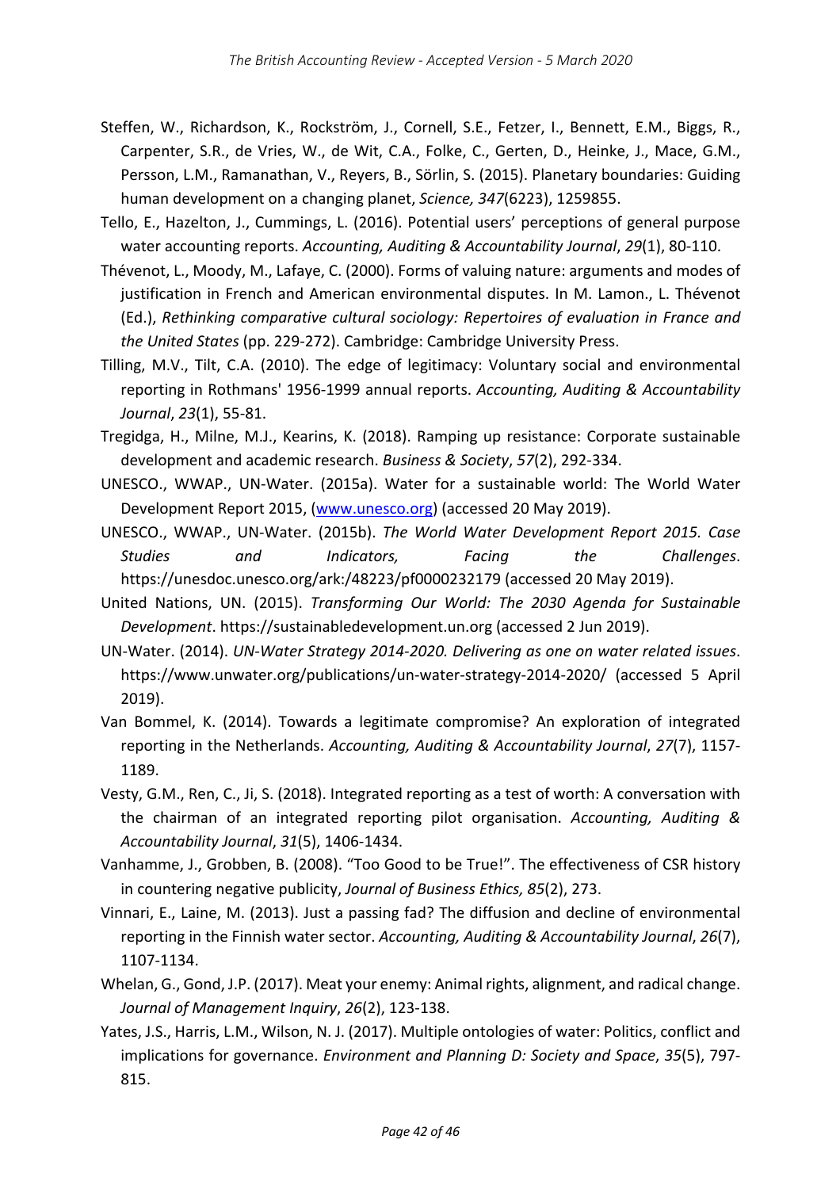Steffen, W., Richardson, K., Rockström, J., Cornell, S.E., Fetzer, I., Bennett, E.M., Biggs, R., Carpenter, S.R., de Vries, W., de Wit, C.A., Folke, C., Gerten, D., Heinke, J., Mace, G.M., Persson, L.M., Ramanathan, V., Reyers, B., Sörlin, S. (2015). Planetary boundaries: Guiding human development on a changing planet, *Science, 347*(6223), 1259855.

Tello, E., Hazelton, J., Cummings, L. (2016). Potential users' perceptions of general purpose water accounting reports. *Accounting, Auditing & Accountability Journal*, *29*(1), 80-110.

Thévenot, L., Moody, M., Lafaye, C. (2000). Forms of valuing nature: arguments and modes of justification in French and American environmental disputes. In M. Lamon., L. Thévenot (Ed.), *Rethinking comparative cultural sociology: Repertoires of evaluation in France and the United States* (pp. 229-272). Cambridge: Cambridge University Press.

Tilling, M.V., Tilt, C.A. (2010). The edge of legitimacy: Voluntary social and environmental reporting in Rothmans' 1956-1999 annual reports. *Accounting, Auditing & Accountability Journal*, *23*(1), 55-81.

Tregidga, H., Milne, M.J., Kearins, K. (2018). Ramping up resistance: Corporate sustainable development and academic research. *Business & Society*, *57*(2), 292-334.

UNESCO., WWAP., UN-Water. (2015a). Water for a sustainable world: The World Water Development Report 2015, (www.unesco.org) (accessed 20 May 2019).

UNESCO., WWAP., UN-Water. (2015b). *The World Water Development Report 2015. Case Studies and Indicators, Facing the Challenges*. https://unesdoc.unesco.org/ark:/48223/pf0000232179 (accessed 20 May 2019).

United Nations, UN. (2015). *Transforming Our World: The 2030 Agenda for Sustainable Development*. https://sustainabledevelopment.un.org (accessed 2 Jun 2019).

UN-Water. (2014). *UN-Water Strategy 2014-2020. Delivering as one on water related issues*. https://www.unwater.org/publications/un-water-strategy-2014-2020/ (accessed 5 April 2019).

Van Bommel, K. (2014). Towards a legitimate compromise? An exploration of integrated reporting in the Netherlands. *Accounting, Auditing & Accountability Journal*, *27*(7), 1157-1189.

Vesty, G.M., Ren, C., Ji, S. (2018). Integrated reporting as a test of worth: A conversation with the chairman of an integrated reporting pilot organisation. *Accounting, Auditing & Accountability Journal*, *31*(5), 1406-1434.

Vanhamme, J., Grobben, B. (2008). "Too Good to be True!". The effectiveness of CSR history in countering negative publicity, *Journal of Business Ethics, 85*(2), 273.

Vinnari, E., Laine, M. (2013). Just a passing fad? The diffusion and decline of environmental reporting in the Finnish water sector. *Accounting, Auditing & Accountability Journal*, *26*(7), 1107-1134.

Whelan, G., Gond, J.P. (2017). Meat your enemy: Animal rights, alignment, and radical change. *Journal of Management Inquiry*, *26*(2), 123-138.

Yates, J.S., Harris, L.M., Wilson, N. J. (2017). Multiple ontologies of water: Politics, conflict and implications for governance. *Environment and Planning D: Society and Space*, *35*(5), 797-815.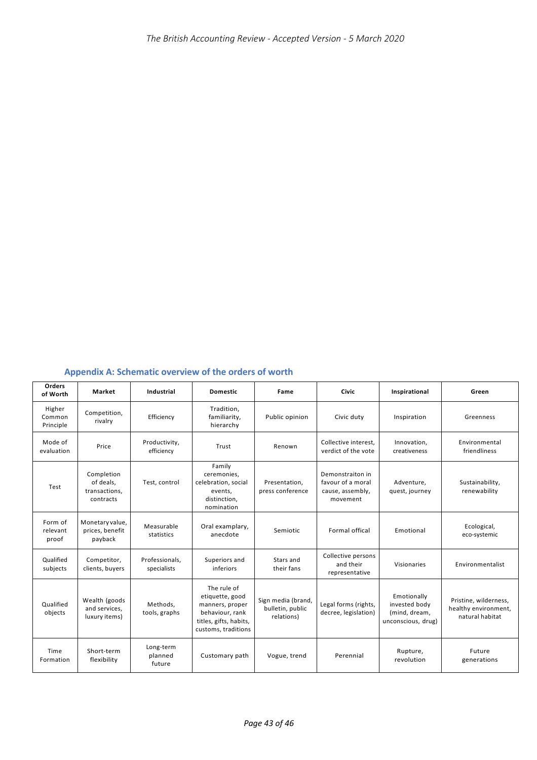## Appendix A: Schematic overview of the orders of worth

| Orders of Worth | Market | Industrial | Domestic | Fame | Civic | Inspirational | Green |
|---|---|---|---|---|---|---|---|
| Higher Common Principle | Competition, rivalry | Efficiency | Tradition, familiarity, hierarchy | Public opinion | Civic duty | Inspiration | Greenness |
| Mode of evaluation | Price | Productivity, efficiency | Trust | Renown | Collective interest, verdict of the vote | Innovation, creativeness | Environmental friendliness |
| Test | Completion of deals, transactions, contracts | Test, control | Family ceremonies, celebration, social events, distinction, nomination | Presentation, press conference | Demonstraiton in favour of a moral cause, assembly, movement | Adventure, quest, journey | Sustainability, renewability |
| Form of relevant proof | Monetary value, prices, benefit payback | Measurable statistics | Oral examplary, anecdote | Semiotic | Formal offical | Emotional | Ecological, eco-systemic |
| Qualified subjects | Competitor, clients, buyers | Professionals, specialists | Superiors and inferiors | Stars and their fans | Collective persons and their representative | Visionaries | Environmentalist |
| Qualified objects | Wealth (goods and services, luxury items) | Methods, tools, graphs | The rule of etiquette, good manners, proper behaviour, rank titles, gifts, habits, customs, traditions | Sign media (brand, bulletin, public relations) | Legal forms (rights, decree, legislation) | Emotionally invested body (mind, dream, unconscious, drug) | Pristine, wilderness, healthy environment, natural habitat |
| Time Formation | Short-term flexibility | Long-term planned future | Customary path | Vogue, trend | Perennial | Rupture, revolution | Future generations |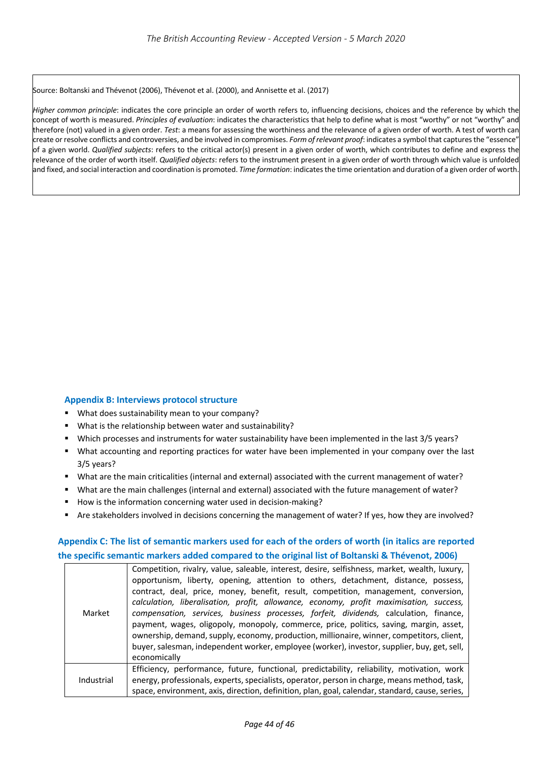Source: Boltanski and Thévenot (2006), Thévenot et al. (2000), and Annisette et al. (2017)

*Higher common principle*: indicates the core principle an order of worth refers to, influencing decisions, choices and the reference by which the concept of worth is measured. *Principles of evaluation*: indicates the characteristics that help to define what is most "worthy" or not "worthy" and therefore (not) valued in a given order. *Test*: a means for assessing the worthiness and the relevance of a given order of worth. A test of worth can create or resolve conflicts and controversies, and be involved in compromises. *Form of relevant proof*: indicates a symbol that captures the "essence" of a given world. *Qualified subjects*: refers to the critical actor(s) present in a given order of worth, which contributes to define and express the relevance of the order of worth itself. *Qualified objects*: refers to the instrument present in a given order of worth through which value is unfolded and fixed, and social interaction and coordination is promoted. *Time formation*: indicates the time orientation and duration of a given order of worth.

## Appendix B: Interviews protocol structure

- What does sustainability mean to your company?
- What is the relationship between water and sustainability?
- Which processes and instruments for water sustainability have been implemented in the last 3/5 years?
- What accounting and reporting practices for water have been implemented in your company over the last 3/5 years?
- What are the main criticalities (internal and external) associated with the current management of water?
- What are the main challenges (internal and external) associated with the future management of water?
- How is the information concerning water used in decision-making?
- Are stakeholders involved in decisions concerning the management of water? If yes, how they are involved?

## Appendix C: The list of semantic markers used for each of the orders of worth (in italics are reported the specific semantic markers added compared to the original list of Boltanski & Thévenot, 2006)

| | |
|---|---|
| Market | Competition, rivalry, value, saleable, interest, desire, selfishness, market, wealth, luxury, opportunism, liberty, opening, attention to others, detachment, distance, possess, contract, deal, price, money, benefit, result, competition, management, conversion, *calculation, liberalisation, profit, allowance, economy, profit maximisation, success, compensation, services, business processes, forfeit, dividends,* calculation, finance, payment, wages, oligopoly, monopoly, commerce, price, politics, saving, margin, asset, ownership, demand, supply, economy, production, millionaire, winner, competitors, client, buyer, salesman, independent worker, employee (worker), investor, supplier, buy, get, sell, economically |
| Industrial | Efficiency, performance, future, functional, predictability, reliability, motivation, work energy, professionals, experts, specialists, operator, person in charge, means method, task, space, environment, axis, direction, definition, plan, goal, calendar, standard, cause, series, |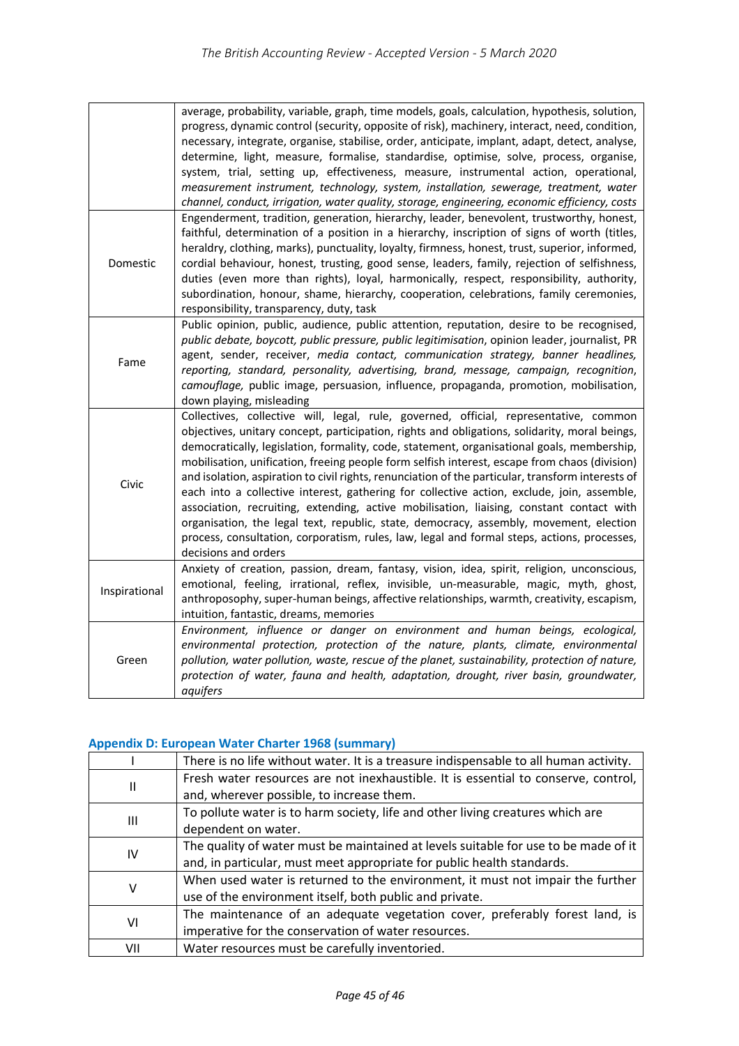| | |
|---|---|
| | average, probability, variable, graph, time models, goals, calculation, hypothesis, solution, progress, dynamic control (security, opposite of risk), machinery, interact, need, condition, necessary, integrate, organise, stabilise, order, anticipate, implant, adapt, detect, analyse, determine, light, measure, formalise, standardise, optimise, solve, process, organise, system, trial, setting up, effectiveness, measure, instrumental action, operational, *measurement instrument, technology, system, installation, sewerage, treatment, water channel, conduct, irrigation, water quality, storage, engineering, economic efficiency, costs* |
| Domestic | Engenderment, tradition, generation, hierarchy, leader, benevolent, trustworthy, honest, faithful, determination of a position in a hierarchy, inscription of signs of worth (titles, heraldry, clothing, marks), punctuality, loyalty, firmness, honest, trust, superior, informed, cordial behaviour, honest, trusting, good sense, leaders, family, rejection of selfishness, duties (even more than rights), loyal, harmonically, respect, responsibility, authority, subordination, honour, shame, hierarchy, cooperation, celebrations, family ceremonies, responsibility, transparency, duty, task |
| Fame | Public opinion, public, audience, public attention, reputation, desire to be recognised, *public debate, boycott, public pressure, public legitimisation*, opinion leader, journalist, PR agent, sender, receiver, *media contact, communication strategy, banner headlines, reporting, standard, personality, advertising, brand, message, campaign, recognition, camouflage,* public image, persuasion, influence, propaganda, promotion, mobilisation, down playing, misleading |
| Civic | Collectives, collective will, legal, rule, governed, official, representative, common objectives, unitary concept, participation, rights and obligations, solidarity, moral beings, democratically, legislation, formality, code, statement, organisational goals, membership, mobilisation, unification, freeing people form selfish interest, escape from chaos (division) and isolation, aspiration to civil rights, renunciation of the particular, transform interests of each into a collective interest, gathering for collective action, exclude, join, assemble, association, recruiting, extending, active mobilisation, liaising, constant contact with organisation, the legal text, republic, state, democracy, assembly, movement, election process, consultation, corporatism, rules, law, legal and formal steps, actions, processes, decisions and orders |
| Inspirational | Anxiety of creation, passion, dream, fantasy, vision, idea, spirit, religion, unconscious, emotional, feeling, irrational, reflex, invisible, un-measurable, magic, myth, ghost, anthroposophy, super-human beings, affective relationships, warmth, creativity, escapism, intuition, fantastic, dreams, memories |
| Green | *Environment, influence or danger on environment and human beings, ecological, environmental protection, protection of the nature, plants, climate, environmental pollution, water pollution, waste, rescue of the planet, sustainability, protection of nature, protection of water, fauna and health, adaptation, drought, river basin, groundwater, aquifers* |

## Appendix D: European Water Charter 1968 (summary)

| | |
|---|---|
| I | There is no life without water. It is a treasure indispensable to all human activity. |
| II | Fresh water resources are not inexhaustible. It is essential to conserve, control, and, wherever possible, to increase them. |
| III | To pollute water is to harm society, life and other living creatures which are dependent on water. |
| IV | The quality of water must be maintained at levels suitable for use to be made of it and, in particular, must meet appropriate for public health standards. |
| V | When used water is returned to the environment, it must not impair the further use of the environment itself, both public and private. |
| VI | The maintenance of an adequate vegetation cover, preferably forest land, is imperative for the conservation of water resources. |
| VII | Water resources must be carefully inventoried. |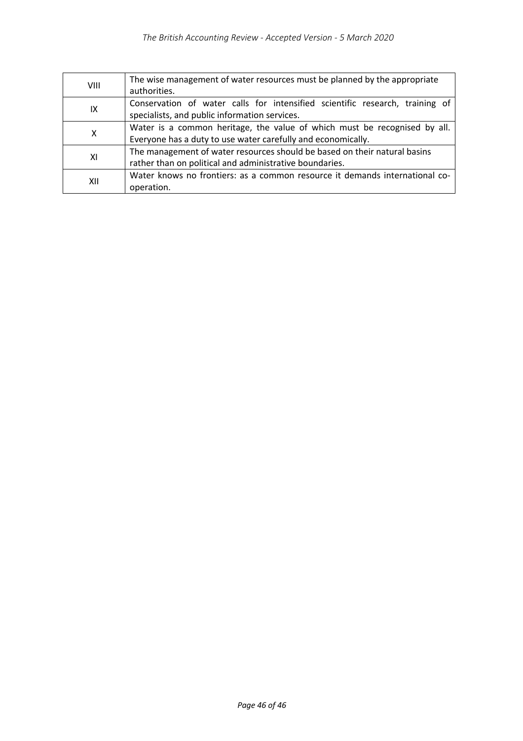| | |
|---|---|
| VIII | The wise management of water resources must be planned by the appropriate authorities. |
| IX | Conservation of water calls for intensified scientific research, training of specialists, and public information services. |
| X | Water is a common heritage, the value of which must be recognised by all. Everyone has a duty to use water carefully and economically. |
| XI | The management of water resources should be based on their natural basins rather than on political and administrative boundaries. |
| XII | Water knows no frontiers: as a common resource it demands international co-operation. |